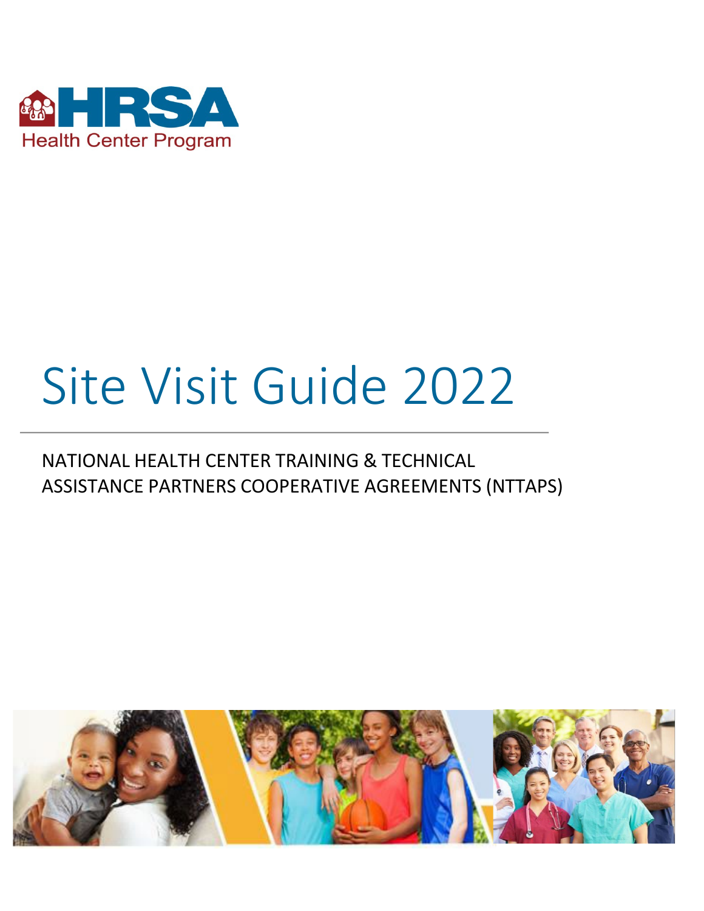HRSA

Health Center Program

# Site Visit Guide 2022

NATIONAL HEALTH CENTER TRAINING & TECHNICAL ASSISTANCE PARTNERS COOPERATIVE AGREEMENTS (NTTAPS)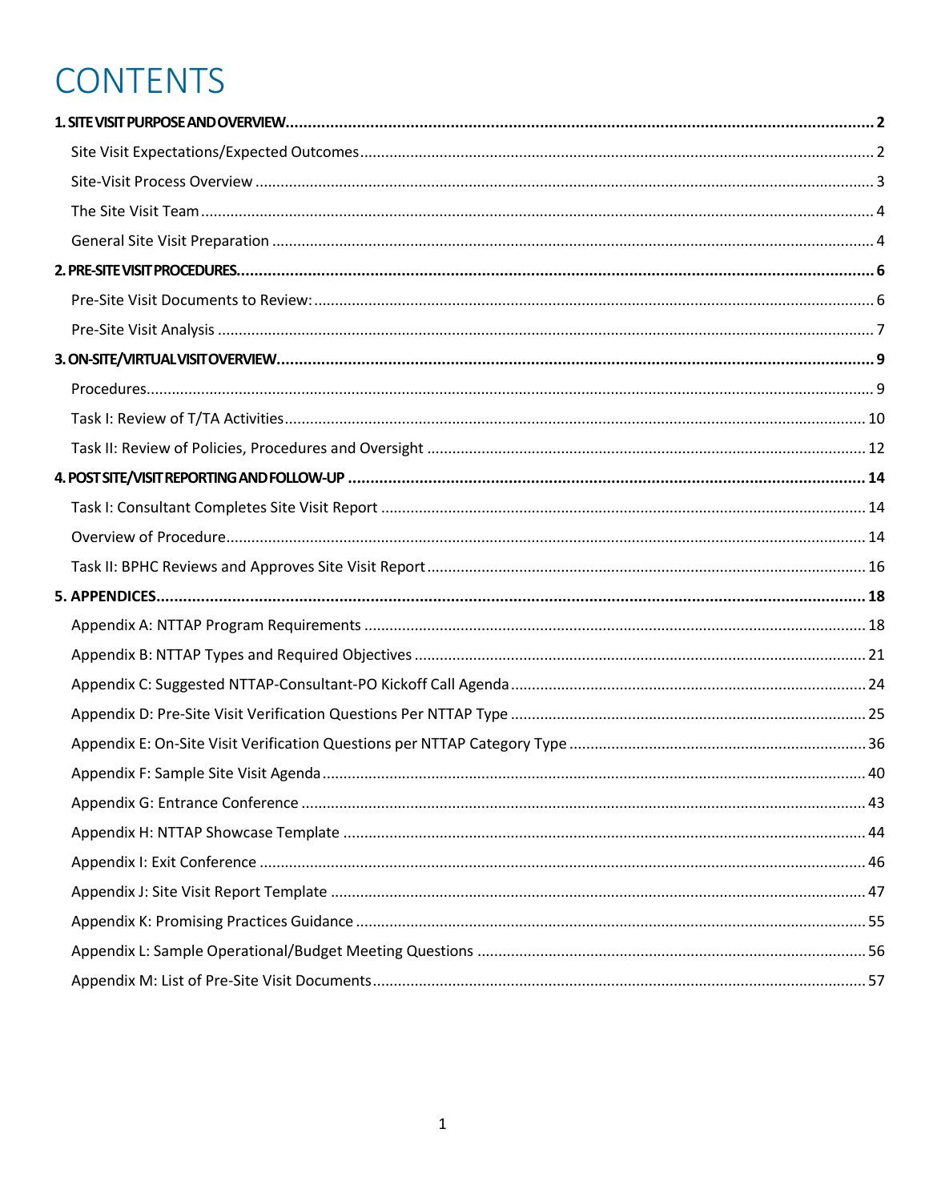# CONTENTS

**1. SITE VISIT PURPOSE AND OVERVIEW** .......... 2

- Site Visit Expectations/Expected Outcomes .......... 2
- Site-Visit Process Overview .......... 3
- The Site Visit Team .......... 4
- General Site Visit Preparation .......... 4

**2. PRE-SITE VISIT PROCEDURES** .......... 6

- Pre-Site Visit Documents to Review: .......... 6
- Pre-Site Visit Analysis .......... 7

**3. ON-SITE/VIRTUAL VISIT OVERVIEW** .......... 9

- Procedures .......... 9
- Task I: Review of T/TA Activities .......... 10
- Task II: Review of Policies, Procedures and Oversight .......... 12

**4. POST SITE/VISIT REPORTING AND FOLLOW-UP** .......... 14

- Task I: Consultant Completes Site Visit Report .......... 14
- Overview of Procedure .......... 14
- Task II: BPHC Reviews and Approves Site Visit Report .......... 16

**5. APPENDICES** .......... 18

- Appendix A: NTTAP Program Requirements .......... 18
- Appendix B: NTTAP Types and Required Objectives .......... 21
- Appendix C: Suggested NTTAP-Consultant-PO Kickoff Call Agenda .......... 24
- Appendix D: Pre-Site Visit Verification Questions Per NTTAP Type .......... 25
- Appendix E: On-Site Visit Verification Questions per NTTAP Category Type .......... 36
- Appendix F: Sample Site Visit Agenda .......... 40
- Appendix G: Entrance Conference .......... 43
- Appendix H: NTTAP Showcase Template .......... 44
- Appendix I: Exit Conference .......... 46
- Appendix J: Site Visit Report Template .......... 47
- Appendix K: Promising Practices Guidance .......... 55
- Appendix L: Sample Operational/Budget Meeting Questions .......... 56
- Appendix M: List of Pre-Site Visit Documents .......... 57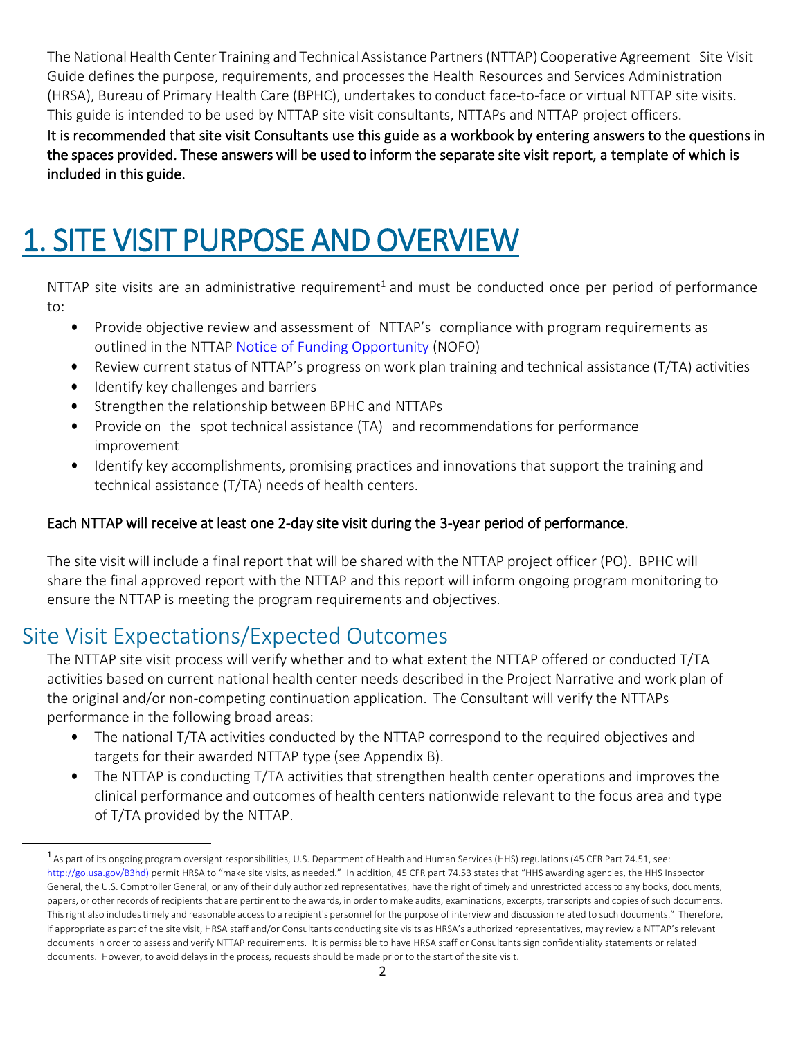The National Health Center Training and Technical Assistance Partners (NTTAP) Cooperative Agreement Site Visit Guide defines the purpose, requirements, and processes the Health Resources and Services Administration (HRSA), Bureau of Primary Health Care (BPHC), undertakes to conduct face-to-face or virtual NTTAP site visits. This guide is intended to be used by NTTAP site visit consultants, NTTAPs and NTTAP project officers.

It is recommended that site visit Consultants use this guide as a workbook by entering answers to the questions in the spaces provided. These answers will be used to inform the separate site visit report, a template of which is included in this guide.

# 1. SITE VISIT PURPOSE AND OVERVIEW

NTTAP site visits are an administrative requirement[1] and must be conducted once per period of performance to:

- Provide objective review and assessment of NTTAP's compliance with program requirements as outlined in the NTTAP [Notice of Funding Opportunity](#) (NOFO)
- Review current status of NTTAP's progress on work plan training and technical assistance (T/TA) activities
- Identify key challenges and barriers
- Strengthen the relationship between BPHC and NTTAPs
- Provide on the spot technical assistance (TA) and recommendations for performance improvement
- Identify key accomplishments, promising practices and innovations that support the training and technical assistance (T/TA) needs of health centers.

Each NTTAP will receive at least one 2-day site visit during the 3-year period of performance.

The site visit will include a final report that will be shared with the NTTAP project officer (PO). BPHC will share the final approved report with the NTTAP and this report will inform ongoing program monitoring to ensure the NTTAP is meeting the program requirements and objectives.

## Site Visit Expectations/Expected Outcomes

The NTTAP site visit process will verify whether and to what extent the NTTAP offered or conducted T/TA activities based on current national health center needs described in the Project Narrative and work plan of the original and/or non-competing continuation application. The Consultant will verify the NTTAPs performance in the following broad areas:

- The national T/TA activities conducted by the NTTAP correspond to the required objectives and targets for their awarded NTTAP type (see Appendix B).
- The NTTAP is conducting T/TA activities that strengthen health center operations and improves the clinical performance and outcomes of health centers nationwide relevant to the focus area and type of T/TA provided by the NTTAP.

---

[1] As part of its ongoing program oversight responsibilities, U.S. Department of Health and Human Services (HHS) regulations (45 CFR Part 74.51, see: http://go.usa.gov/B3hd) permit HRSA to "make site visits, as needed." In addition, 45 CFR part 74.53 states that "HHS awarding agencies, the HHS Inspector General, the U.S. Comptroller General, or any of their duly authorized representatives, have the right of timely and unrestricted access to any books, documents, papers, or other records of recipients that are pertinent to the awards, in order to make audits, examinations, excerpts, transcripts and copies of such documents. This right also includes timely and reasonable access to a recipient's personnel for the purpose of interview and discussion related to such documents." Therefore, if appropriate as part of the site visit, HRSA staff and/or Consultants conducting site visits as HRSA's authorized representatives, may review a NTTAP's relevant documents in order to assess and verify NTTAP requirements. It is permissible to have HRSA staff or Consultants sign confidentiality statements or related documents. However, to avoid delays in the process, requests should be made prior to the start of the site visit.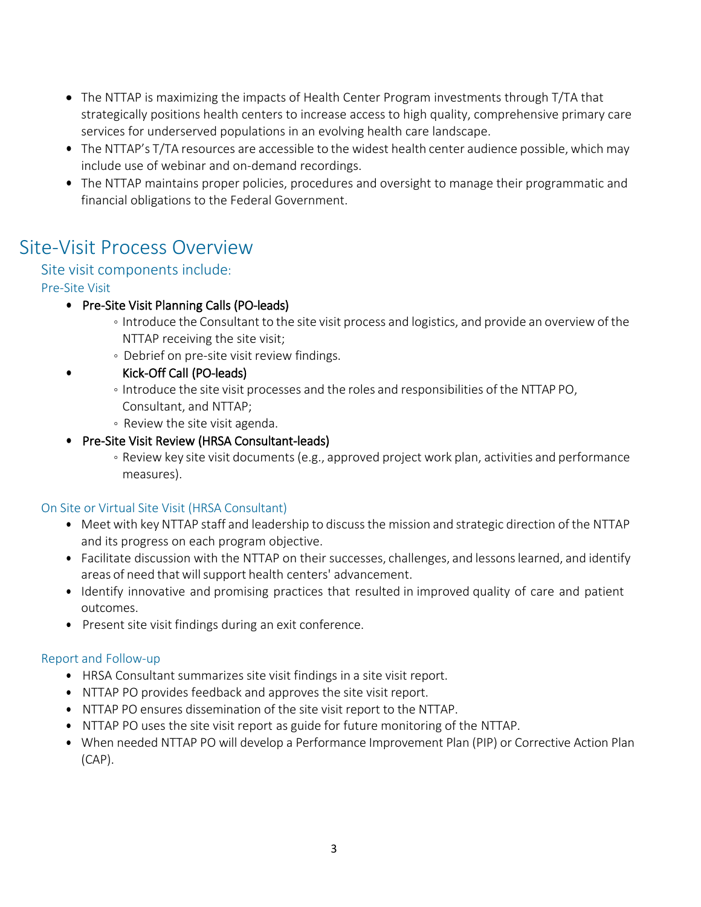- The NTTAP is maximizing the impacts of Health Center Program investments through T/TA that strategically positions health centers to increase access to high quality, comprehensive primary care services for underserved populations in an evolving health care landscape.
- The NTTAP's T/TA resources are accessible to the widest health center audience possible, which may include use of webinar and on-demand recordings.
- The NTTAP maintains proper policies, procedures and oversight to manage their programmatic and financial obligations to the Federal Government.

# Site-Visit Process Overview

## Site visit components include:

### Pre-Site Visit

- Pre-Site Visit Planning Calls (PO-leads)
  - Introduce the Consultant to the site visit process and logistics, and provide an overview of the NTTAP receiving the site visit;
  - Debrief on pre-site visit review findings.
- Kick-Off Call (PO-leads)
  - Introduce the site visit processes and the roles and responsibilities of the NTTAP PO, Consultant, and NTTAP;
  - Review the site visit agenda.
- Pre-Site Visit Review (HRSA Consultant-leads)
  - Review key site visit documents (e.g., approved project work plan, activities and performance measures).

### On Site or Virtual Site Visit (HRSA Consultant)

- Meet with key NTTAP staff and leadership to discuss the mission and strategic direction of the NTTAP and its progress on each program objective.
- Facilitate discussion with the NTTAP on their successes, challenges, and lessons learned, and identify areas of need that will support health centers' advancement.
- Identify innovative and promising practices that resulted in improved quality of care and patient outcomes.
- Present site visit findings during an exit conference.

### Report and Follow-up

- HRSA Consultant summarizes site visit findings in a site visit report.
- NTTAP PO provides feedback and approves the site visit report.
- NTTAP PO ensures dissemination of the site visit report to the NTTAP.
- NTTAP PO uses the site visit report as guide for future monitoring of the NTTAP.
- When needed NTTAP PO will develop a Performance Improvement Plan (PIP) or Corrective Action Plan (CAP).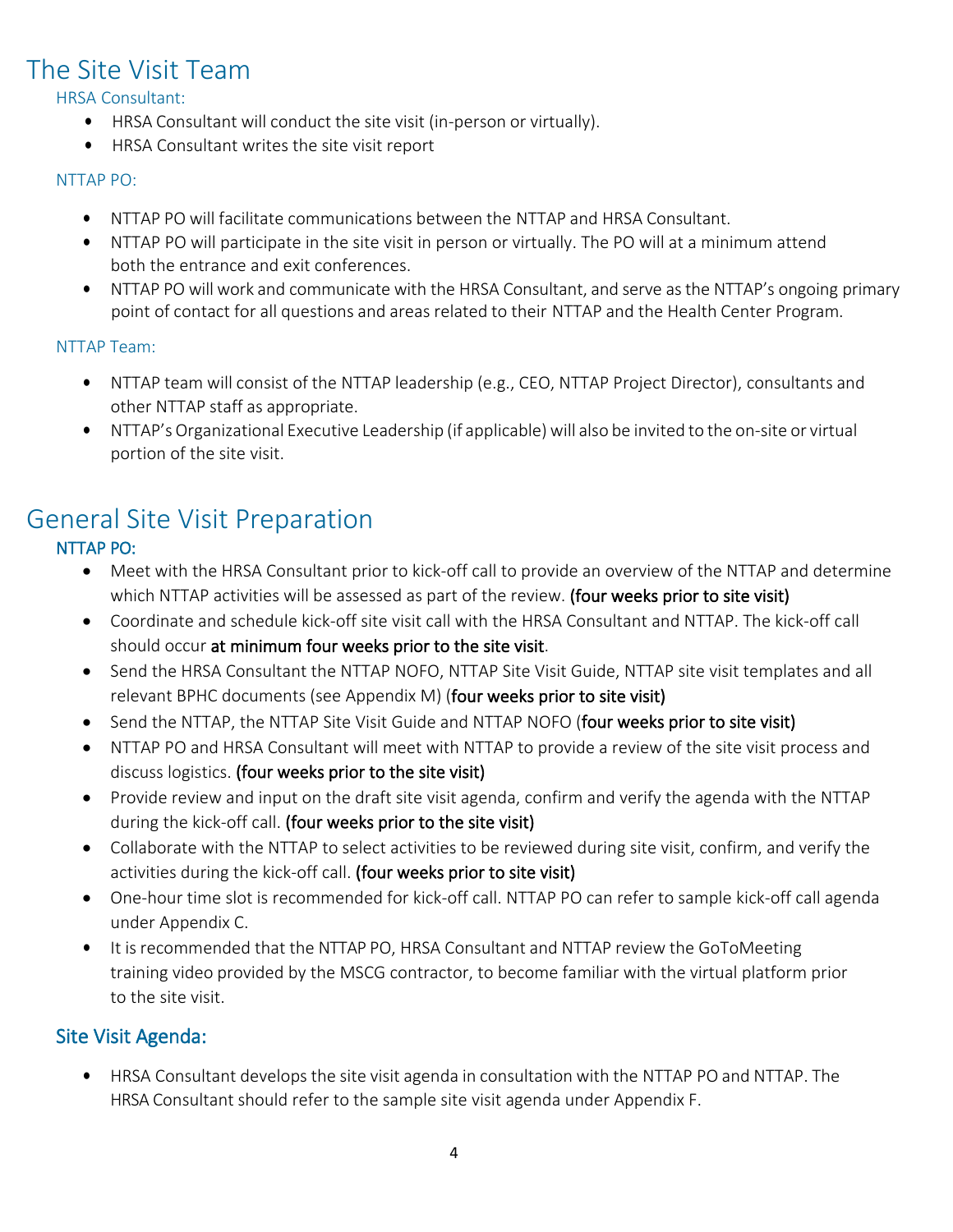# The Site Visit Team

### HRSA Consultant:

- HRSA Consultant will conduct the site visit (in-person or virtually).
- HRSA Consultant writes the site visit report

### NTTAP PO:

- NTTAP PO will facilitate communications between the NTTAP and HRSA Consultant.
- NTTAP PO will participate in the site visit in person or virtually. The PO will at a minimum attend both the entrance and exit conferences.
- NTTAP PO will work and communicate with the HRSA Consultant, and serve as the NTTAP's ongoing primary point of contact for all questions and areas related to their NTTAP and the Health Center Program.

### NTTAP Team:

- NTTAP team will consist of the NTTAP leadership (e.g., CEO, NTTAP Project Director), consultants and other NTTAP staff as appropriate.
- NTTAP's Organizational Executive Leadership (if applicable) will also be invited to the on-site or virtual portion of the site visit.

# General Site Visit Preparation

### NTTAP PO:

- Meet with the HRSA Consultant prior to kick-off call to provide an overview of the NTTAP and determine which NTTAP activities will be assessed as part of the review. **(four weeks prior to site visit)**
- Coordinate and schedule kick-off site visit call with the HRSA Consultant and NTTAP. The kick-off call should occur **at minimum four weeks prior to the site visit**.
- Send the HRSA Consultant the NTTAP NOFO, NTTAP Site Visit Guide, NTTAP site visit templates and all relevant BPHC documents (see Appendix M) (**four weeks prior to site visit)**
- Send the NTTAP, the NTTAP Site Visit Guide and NTTAP NOFO (**four weeks prior to site visit)**
- NTTAP PO and HRSA Consultant will meet with NTTAP to provide a review of the site visit process and discuss logistics. **(four weeks prior to the site visit)**
- Provide review and input on the draft site visit agenda, confirm and verify the agenda with the NTTAP during the kick-off call. **(four weeks prior to the site visit)**
- Collaborate with the NTTAP to select activities to be reviewed during site visit, confirm, and verify the activities during the kick-off call. **(four weeks prior to site visit)**
- One-hour time slot is recommended for kick-off call. NTTAP PO can refer to sample kick-off call agenda under Appendix C.
- It is recommended that the NTTAP PO, HRSA Consultant and NTTAP review the GoToMeeting training video provided by the MSCG contractor, to become familiar with the virtual platform prior to the site visit.

### Site Visit Agenda:

- HRSA Consultant develops the site visit agenda in consultation with the NTTAP PO and NTTAP. The HRSA Consultant should refer to the sample site visit agenda under Appendix F.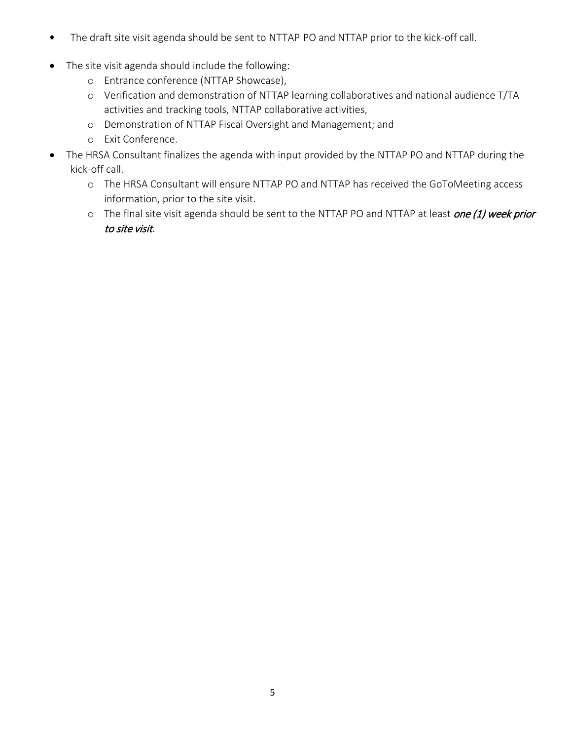- The draft site visit agenda should be sent to NTTAP PO and NTTAP prior to the kick-off call.
- The site visit agenda should include the following:
  - Entrance conference (NTTAP Showcase),
  - Verification and demonstration of NTTAP learning collaboratives and national audience T/TA activities and tracking tools, NTTAP collaborative activities,
  - Demonstration of NTTAP Fiscal Oversight and Management; and
  - Exit Conference.
- The HRSA Consultant finalizes the agenda with input provided by the NTTAP PO and NTTAP during the kick-off call.
  - The HRSA Consultant will ensure NTTAP PO and NTTAP has received the GoToMeeting access information, prior to the site visit.
  - The final site visit agenda should be sent to the NTTAP PO and NTTAP at least *one (1) week prior to site visit*.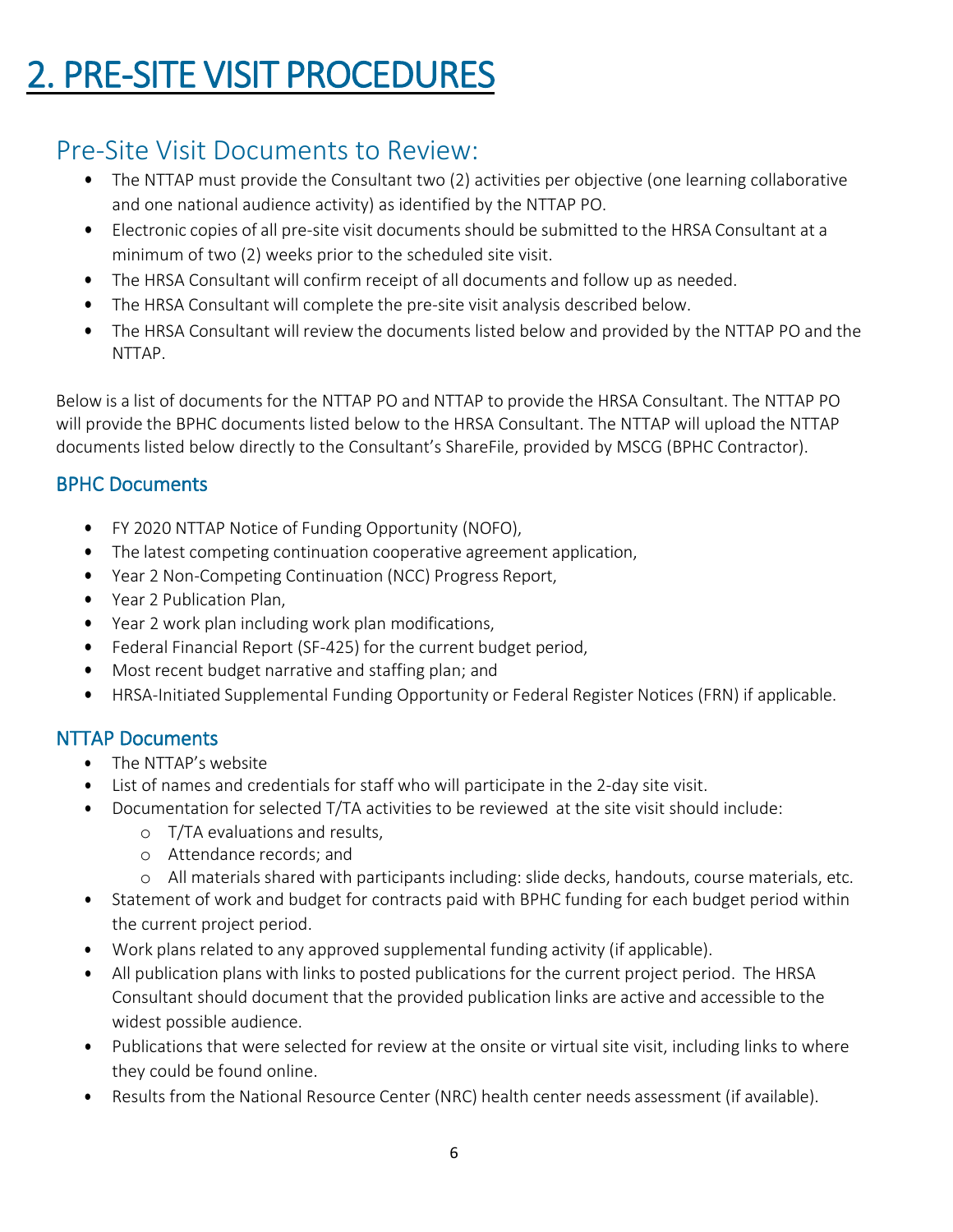# 2. PRE-SITE VISIT PROCEDURES

## Pre-Site Visit Documents to Review:

- The NTTAP must provide the Consultant two (2) activities per objective (one learning collaborative and one national audience activity) as identified by the NTTAP PO.
- Electronic copies of all pre-site visit documents should be submitted to the HRSA Consultant at a minimum of two (2) weeks prior to the scheduled site visit.
- The HRSA Consultant will confirm receipt of all documents and follow up as needed.
- The HRSA Consultant will complete the pre-site visit analysis described below.
- The HRSA Consultant will review the documents listed below and provided by the NTTAP PO and the NTTAP.

Below is a list of documents for the NTTAP PO and NTTAP to provide the HRSA Consultant. The NTTAP PO will provide the BPHC documents listed below to the HRSA Consultant. The NTTAP will upload the NTTAP documents listed below directly to the Consultant's ShareFile, provided by MSCG (BPHC Contractor).

### BPHC Documents

- FY 2020 NTTAP Notice of Funding Opportunity (NOFO),
- The latest competing continuation cooperative agreement application,
- Year 2 Non-Competing Continuation (NCC) Progress Report,
- Year 2 Publication Plan,
- Year 2 work plan including work plan modifications,
- Federal Financial Report (SF-425) for the current budget period,
- Most recent budget narrative and staffing plan; and
- HRSA-Initiated Supplemental Funding Opportunity or Federal Register Notices (FRN) if applicable.

### NTTAP Documents

- The NTTAP's website
- List of names and credentials for staff who will participate in the 2-day site visit.
- Documentation for selected T/TA activities to be reviewed at the site visit should include:
  - T/TA evaluations and results,
  - Attendance records; and
  - All materials shared with participants including: slide decks, handouts, course materials, etc.
- Statement of work and budget for contracts paid with BPHC funding for each budget period within the current project period.
- Work plans related to any approved supplemental funding activity (if applicable).
- All publication plans with links to posted publications for the current project period. The HRSA Consultant should document that the provided publication links are active and accessible to the widest possible audience.
- Publications that were selected for review at the onsite or virtual site visit, including links to where they could be found online.
- Results from the National Resource Center (NRC) health center needs assessment (if available).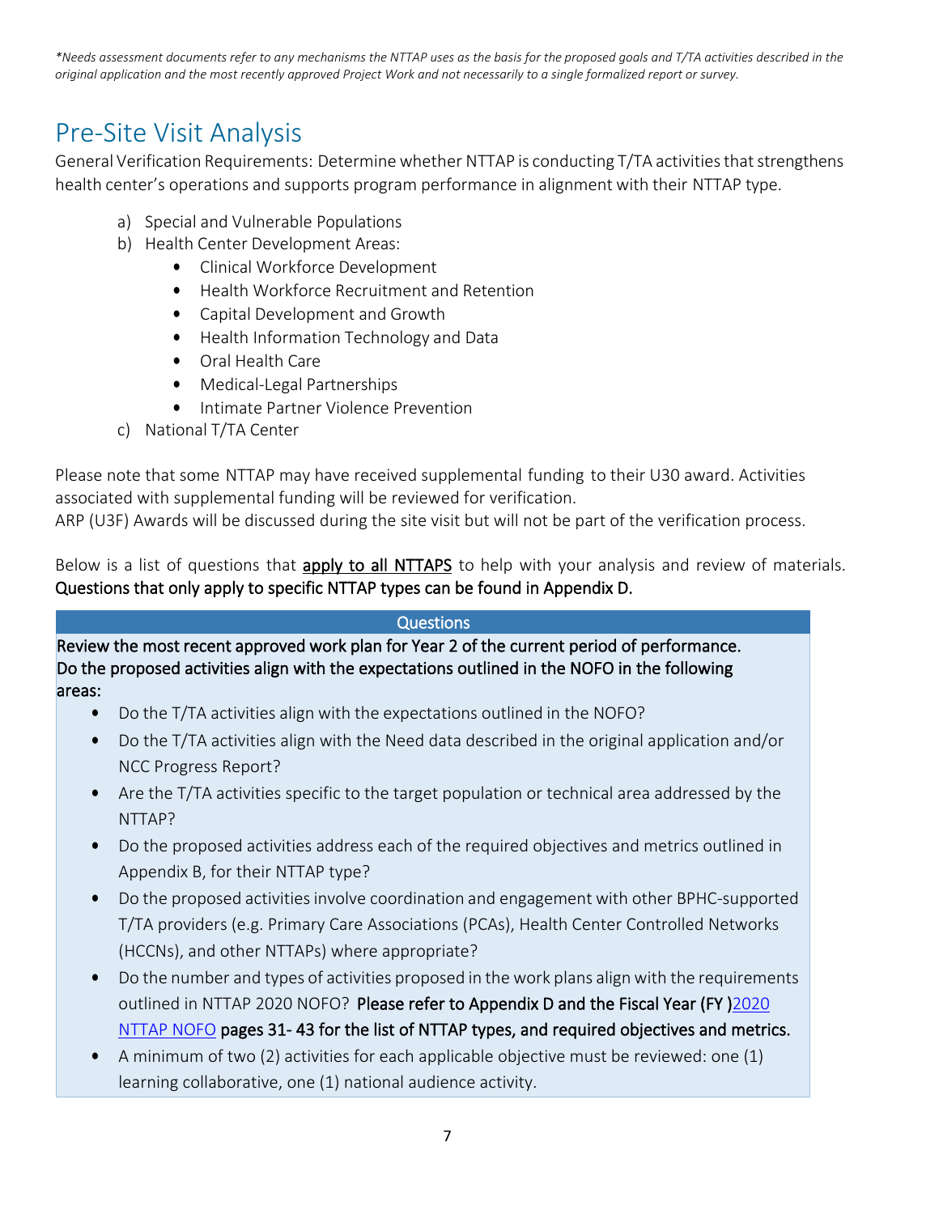*\*Needs assessment documents refer to any mechanisms the NTTAP uses as the basis for the proposed goals and T/TA activities described in the original application and the most recently approved Project Work and not necessarily to a single formalized report or survey.*

## Pre-Site Visit Analysis

General Verification Requirements: Determine whether NTTAP is conducting T/TA activities that strengthens health center's operations and supports program performance in alignment with their NTTAP type.

a) Special and Vulnerable Populations
b) Health Center Development Areas:
    - Clinical Workforce Development
    - Health Workforce Recruitment and Retention
    - Capital Development and Growth
    - Health Information Technology and Data
    - Oral Health Care
    - Medical-Legal Partnerships
    - Intimate Partner Violence Prevention
c) National T/TA Center

Please note that some NTTAP may have received supplemental funding to their U30 award. Activities associated with supplemental funding will be reviewed for verification.
ARP (U3F) Awards will be discussed during the site visit but will not be part of the verification process.

Below is a list of questions that **apply to all NTTAPS** to help with your analysis and review of materials. **Questions that only apply to specific NTTAP types can be found in Appendix D.**

| Questions |
|---|
| **Review the most recent approved work plan for Year 2 of the current period of performance. Do the proposed activities align with the expectations outlined in the NOFO in the following areas:**<br>• Do the T/TA activities align with the expectations outlined in the NOFO?<br>• Do the T/TA activities align with the Need data described in the original application and/or NCC Progress Report?<br>• Are the T/TA activities specific to the target population or technical area addressed by the NTTAP?<br>• Do the proposed activities address each of the required objectives and metrics outlined in Appendix B, for their NTTAP type?<br>• Do the proposed activities involve coordination and engagement with other BPHC-supported T/TA providers (e.g. Primary Care Associations (PCAs), Health Center Controlled Networks (HCCNs), and other NTTAPs) where appropriate?<br>• Do the number and types of activities proposed in the work plans align with the requirements outlined in NTTAP 2020 NOFO? **Please refer to Appendix D and the Fiscal Year (FY )2020 NTTAP NOFO pages 31- 43 for the list of NTTAP types, and required objectives and metrics.**<br>• A minimum of two (2) activities for each applicable objective must be reviewed: one (1) learning collaborative, one (1) national audience activity. |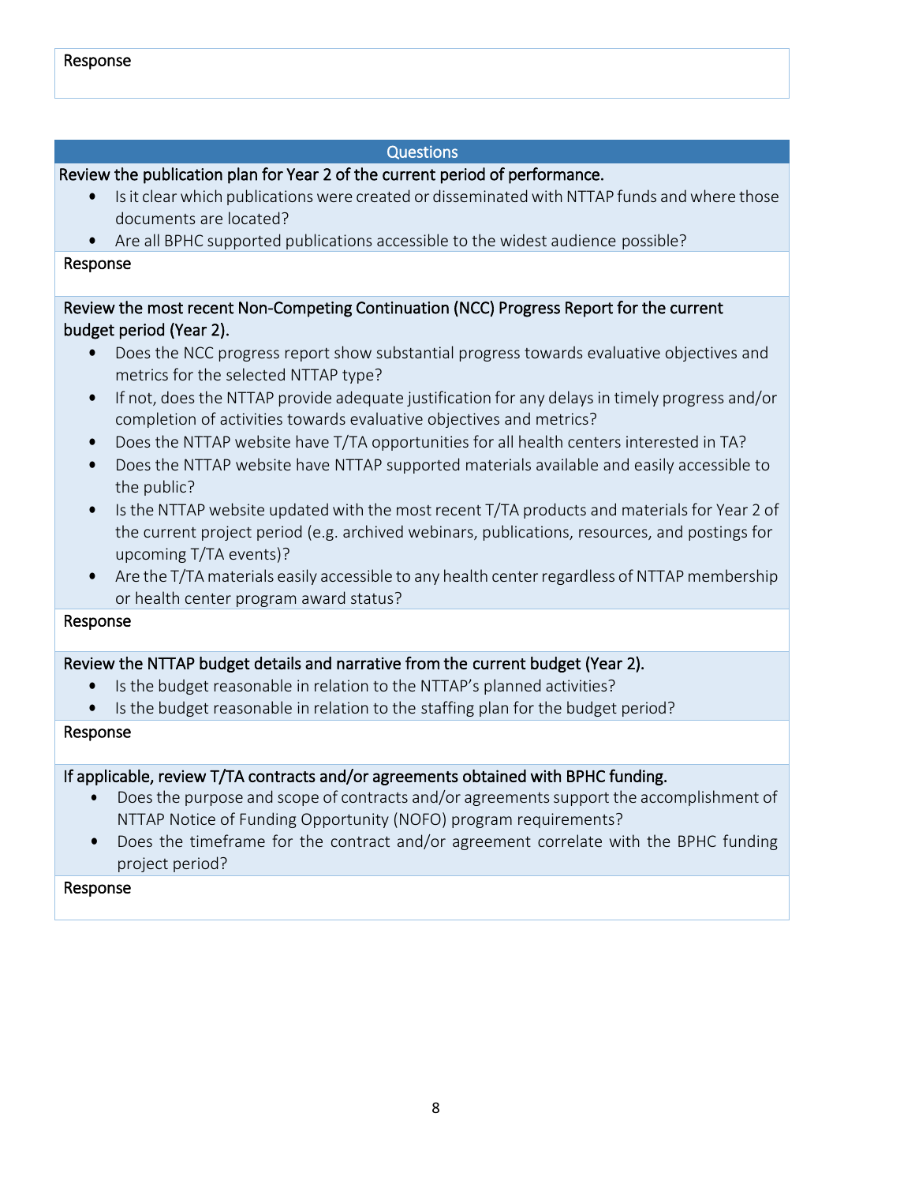| Response |
|---|
| |

| Questions |
|---|
| Review the publication plan for Year 2 of the current period of performance.<br>• Is it clear which publications were created or disseminated with NTTAP funds and where those documents are located?<br>• Are all BPHC supported publications accessible to the widest audience possible? |
| Response |
| Review the most recent Non-Competing Continuation (NCC) Progress Report for the current budget period (Year 2).<br>• Does the NCC progress report show substantial progress towards evaluative objectives and metrics for the selected NTTAP type?<br>• If not, does the NTTAP provide adequate justification for any delays in timely progress and/or completion of activities towards evaluative objectives and metrics?<br>• Does the NTTAP website have T/TA opportunities for all health centers interested in TA?<br>• Does the NTTAP website have NTTAP supported materials available and easily accessible to the public?<br>• Is the NTTAP website updated with the most recent T/TA products and materials for Year 2 of the current project period (e.g. archived webinars, publications, resources, and postings for upcoming T/TA events)?<br>• Are the T/TA materials easily accessible to any health center regardless of NTTAP membership or health center program award status? |
| Response |
| Review the NTTAP budget details and narrative from the current budget (Year 2).<br>• Is the budget reasonable in relation to the NTTAP's planned activities?<br>• Is the budget reasonable in relation to the staffing plan for the budget period? |
| Response |
| If applicable, review T/TA contracts and/or agreements obtained with BPHC funding.<br>• Does the purpose and scope of contracts and/or agreements support the accomplishment of NTTAP Notice of Funding Opportunity (NOFO) program requirements?<br>• Does the timeframe for the contract and/or agreement correlate with the BPHC funding project period? |
| Response |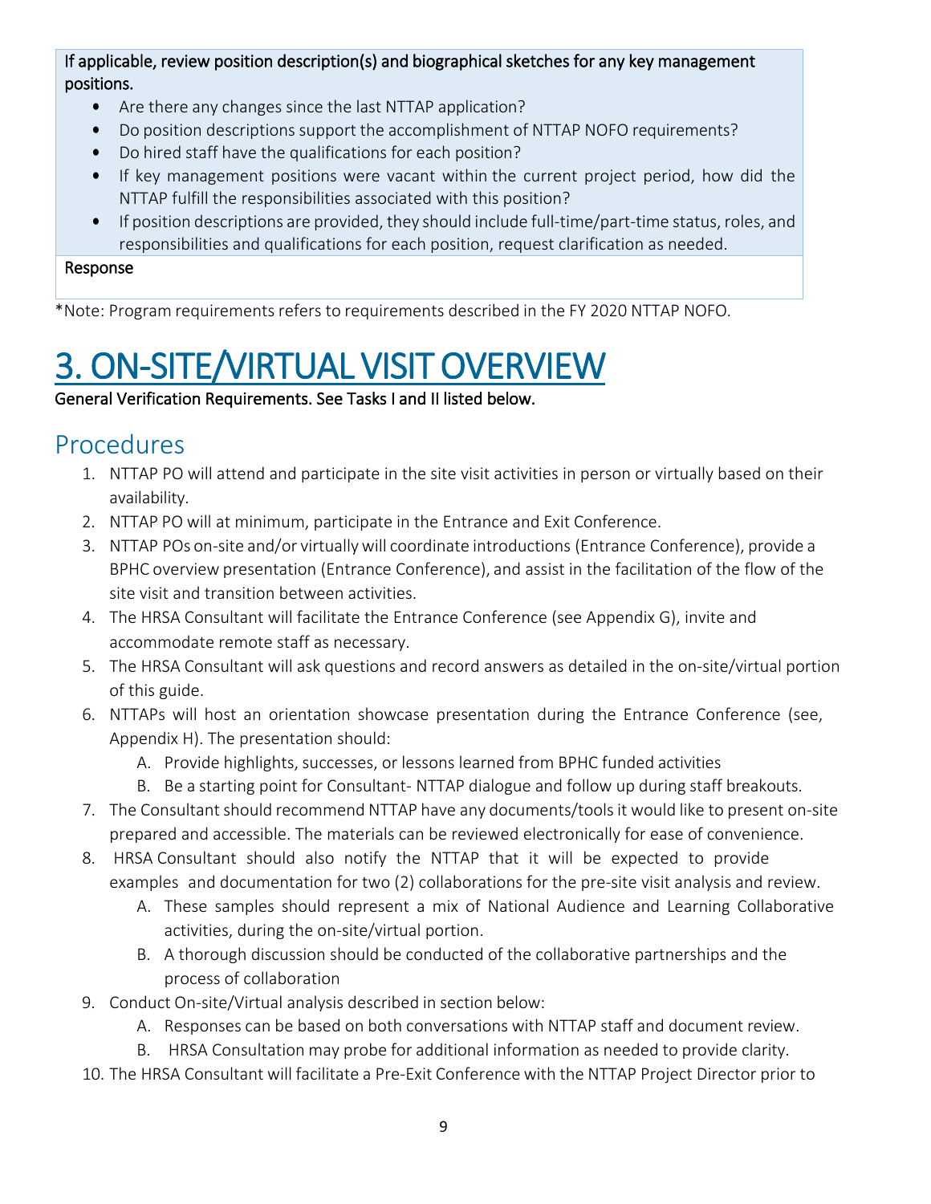| If applicable, review position description(s) and biographical sketches for any key management positions.<br>• Are there any changes since the last NTTAP application?<br>• Do position descriptions support the accomplishment of NTTAP NOFO requirements?<br>• Do hired staff have the qualifications for each position?<br>• If key management positions were vacant within the current project period, how did the NTTAP fulfill the responsibilities associated with this position?<br>• If position descriptions are provided, they should include full-time/part-time status, roles, and responsibilities and qualifications for each position, request clarification as needed. |
|---|
| Response |

*Note: Program requirements refers to requirements described in the FY 2020 NTTAP NOFO.

# 3. ON-SITE/VIRTUAL VISIT OVERVIEW

**General Verification Requirements. See Tasks I and II listed below.**

## Procedures

1. NTTAP PO will attend and participate in the site visit activities in person or virtually based on their availability.
2. NTTAP PO will at minimum, participate in the Entrance and Exit Conference.
3. NTTAP POs on-site and/or virtually will coordinate introductions (Entrance Conference), provide a BPHC overview presentation (Entrance Conference), and assist in the facilitation of the flow of the site visit and transition between activities.
4. The HRSA Consultant will facilitate the Entrance Conference (see Appendix G), invite and accommodate remote staff as necessary.
5. The HRSA Consultant will ask questions and record answers as detailed in the on-site/virtual portion of this guide.
6. NTTAPs will host an orientation showcase presentation during the Entrance Conference (see, Appendix H). The presentation should:
   A. Provide highlights, successes, or lessons learned from BPHC funded activities
   B. Be a starting point for Consultant- NTTAP dialogue and follow up during staff breakouts.
7. The Consultant should recommend NTTAP have any documents/tools it would like to present on-site prepared and accessible. The materials can be reviewed electronically for ease of convenience.
8. HRSA Consultant should also notify the NTTAP that it will be expected to provide examples and documentation for two (2) collaborations for the pre-site visit analysis and review.
   A. These samples should represent a mix of National Audience and Learning Collaborative activities, during the on-site/virtual portion.
   B. A thorough discussion should be conducted of the collaborative partnerships and the process of collaboration
9. Conduct On-site/Virtual analysis described in section below:
   A. Responses can be based on both conversations with NTTAP staff and document review.
   B. HRSA Consultation may probe for additional information as needed to provide clarity.
10. The HRSA Consultant will facilitate a Pre-Exit Conference with the NTTAP Project Director prior to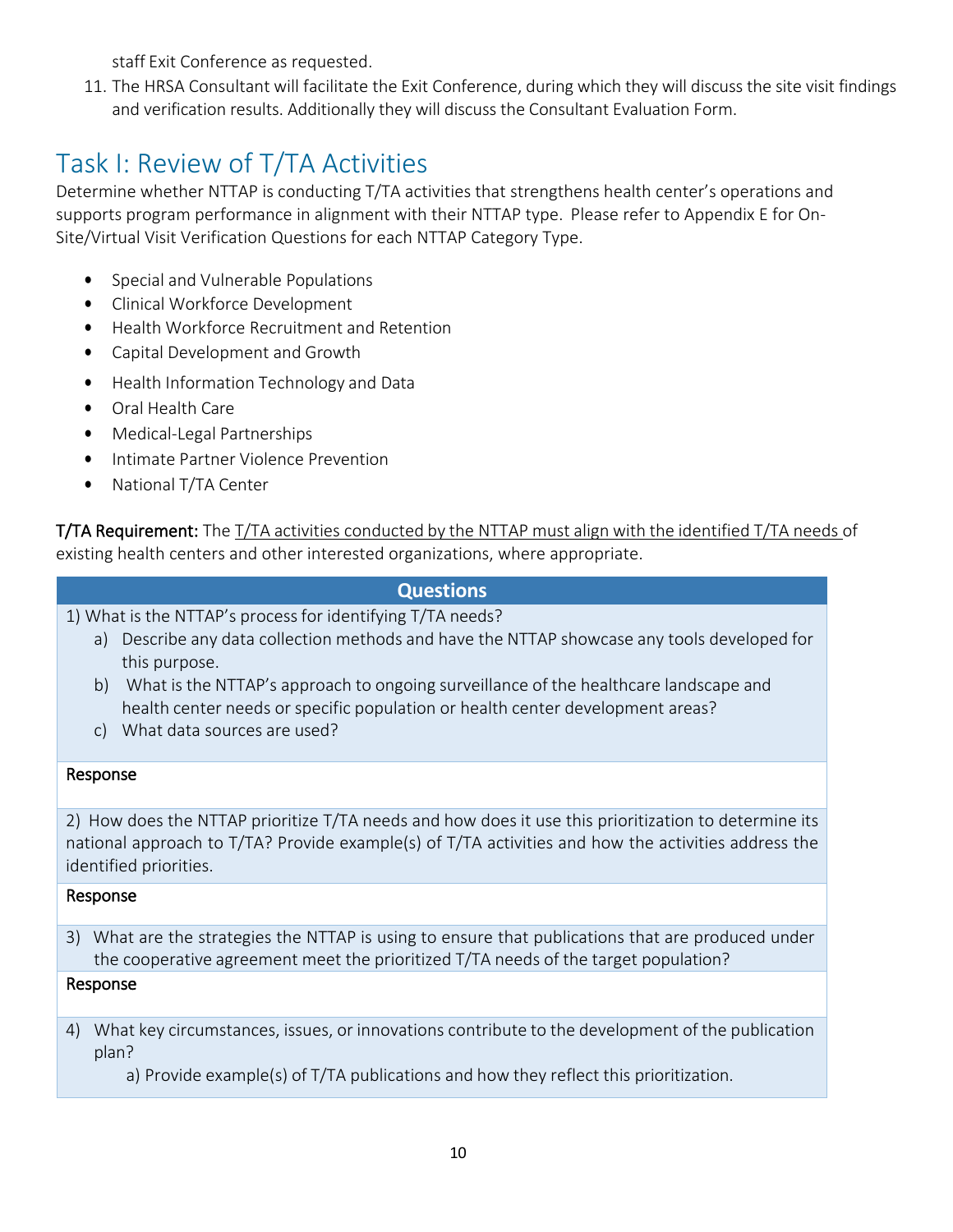staff Exit Conference as requested.

11. The HRSA Consultant will facilitate the Exit Conference, during which they will discuss the site visit findings and verification results. Additionally they will discuss the Consultant Evaluation Form.

# Task I: Review of T/TA Activities

Determine whether NTTAP is conducting T/TA activities that strengthens health center's operations and supports program performance in alignment with their NTTAP type. Please refer to Appendix E for On-Site/Virtual Visit Verification Questions for each NTTAP Category Type.

- Special and Vulnerable Populations
- Clinical Workforce Development
- Health Workforce Recruitment and Retention
- Capital Development and Growth
- Health Information Technology and Data
- Oral Health Care
- Medical-Legal Partnerships
- Intimate Partner Violence Prevention
- National T/TA Center

**T/TA Requirement:** The T/TA activities conducted by the NTTAP must align with the identified T/TA needs of existing health centers and other interested organizations, where appropriate.

| Questions |
| --- |
| 1) What is the NTTAP's process for identifying T/TA needs?<br>a) Describe any data collection methods and have the NTTAP showcase any tools developed for this purpose.<br>b) What is the NTTAP's approach to ongoing surveillance of the healthcare landscape and health center needs or specific population or health center development areas?<br>c) What data sources are used? |
| Response |
| 2) How does the NTTAP prioritize T/TA needs and how does it use this prioritization to determine its national approach to T/TA? Provide example(s) of T/TA activities and how the activities address the identified priorities. |
| Response |
| 3) What are the strategies the NTTAP is using to ensure that publications that are produced under the cooperative agreement meet the prioritized T/TA needs of the target population? |
| Response |
| 4) What key circumstances, issues, or innovations contribute to the development of the publication plan?<br>a) Provide example(s) of T/TA publications and how they reflect this prioritization. |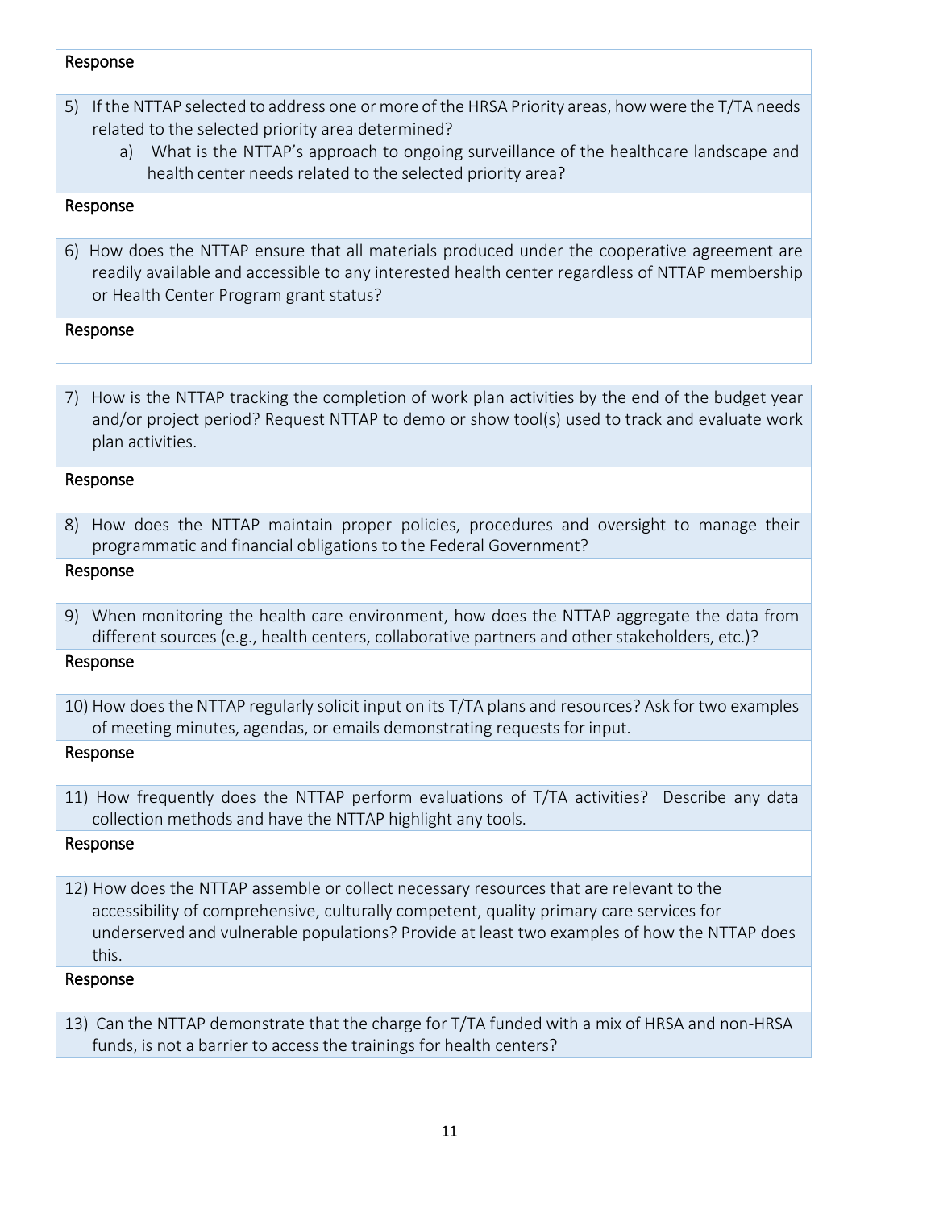Response

5) If the NTTAP selected to address one or more of the HRSA Priority areas, how were the T/TA needs related to the selected priority area determined?
    a) What is the NTTAP's approach to ongoing surveillance of the healthcare landscape and health center needs related to the selected priority area?

Response

6) How does the NTTAP ensure that all materials produced under the cooperative agreement are readily available and accessible to any interested health center regardless of NTTAP membership or Health Center Program grant status?

Response

7) How is the NTTAP tracking the completion of work plan activities by the end of the budget year and/or project period? Request NTTAP to demo or show tool(s) used to track and evaluate work plan activities.

Response

8) How does the NTTAP maintain proper policies, procedures and oversight to manage their programmatic and financial obligations to the Federal Government?

Response

9) When monitoring the health care environment, how does the NTTAP aggregate the data from different sources (e.g., health centers, collaborative partners and other stakeholders, etc.)?

Response

10) How does the NTTAP regularly solicit input on its T/TA plans and resources? Ask for two examples of meeting minutes, agendas, or emails demonstrating requests for input.

Response

11) How frequently does the NTTAP perform evaluations of T/TA activities? Describe any data collection methods and have the NTTAP highlight any tools.

Response

12) How does the NTTAP assemble or collect necessary resources that are relevant to the accessibility of comprehensive, culturally competent, quality primary care services for underserved and vulnerable populations? Provide at least two examples of how the NTTAP does this.

Response

13) Can the NTTAP demonstrate that the charge for T/TA funded with a mix of HRSA and non-HRSA funds, is not a barrier to access the trainings for health centers?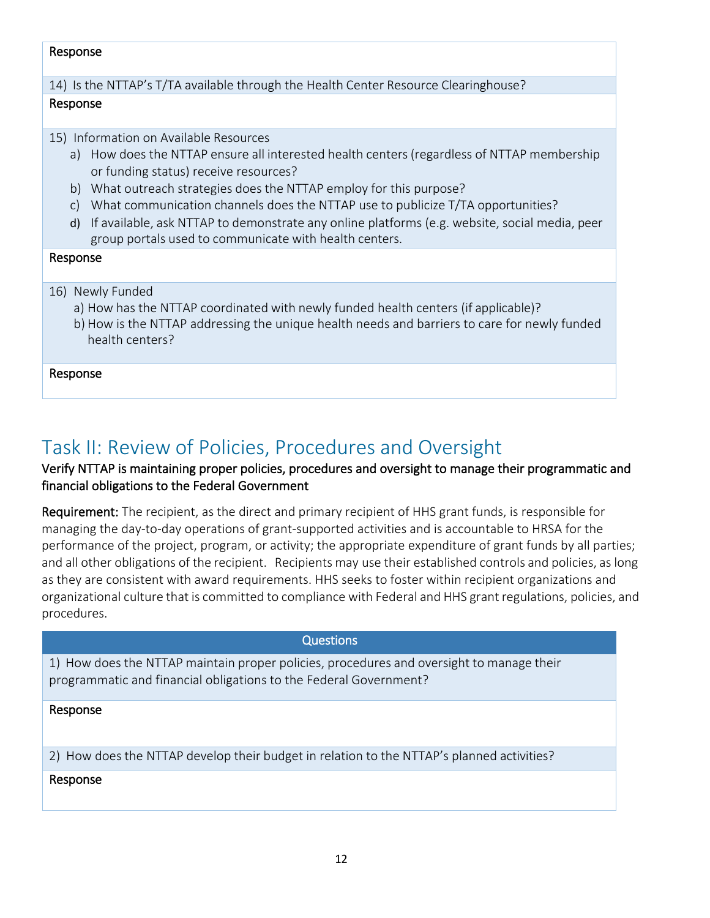**Response**

14) Is the NTTAP's T/TA available through the Health Center Resource Clearinghouse?

**Response**

15) Information on Available Resources

   a) How does the NTTAP ensure all interested health centers (regardless of NTTAP membership or funding status) receive resources?
   b) What outreach strategies does the NTTAP employ for this purpose?
   c) What communication channels does the NTTAP use to publicize T/TA opportunities?
   d) If available, ask NTTAP to demonstrate any online platforms (e.g. website, social media, peer group portals used to communicate with health centers.

**Response**

16) Newly Funded

   a) How has the NTTAP coordinated with newly funded health centers (if applicable)?
   b) How is the NTTAP addressing the unique health needs and barriers to care for newly funded health centers?

**Response**

# Task II: Review of Policies, Procedures and Oversight

**Verify NTTAP is maintaining proper policies, procedures and oversight to manage their programmatic and financial obligations to the Federal Government**

**Requirement:** The recipient, as the direct and primary recipient of HHS grant funds, is responsible for managing the day-to-day operations of grant-supported activities and is accountable to HRSA for the performance of the project, program, or activity; the appropriate expenditure of grant funds by all parties; and all other obligations of the recipient. Recipients may use their established controls and policies, as long as they are consistent with award requirements. HHS seeks to foster within recipient organizations and organizational culture that is committed to compliance with Federal and HHS grant regulations, policies, and procedures.

| Questions |
| --- |
| 1) How does the NTTAP maintain proper policies, procedures and oversight to manage their programmatic and financial obligations to the Federal Government? |
| **Response** |
| 2) How does the NTTAP develop their budget in relation to the NTTAP's planned activities? |
| **Response** |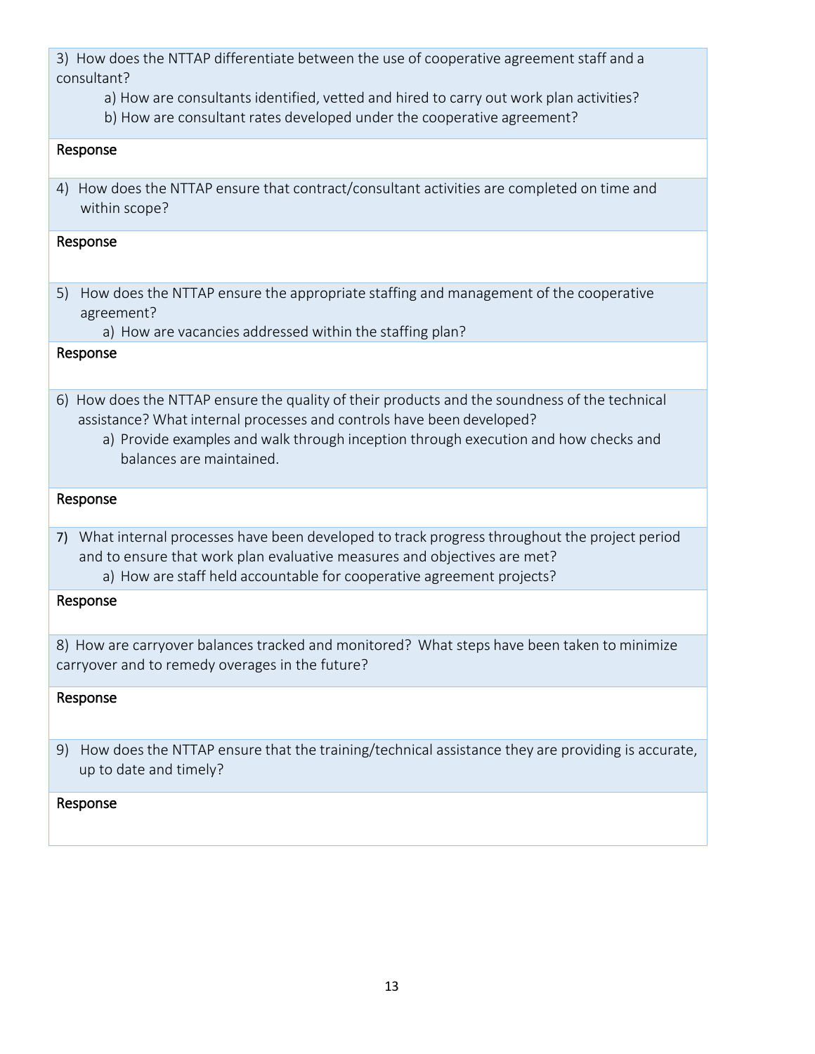3) How does the NTTAP differentiate between the use of cooperative agreement staff and a consultant?

   a) How are consultants identified, vetted and hired to carry out work plan activities?

   b) How are consultant rates developed under the cooperative agreement?

Response

4) How does the NTTAP ensure that contract/consultant activities are completed on time and within scope?

Response

5) How does the NTTAP ensure the appropriate staffing and management of the cooperative agreement?

   a) How are vacancies addressed within the staffing plan?

Response

6) How does the NTTAP ensure the quality of their products and the soundness of the technical assistance? What internal processes and controls have been developed?

   a) Provide examples and walk through inception through execution and how checks and balances are maintained.

Response

7) What internal processes have been developed to track progress throughout the project period and to ensure that work plan evaluative measures and objectives are met?

   a) How are staff held accountable for cooperative agreement projects?

Response

8) How are carryover balances tracked and monitored? What steps have been taken to minimize carryover and to remedy overages in the future?

Response

9) How does the NTTAP ensure that the training/technical assistance they are providing is accurate, up to date and timely?

Response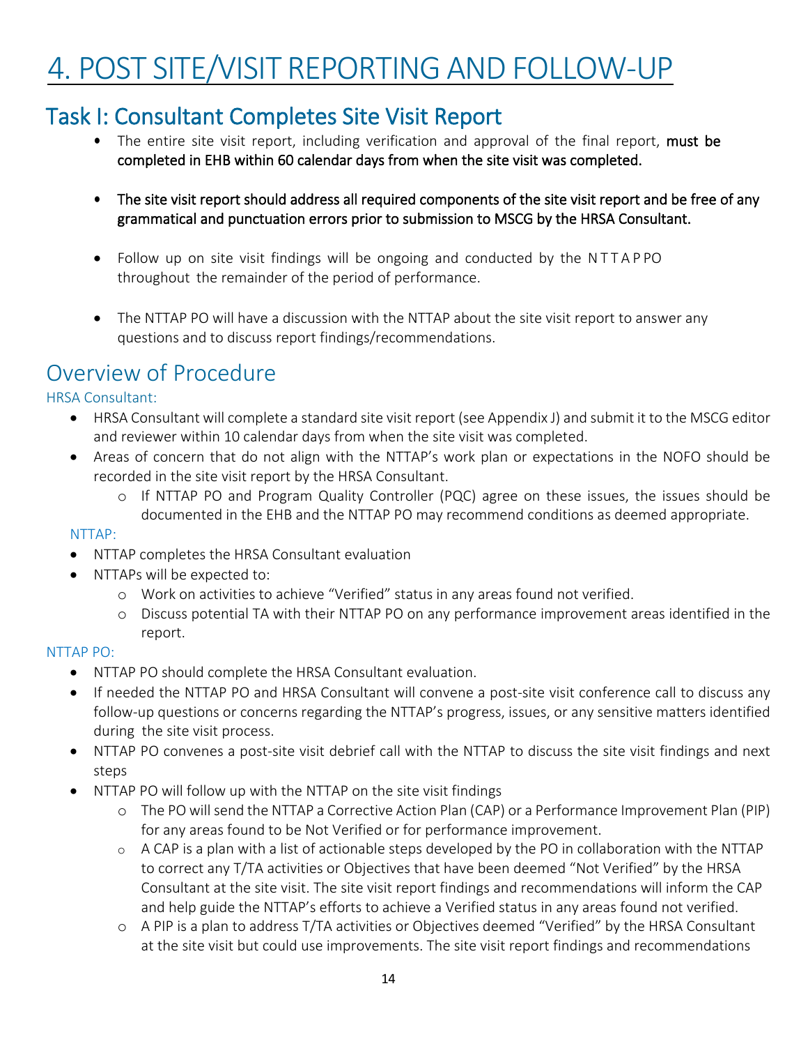# 4. POST SITE/VISIT REPORTING AND FOLLOW-UP

## Task I: Consultant Completes Site Visit Report

- The entire site visit report, including verification and approval of the final report, **must be completed in EHB within 60 calendar days from when the site visit was completed.**
- **The site visit report should address all required components of the site visit report and be free of any grammatical and punctuation errors prior to submission to MSCG by the HRSA Consultant.**
- Follow up on site visit findings will be ongoing and conducted by the NTTAP PO throughout the remainder of the period of performance.
- The NTTAP PO will have a discussion with the NTTAP about the site visit report to answer any questions and to discuss report findings/recommendations.

## Overview of Procedure

HRSA Consultant:

- HRSA Consultant will complete a standard site visit report (see Appendix J) and submit it to the MSCG editor and reviewer within 10 calendar days from when the site visit was completed.
- Areas of concern that do not align with the NTTAP's work plan or expectations in the NOFO should be recorded in the site visit report by the HRSA Consultant.
  - If NTTAP PO and Program Quality Controller (PQC) agree on these issues, the issues should be documented in the EHB and the NTTAP PO may recommend conditions as deemed appropriate.

NTTAP:

- NTTAP completes the HRSA Consultant evaluation
- NTTAPs will be expected to:
  - Work on activities to achieve "Verified" status in any areas found not verified.
  - Discuss potential TA with their NTTAP PO on any performance improvement areas identified in the report.

NTTAP PO:

- NTTAP PO should complete the HRSA Consultant evaluation.
- If needed the NTTAP PO and HRSA Consultant will convene a post-site visit conference call to discuss any follow-up questions or concerns regarding the NTTAP's progress, issues, or any sensitive matters identified during the site visit process.
- NTTAP PO convenes a post-site visit debrief call with the NTTAP to discuss the site visit findings and next steps
- NTTAP PO will follow up with the NTTAP on the site visit findings
  - The PO will send the NTTAP a Corrective Action Plan (CAP) or a Performance Improvement Plan (PIP) for any areas found to be Not Verified or for performance improvement.
  - A CAP is a plan with a list of actionable steps developed by the PO in collaboration with the NTTAP to correct any T/TA activities or Objectives that have been deemed "Not Verified" by the HRSA Consultant at the site visit. The site visit report findings and recommendations will inform the CAP and help guide the NTTAP's efforts to achieve a Verified status in any areas found not verified.
  - A PIP is a plan to address T/TA activities or Objectives deemed "Verified" by the HRSA Consultant at the site visit but could use improvements. The site visit report findings and recommendations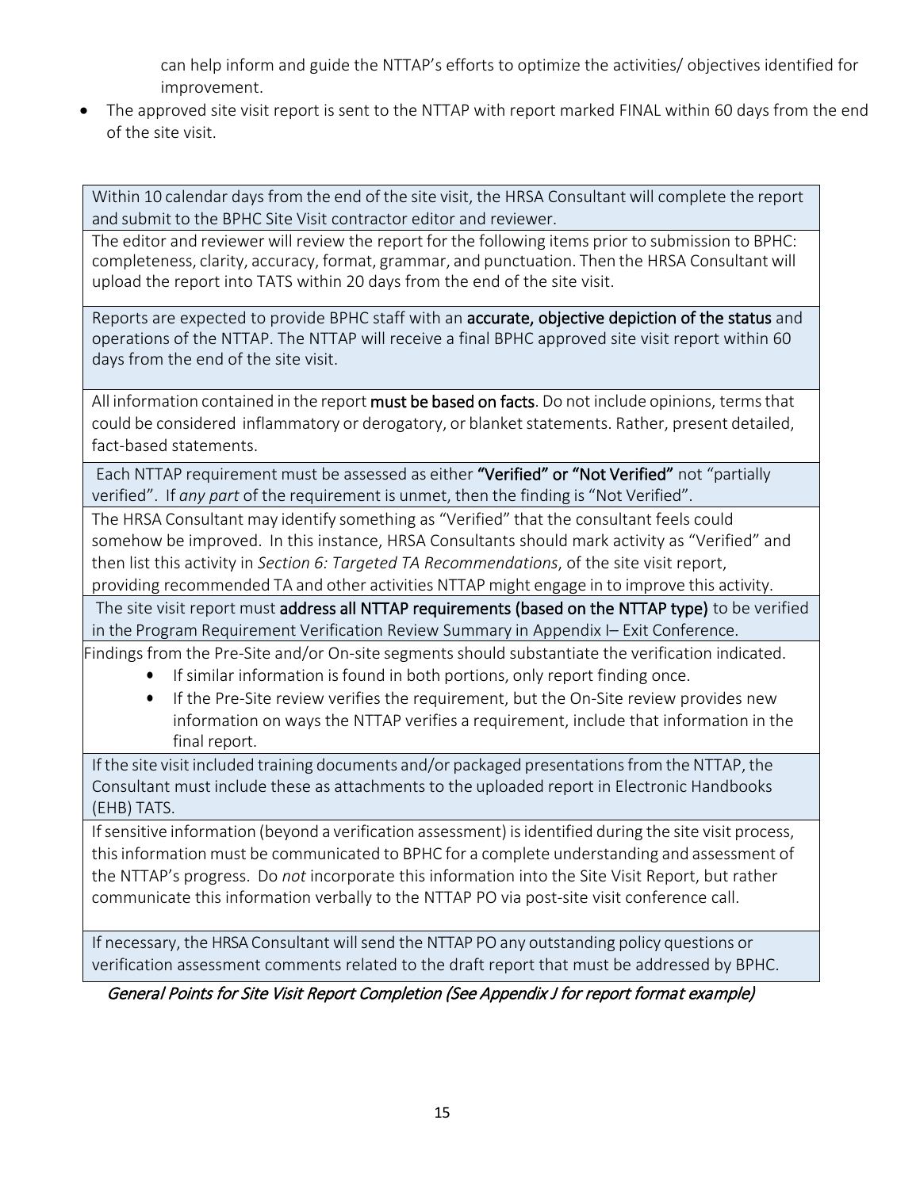can help inform and guide the NTTAP's efforts to optimize the activities/ objectives identified for improvement.

- The approved site visit report is sent to the NTTAP with report marked FINAL within 60 days from the end of the site visit.

| |
|---|
| Within 10 calendar days from the end of the site visit, the HRSA Consultant will complete the report and submit to the BPHC Site Visit contractor editor and reviewer. |
| The editor and reviewer will review the report for the following items prior to submission to BPHC: completeness, clarity, accuracy, format, grammar, and punctuation. Then the HRSA Consultant will upload the report into TATS within 20 days from the end of the site visit. |
| Reports are expected to provide BPHC staff with an **accurate, objective depiction of the status** and operations of the NTTAP. The NTTAP will receive a final BPHC approved site visit report within 60 days from the end of the site visit. |
| All information contained in the report **must be based on facts**. Do not include opinions, terms that could be considered inflammatory or derogatory, or blanket statements. Rather, present detailed, fact-based statements. |
| Each NTTAP requirement must be assessed as either **"Verified" or "Not Verified"** not "partially verified". If *any part* of the requirement is unmet, then the finding is "Not Verified". |
| The HRSA Consultant may identify something as "Verified" that the consultant feels could somehow be improved. In this instance, HRSA Consultants should mark activity as "Verified" and then list this activity in *Section 6: Targeted TA Recommendations*, of the site visit report, providing recommended TA and other activities NTTAP might engage in to improve this activity. |
| The site visit report must **address all NTTAP requirements (based on the NTTAP type)** to be verified in the Program Requirement Verification Review Summary in Appendix I– Exit Conference. |
| Findings from the Pre-Site and/or On-site segments should substantiate the verification indicated.<br>• If similar information is found in both portions, only report finding once.<br>• If the Pre-Site review verifies the requirement, but the On-Site review provides new information on ways the NTTAP verifies a requirement, include that information in the final report. |
| If the site visit included training documents and/or packaged presentations from the NTTAP, the Consultant must include these as attachments to the uploaded report in Electronic Handbooks (EHB) TATS. |
| If sensitive information (beyond a verification assessment) is identified during the site visit process, this information must be communicated to BPHC for a complete understanding and assessment of the NTTAP's progress. Do *not* incorporate this information into the Site Visit Report, but rather communicate this information verbally to the NTTAP PO via post-site visit conference call. |
| If necessary, the HRSA Consultant will send the NTTAP PO any outstanding policy questions or verification assessment comments related to the draft report that must be addressed by BPHC. |

*General Points for Site Visit Report Completion (See Appendix J for report format example)*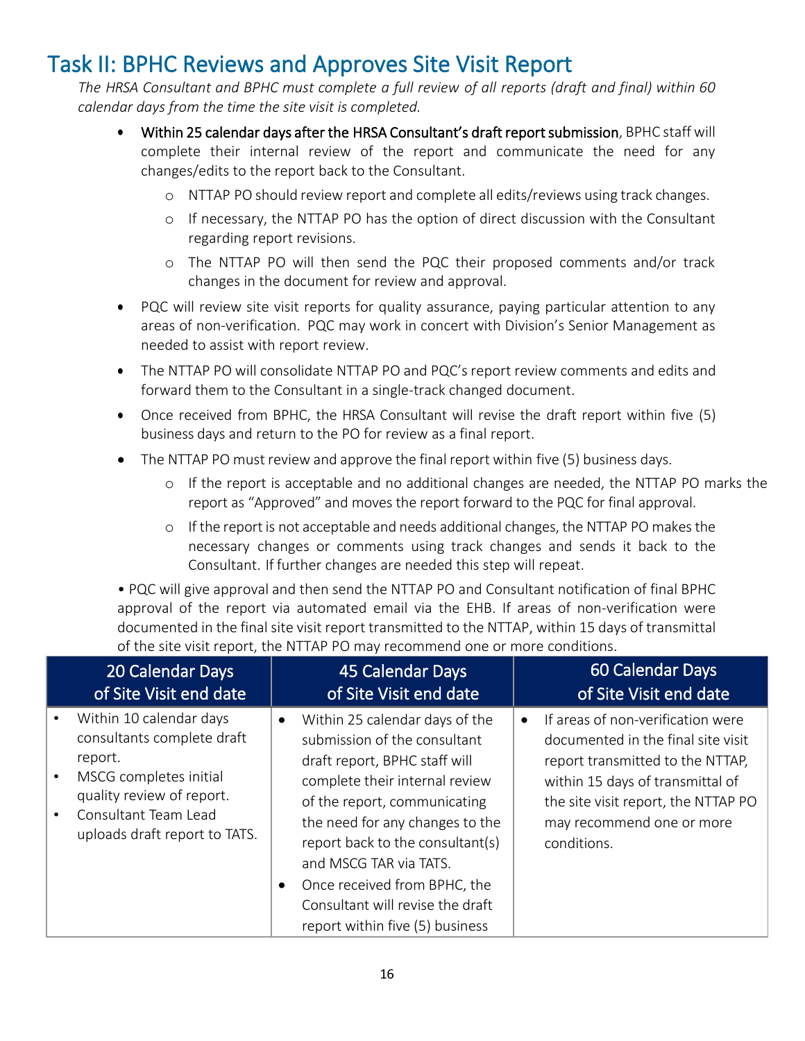## Task II: BPHC Reviews and Approves Site Visit Report

*The HRSA Consultant and BPHC must complete a full review of all reports (draft and final) within 60 calendar days from the time the site visit is completed.*

- Within 25 calendar days after the HRSA Consultant's draft report submission, BPHC staff will complete their internal review of the report and communicate the need for any changes/edits to the report back to the Consultant.
  - NTTAP PO should review report and complete all edits/reviews using track changes.
  - If necessary, the NTTAP PO has the option of direct discussion with the Consultant regarding report revisions.
  - The NTTAP PO will then send the PQC their proposed comments and/or track changes in the document for review and approval.
- PQC will review site visit reports for quality assurance, paying particular attention to any areas of non-verification. PQC may work in concert with Division's Senior Management as needed to assist with report review.
- The NTTAP PO will consolidate NTTAP PO and PQC's report review comments and edits and forward them to the Consultant in a single-track changed document.
- Once received from BPHC, the HRSA Consultant will revise the draft report within five (5) business days and return to the PO for review as a final report.
- The NTTAP PO must review and approve the final report within five (5) business days.
  - If the report is acceptable and no additional changes are needed, the NTTAP PO marks the report as "Approved" and moves the report forward to the PQC for final approval.
  - If the report is not acceptable and needs additional changes, the NTTAP PO makes the necessary changes or comments using track changes and sends it back to the Consultant. If further changes are needed this step will repeat.

• PQC will give approval and then send the NTTAP PO and Consultant notification of final BPHC approval of the report via automated email via the EHB. If areas of non-verification were documented in the final site visit report transmitted to the NTTAP, within 15 days of transmittal of the site visit report, the NTTAP PO may recommend one or more conditions.

| 20 Calendar Days of Site Visit end date | 45 Calendar Days of Site Visit end date | 60 Calendar Days of Site Visit end date |
|---|---|---|
| • Within 10 calendar days consultants complete draft report.<br>• MSCG completes initial quality review of report.<br>• Consultant Team Lead uploads draft report to TATS. | • Within 25 calendar days of the submission of the consultant draft report, BPHC staff will complete their internal review of the report, communicating the need for any changes to the report back to the consultant(s) and MSCG TAR via TATS.<br>• Once received from BPHC, the Consultant will revise the draft report within five (5) business | • If areas of non-verification were documented in the final site visit report transmitted to the NTTAP, within 15 days of transmittal of the site visit report, the NTTAP PO may recommend one or more conditions. |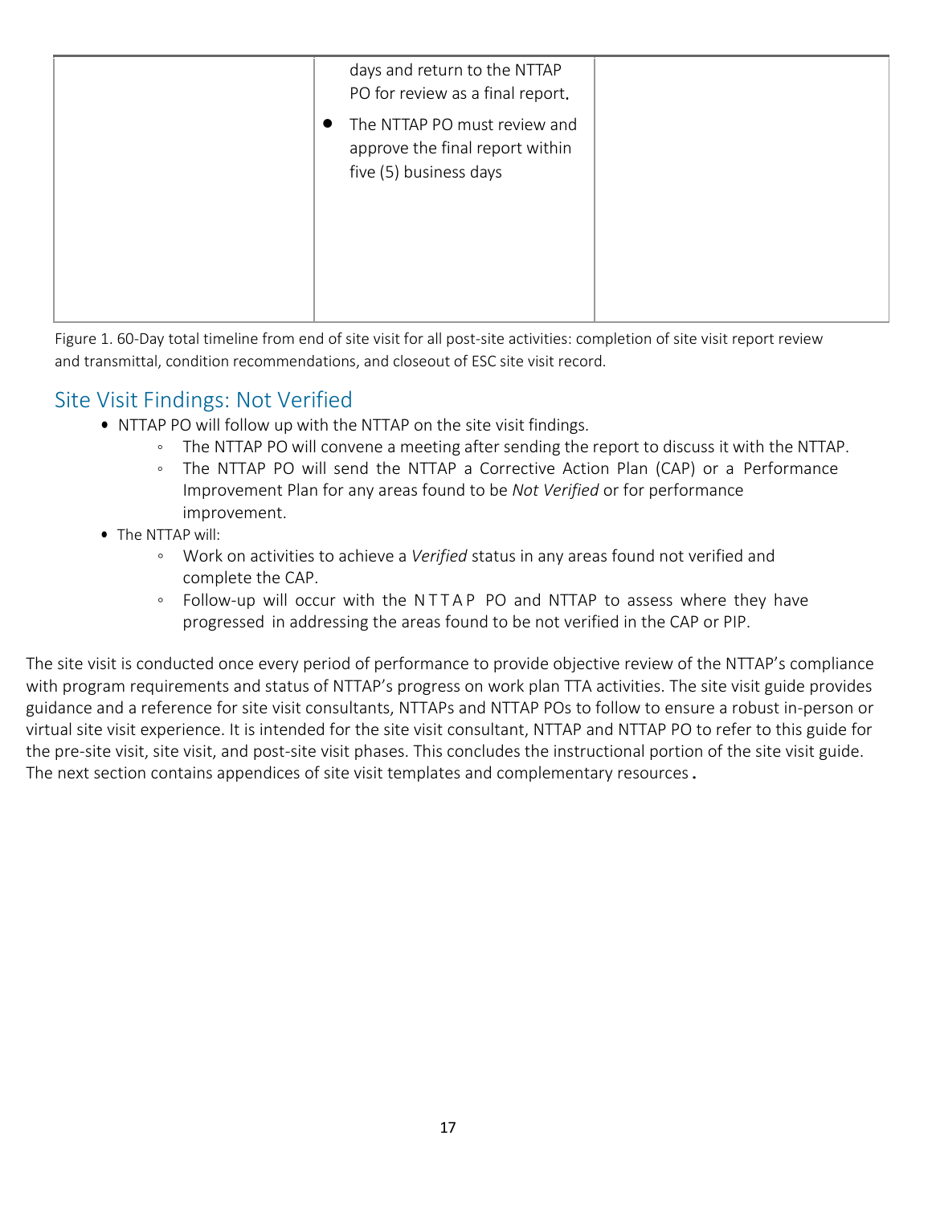| | days and return to the NTTAP PO for review as a final report.<br>• The NTTAP PO must review and approve the final report within five (5) business days | |
|---|---|---|

Figure 1. 60-Day total timeline from end of site visit for all post-site activities: completion of site visit report review and transmittal, condition recommendations, and closeout of ESC site visit record.

## Site Visit Findings: Not Verified

- NTTAP PO will follow up with the NTTAP on the site visit findings.
  - The NTTAP PO will convene a meeting after sending the report to discuss it with the NTTAP.
  - The NTTAP PO will send the NTTAP a Corrective Action Plan (CAP) or a Performance Improvement Plan for any areas found to be *Not Verified* or for performance improvement.
- The NTTAP will:
  - Work on activities to achieve a *Verified* status in any areas found not verified and complete the CAP.
  - Follow-up will occur with the NTTAP PO and NTTAP to assess where they have progressed in addressing the areas found to be not verified in the CAP or PIP.

The site visit is conducted once every period of performance to provide objective review of the NTTAP's compliance with program requirements and status of NTTAP's progress on work plan TTA activities. The site visit guide provides guidance and a reference for site visit consultants, NTTAPs and NTTAP POs to follow to ensure a robust in-person or virtual site visit experience. It is intended for the site visit consultant, NTTAP and NTTAP PO to refer to this guide for the pre-site visit, site visit, and post-site visit phases. This concludes the instructional portion of the site visit guide. The next section contains appendices of site visit templates and complementary resources.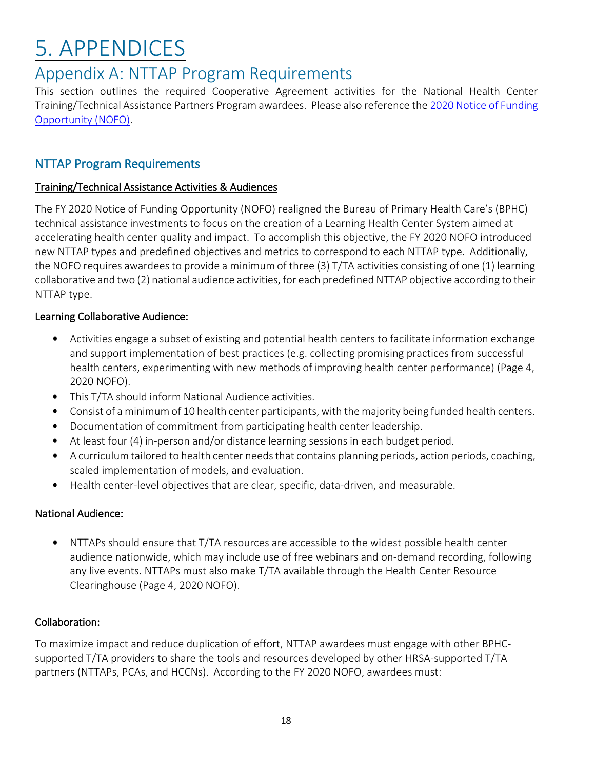# 5. APPENDICES

## Appendix A: NTTAP Program Requirements

This section outlines the required Cooperative Agreement activities for the National Health Center Training/Technical Assistance Partners Program awardees. Please also reference the [2020 Notice of Funding Opportunity (NOFO)](#).

### NTTAP Program Requirements

#### Training/Technical Assistance Activities & Audiences

The FY 2020 Notice of Funding Opportunity (NOFO) realigned the Bureau of Primary Health Care's (BPHC) technical assistance investments to focus on the creation of a Learning Health Center System aimed at accelerating health center quality and impact. To accomplish this objective, the FY 2020 NOFO introduced new NTTAP types and predefined objectives and metrics to correspond to each NTTAP type. Additionally, the NOFO requires awardees to provide a minimum of three (3) T/TA activities consisting of one (1) learning collaborative and two (2) national audience activities, for each predefined NTTAP objective according to their NTTAP type.

**Learning Collaborative Audience:**

- Activities engage a subset of existing and potential health centers to facilitate information exchange and support implementation of best practices (e.g. collecting promising practices from successful health centers, experimenting with new methods of improving health center performance) (Page 4, 2020 NOFO).
- This T/TA should inform National Audience activities.
- Consist of a minimum of 10 health center participants, with the majority being funded health centers.
- Documentation of commitment from participating health center leadership.
- At least four (4) in-person and/or distance learning sessions in each budget period.
- A curriculum tailored to health center needs that contains planning periods, action periods, coaching, scaled implementation of models, and evaluation.
- Health center-level objectives that are clear, specific, data-driven, and measurable.

**National Audience:**

- NTTAPs should ensure that T/TA resources are accessible to the widest possible health center audience nationwide, which may include use of free webinars and on-demand recording, following any live events. NTTAPs must also make T/TA available through the Health Center Resource Clearinghouse (Page 4, 2020 NOFO).

**Collaboration:**

To maximize impact and reduce duplication of effort, NTTAP awardees must engage with other BPHC-supported T/TA providers to share the tools and resources developed by other HRSA-supported T/TA partners (NTTAPs, PCAs, and HCCNs). According to the FY 2020 NOFO, awardees must: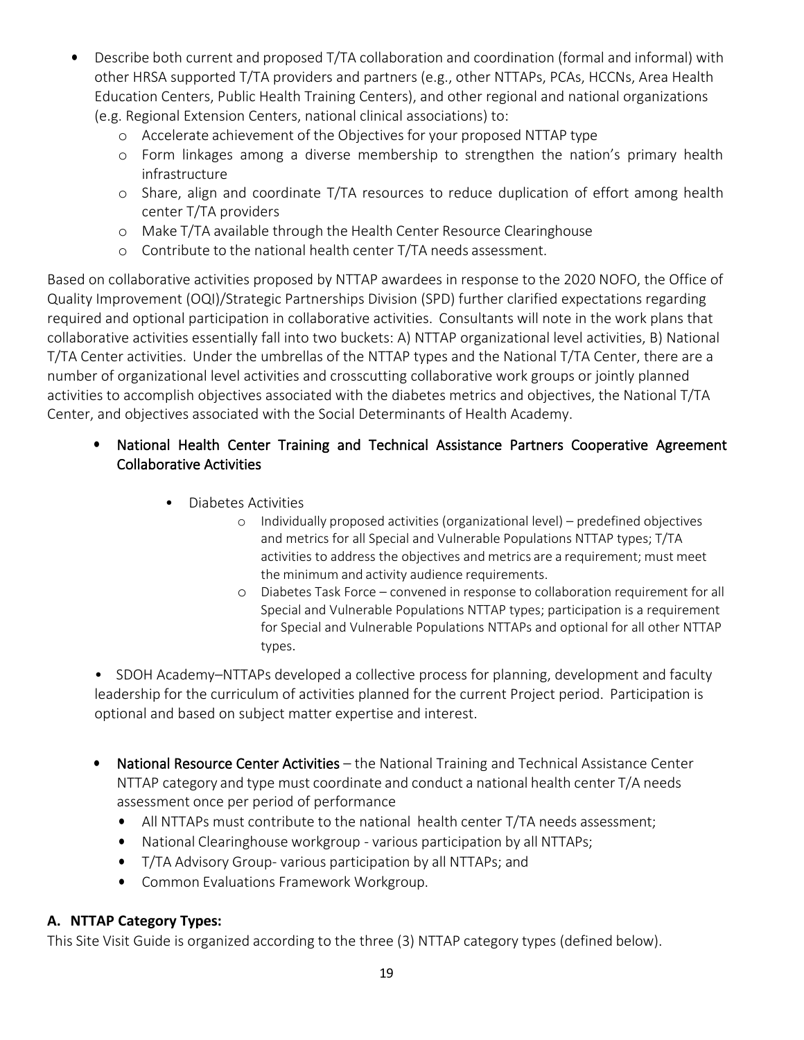- Describe both current and proposed T/TA collaboration and coordination (formal and informal) with other HRSA supported T/TA providers and partners (e.g., other NTTAPs, PCAs, HCCNs, Area Health Education Centers, Public Health Training Centers), and other regional and national organizations (e.g. Regional Extension Centers, national clinical associations) to:
  - Accelerate achievement of the Objectives for your proposed NTTAP type
  - Form linkages among a diverse membership to strengthen the nation's primary health infrastructure
  - Share, align and coordinate T/TA resources to reduce duplication of effort among health center T/TA providers
  - Make T/TA available through the Health Center Resource Clearinghouse
  - Contribute to the national health center T/TA needs assessment.

Based on collaborative activities proposed by NTTAP awardees in response to the 2020 NOFO, the Office of Quality Improvement (OQI)/Strategic Partnerships Division (SPD) further clarified expectations regarding required and optional participation in collaborative activities. Consultants will note in the work plans that collaborative activities essentially fall into two buckets: A) NTTAP organizational level activities, B) National T/TA Center activities. Under the umbrellas of the NTTAP types and the National T/TA Center, there are a number of organizational level activities and crosscutting collaborative work groups or jointly planned activities to accomplish objectives associated with the diabetes metrics and objectives, the National T/TA Center, and objectives associated with the Social Determinants of Health Academy.

- National Health Center Training and Technical Assistance Partners Cooperative Agreement Collaborative Activities
  - Diabetes Activities
    - Individually proposed activities (organizational level) – predefined objectives and metrics for all Special and Vulnerable Populations NTTAP types; T/TA activities to address the objectives and metrics are a requirement; must meet the minimum and activity audience requirements.
    - Diabetes Task Force – convened in response to collaboration requirement for all Special and Vulnerable Populations NTTAP types; participation is a requirement for Special and Vulnerable Populations NTTAPs and optional for all other NTTAP types.

- SDOH Academy–NTTAPs developed a collective process for planning, development and faculty leadership for the curriculum of activities planned for the current Project period. Participation is optional and based on subject matter expertise and interest.

- National Resource Center Activities – the National Training and Technical Assistance Center NTTAP category and type must coordinate and conduct a national health center T/A needs assessment once per period of performance
  - All NTTAPs must contribute to the national health center T/TA needs assessment;
  - National Clearinghouse workgroup - various participation by all NTTAPs;
  - T/TA Advisory Group- various participation by all NTTAPs; and
  - Common Evaluations Framework Workgroup.

### A. NTTAP Category Types:

This Site Visit Guide is organized according to the three (3) NTTAP category types (defined below).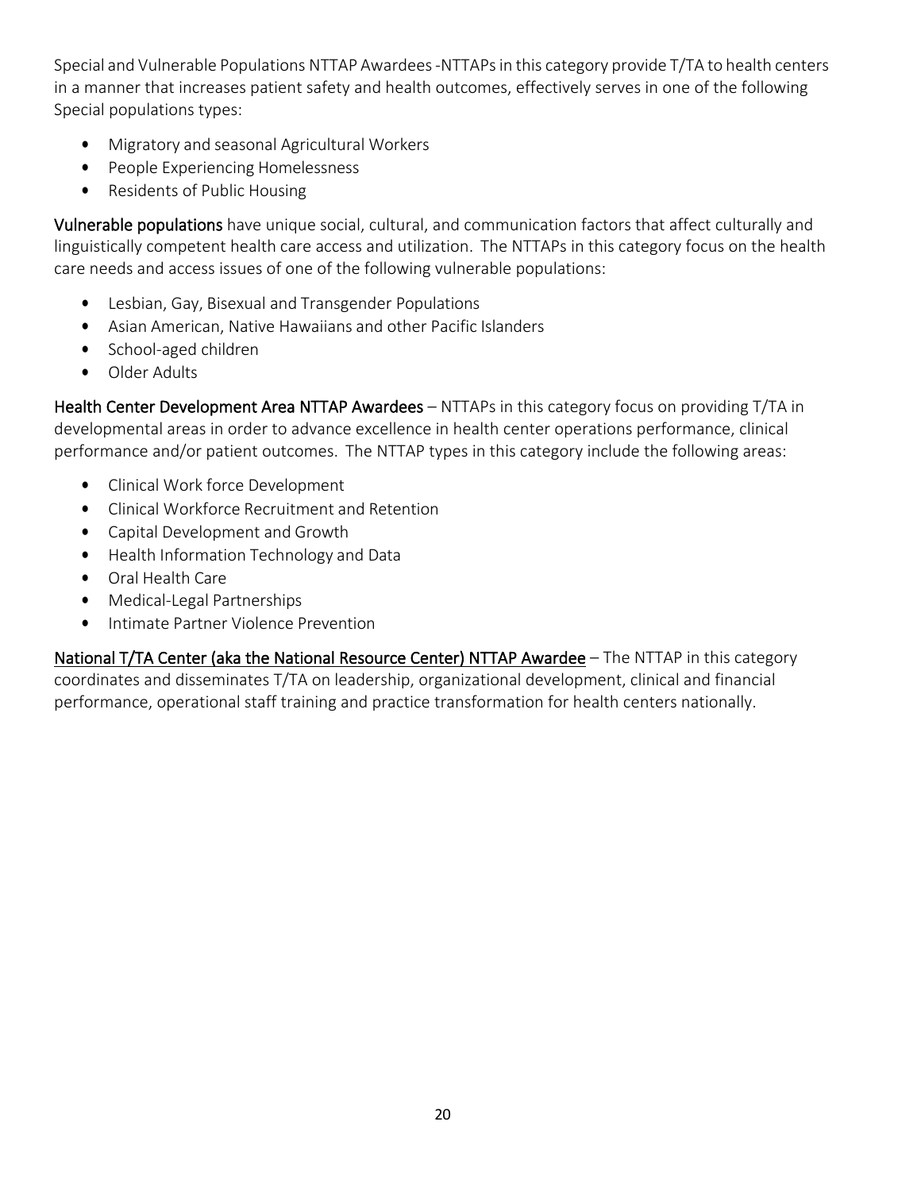Special and Vulnerable Populations NTTAP Awardees -NTTAPs in this category provide T/TA to health centers in a manner that increases patient safety and health outcomes, effectively serves in one of the following Special populations types:

- Migratory and seasonal Agricultural Workers
- People Experiencing Homelessness
- Residents of Public Housing

**Vulnerable populations** have unique social, cultural, and communication factors that affect culturally and linguistically competent health care access and utilization. The NTTAPs in this category focus on the health care needs and access issues of one of the following vulnerable populations:

- Lesbian, Gay, Bisexual and Transgender Populations
- Asian American, Native Hawaiians and other Pacific Islanders
- School-aged children
- Older Adults

**Health Center Development Area NTTAP Awardees** – NTTAPs in this category focus on providing T/TA in developmental areas in order to advance excellence in health center operations performance, clinical performance and/or patient outcomes. The NTTAP types in this category include the following areas:

- Clinical Work force Development
- Clinical Workforce Recruitment and Retention
- Capital Development and Growth
- Health Information Technology and Data
- Oral Health Care
- Medical-Legal Partnerships
- Intimate Partner Violence Prevention

**National T/TA Center (aka the National Resource Center) NTTAP Awardee** – The NTTAP in this category coordinates and disseminates T/TA on leadership, organizational development, clinical and financial performance, operational staff training and practice transformation for health centers nationally.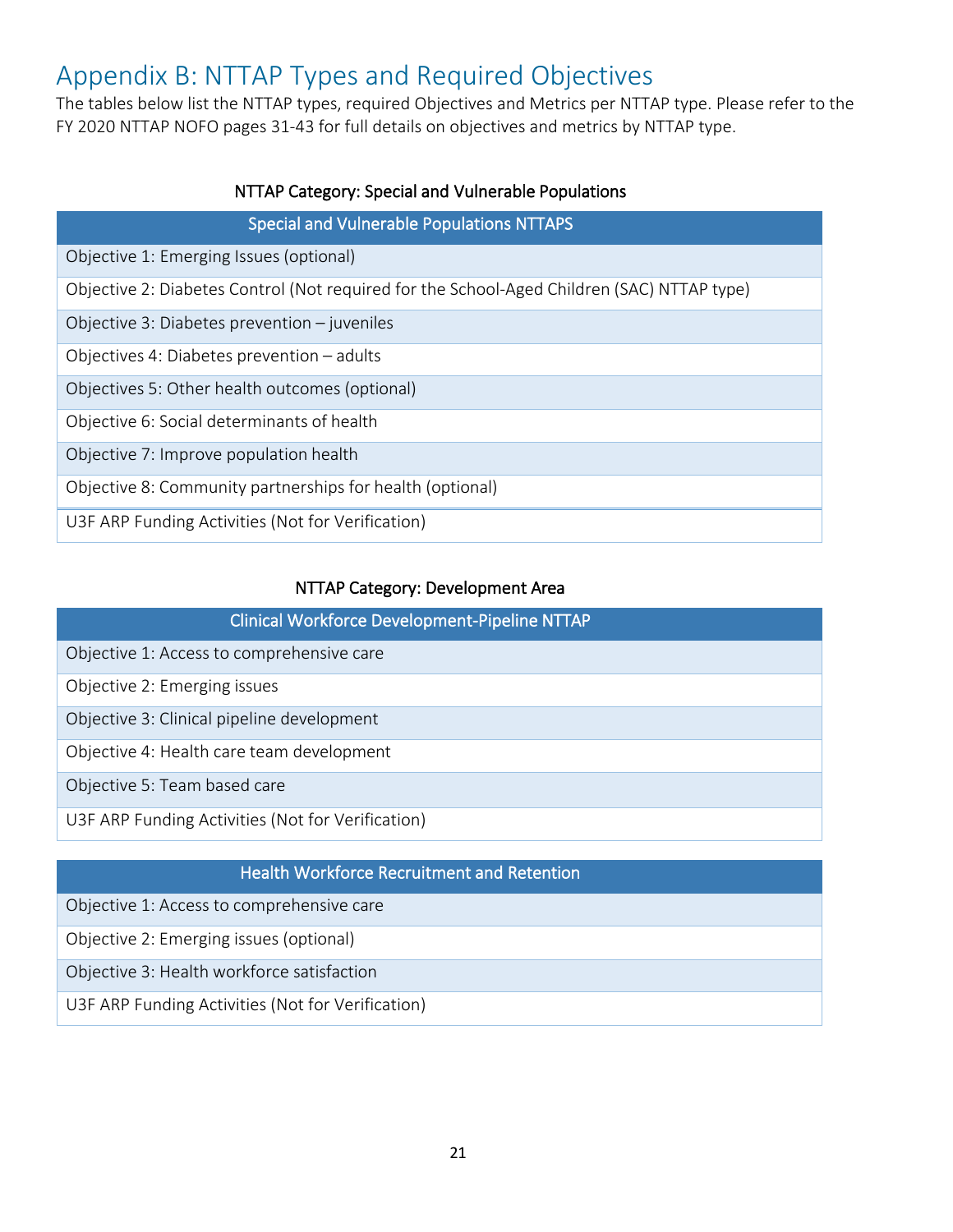# Appendix B: NTTAP Types and Required Objectives

The tables below list the NTTAP types, required Objectives and Metrics per NTTAP type. Please refer to the FY 2020 NTTAP NOFO pages 31-43 for full details on objectives and metrics by NTTAP type.

**NTTAP Category: Special and Vulnerable Populations**

| Special and Vulnerable Populations NTTAPS |
| --- |
| Objective 1: Emerging Issues (optional) |
| Objective 2: Diabetes Control (Not required for the School-Aged Children (SAC) NTTAP type) |
| Objective 3: Diabetes prevention – juveniles |
| Objectives 4: Diabetes prevention – adults |
| Objectives 5: Other health outcomes (optional) |
| Objective 6: Social determinants of health |
| Objective 7: Improve population health |
| Objective 8: Community partnerships for health (optional) |
| U3F ARP Funding Activities (Not for Verification) |

**NTTAP Category: Development Area**

| Clinical Workforce Development-Pipeline NTTAP |
| --- |
| Objective 1: Access to comprehensive care |
| Objective 2: Emerging issues |
| Objective 3: Clinical pipeline development |
| Objective 4: Health care team development |
| Objective 5: Team based care |
| U3F ARP Funding Activities (Not for Verification) |

| Health Workforce Recruitment and Retention |
| --- |
| Objective 1: Access to comprehensive care |
| Objective 2: Emerging issues (optional) |
| Objective 3: Health workforce satisfaction |
| U3F ARP Funding Activities (Not for Verification) |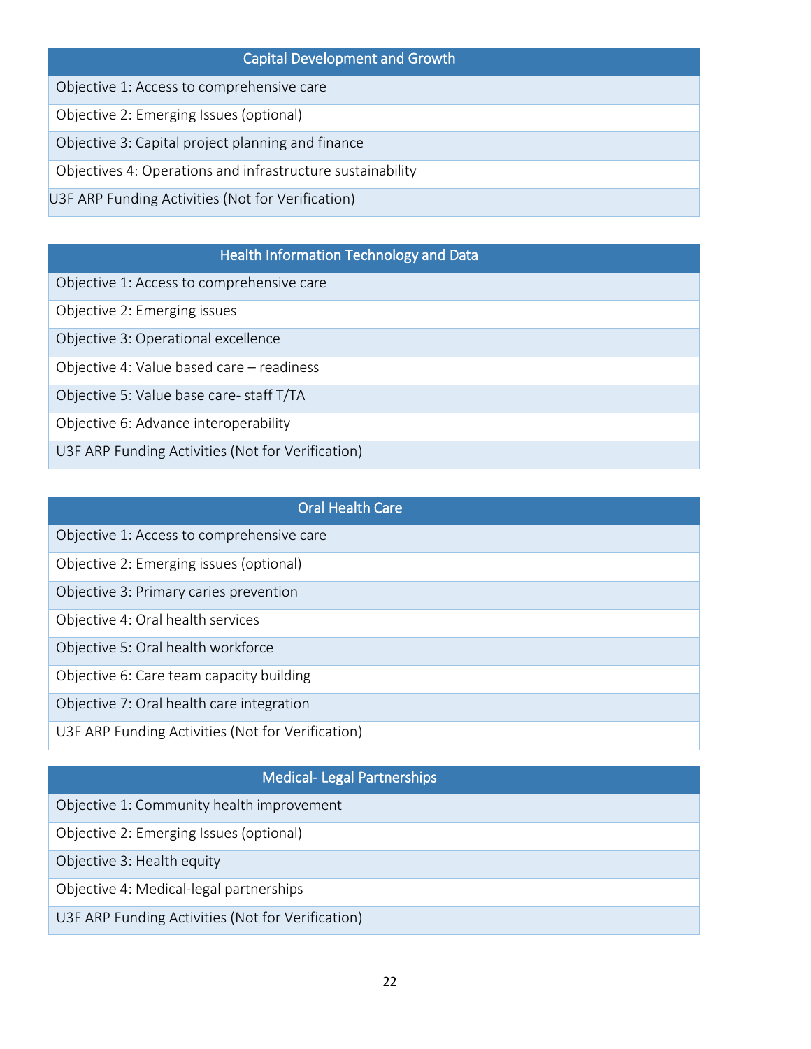| Capital Development and Growth |
|---|
| Objective 1: Access to comprehensive care |
| Objective 2: Emerging Issues (optional) |
| Objective 3: Capital project planning and finance |
| Objectives 4: Operations and infrastructure sustainability |
| U3F ARP Funding Activities (Not for Verification) |

| Health Information Technology and Data |
|---|
| Objective 1: Access to comprehensive care |
| Objective 2: Emerging issues |
| Objective 3: Operational excellence |
| Objective 4: Value based care – readiness |
| Objective 5: Value base care- staff T/TA |
| Objective 6: Advance interoperability |
| U3F ARP Funding Activities (Not for Verification) |

| Oral Health Care |
|---|
| Objective 1: Access to comprehensive care |
| Objective 2: Emerging issues (optional) |
| Objective 3: Primary caries prevention |
| Objective 4: Oral health services |
| Objective 5: Oral health workforce |
| Objective 6: Care team capacity building |
| Objective 7: Oral health care integration |
| U3F ARP Funding Activities (Not for Verification) |

| Medical- Legal Partnerships |
|---|
| Objective 1: Community health improvement |
| Objective 2: Emerging Issues (optional) |
| Objective 3: Health equity |
| Objective 4: Medical-legal partnerships |
| U3F ARP Funding Activities (Not for Verification) |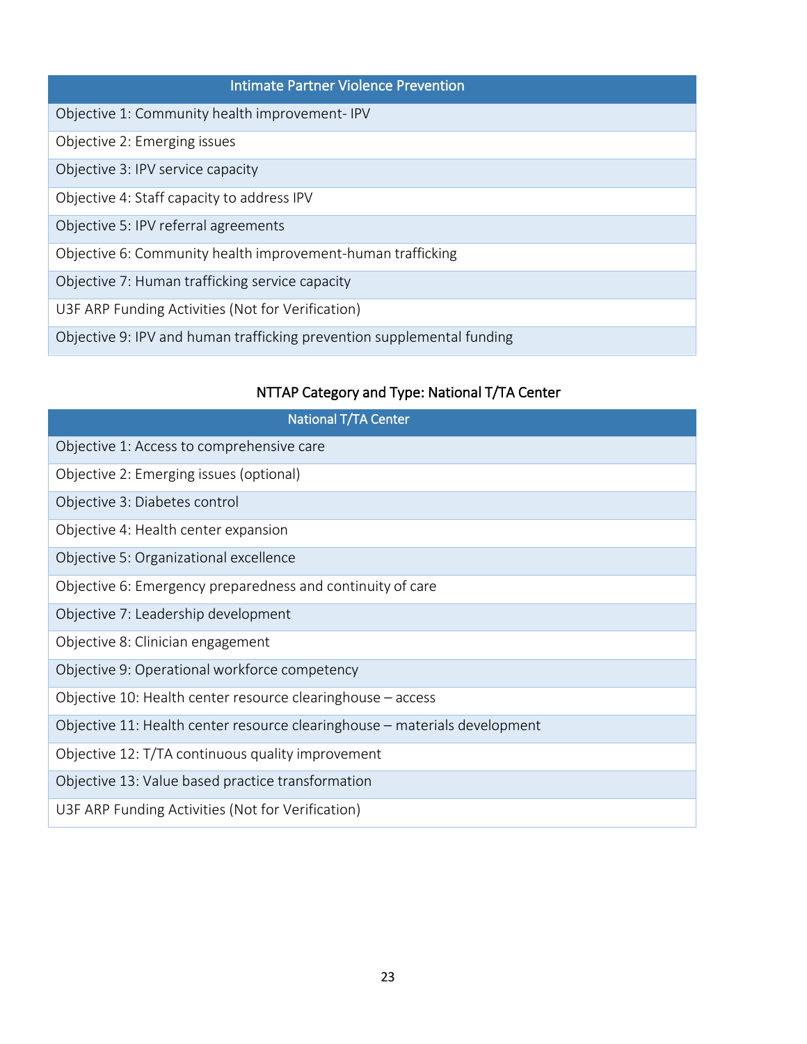| Intimate Partner Violence Prevention |
|---|
| Objective 1: Community health improvement- IPV |
| Objective 2: Emerging issues |
| Objective 3: IPV service capacity |
| Objective 4: Staff capacity to address IPV |
| Objective 5: IPV referral agreements |
| Objective 6: Community health improvement-human trafficking |
| Objective 7: Human trafficking service capacity |
| U3F ARP Funding Activities (Not for Verification) |
| Objective 9: IPV and human trafficking prevention supplemental funding |

### NTTAP Category and Type: National T/TA Center

| National T/TA Center |
|---|
| Objective 1: Access to comprehensive care |
| Objective 2: Emerging issues (optional) |
| Objective 3: Diabetes control |
| Objective 4: Health center expansion |
| Objective 5: Organizational excellence |
| Objective 6: Emergency preparedness and continuity of care |
| Objective 7: Leadership development |
| Objective 8: Clinician engagement |
| Objective 9: Operational workforce competency |
| Objective 10: Health center resource clearinghouse – access |
| Objective 11: Health center resource clearinghouse – materials development |
| Objective 12: T/TA continuous quality improvement |
| Objective 13: Value based practice transformation |
| U3F ARP Funding Activities (Not for Verification) |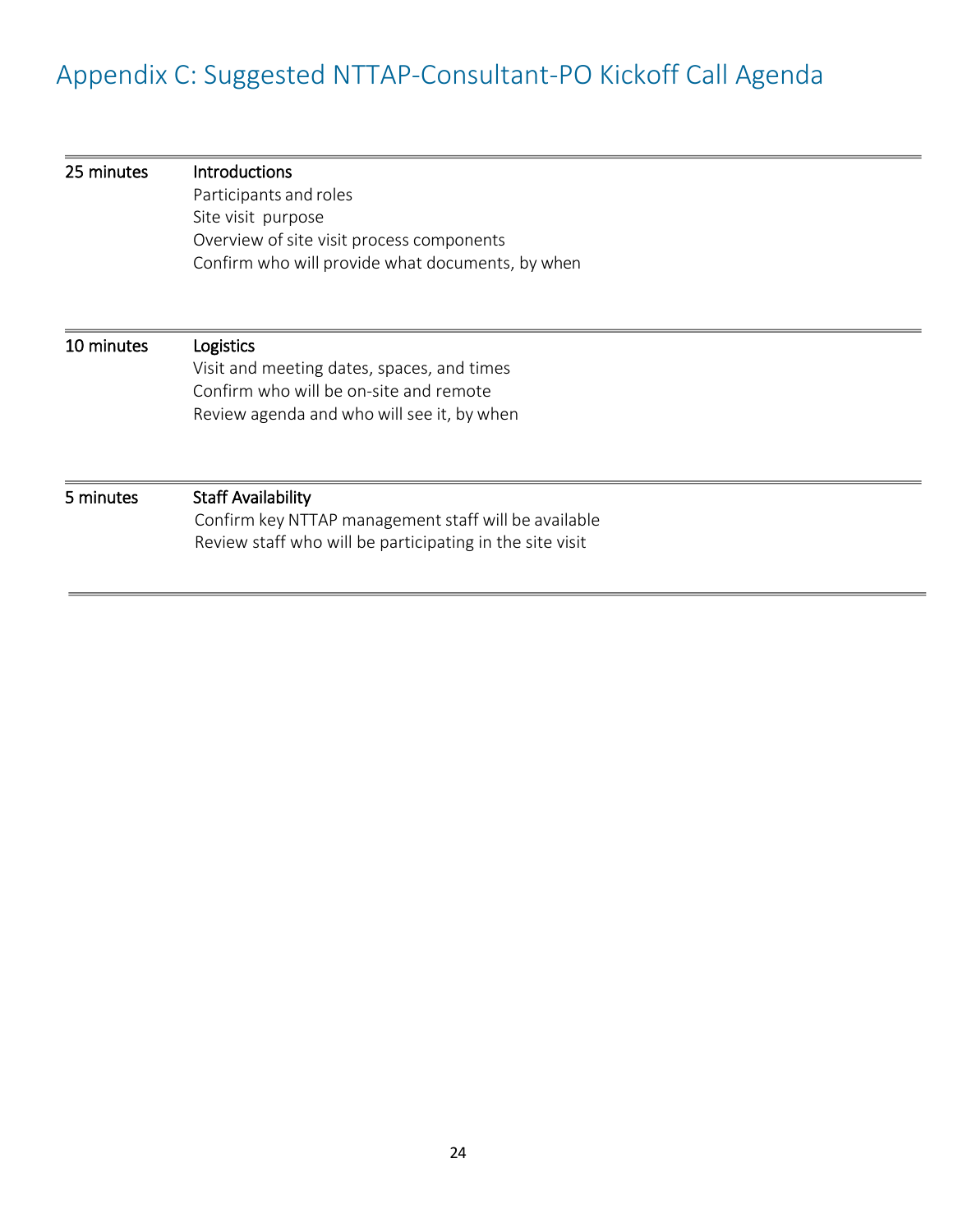# Appendix C: Suggested NTTAP-Consultant-PO Kickoff Call Agenda

| | |
|---|---|
| 25 minutes | **Introductions**<br>Participants and roles<br>Site visit purpose<br>Overview of site visit process components<br>Confirm who will provide what documents, by when |
| 10 minutes | **Logistics**<br>Visit and meeting dates, spaces, and times<br>Confirm who will be on-site and remote<br>Review agenda and who will see it, by when |
| 5 minutes | **Staff Availability**<br>Confirm key NTTAP management staff will be available<br>Review staff who will be participating in the site visit |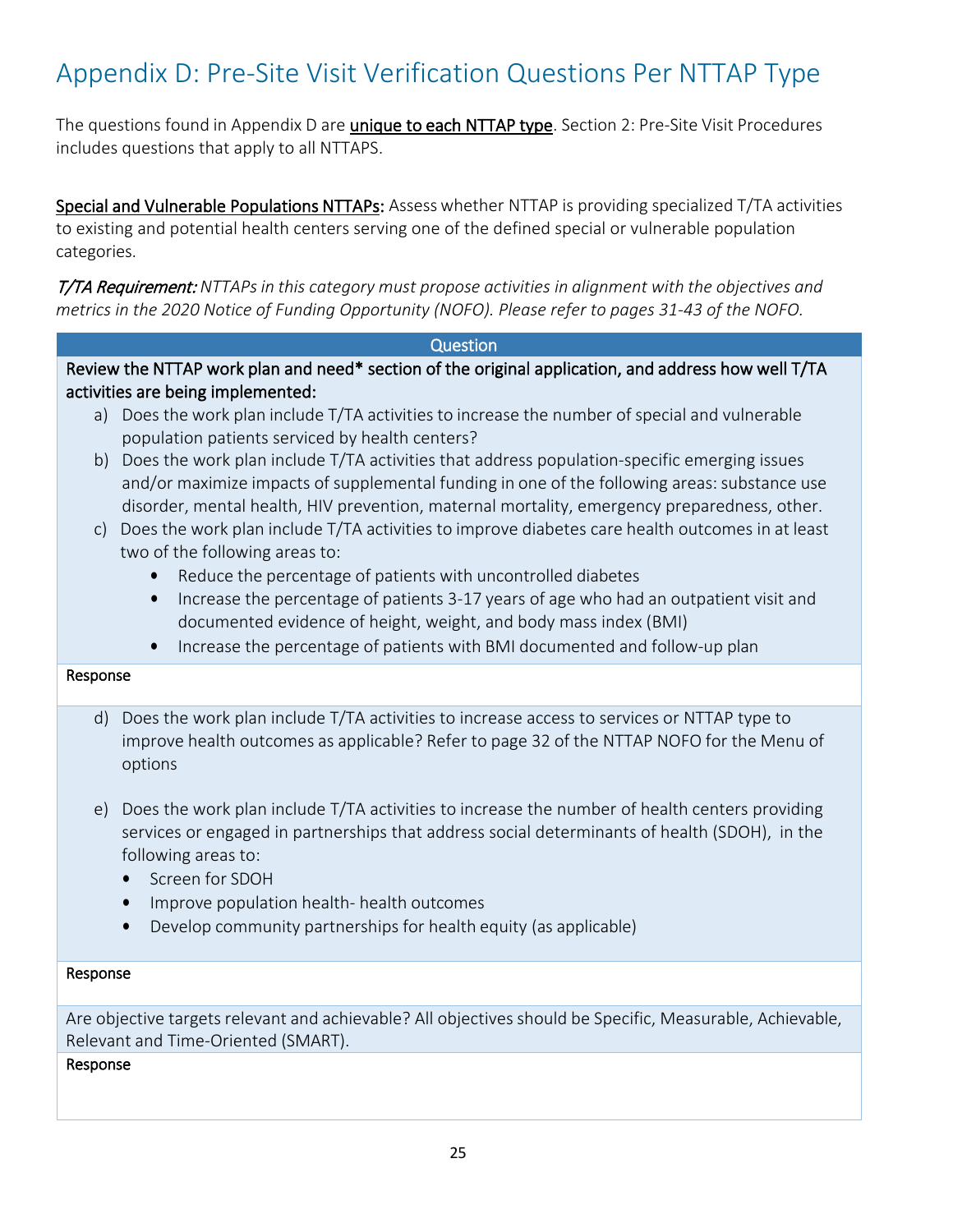# Appendix D: Pre-Site Visit Verification Questions Per NTTAP Type

The questions found in Appendix D are **unique to each NTTAP type**. Section 2: Pre-Site Visit Procedures includes questions that apply to all NTTAPS.

**Special and Vulnerable Populations NTTAPs:** Assess whether NTTAP is providing specialized T/TA activities to existing and potential health centers serving one of the defined special or vulnerable population categories.

*T/TA Requirement: NTTAPs in this category must propose activities in alignment with the objectives and metrics in the 2020 Notice of Funding Opportunity (NOFO). Please refer to pages 31-43 of the NOFO.*

| Question |
|---|
| **Review the NTTAP work plan and need\* section of the original application, and address how well T/TA activities are being implemented:**<br>a) Does the work plan include T/TA activities to increase the number of special and vulnerable population patients serviced by health centers?<br>b) Does the work plan include T/TA activities that address population-specific emerging issues and/or maximize impacts of supplemental funding in one of the following areas: substance use disorder, mental health, HIV prevention, maternal mortality, emergency preparedness, other.<br>c) Does the work plan include T/TA activities to improve diabetes care health outcomes in at least two of the following areas to:<br>• Reduce the percentage of patients with uncontrolled diabetes<br>• Increase the percentage of patients 3-17 years of age who had an outpatient visit and documented evidence of height, weight, and body mass index (BMI)<br>• Increase the percentage of patients with BMI documented and follow-up plan |
| Response |
| d) Does the work plan include T/TA activities to increase access to services or NTTAP type to improve health outcomes as applicable? Refer to page 32 of the NTTAP NOFO for the Menu of options<br><br>e) Does the work plan include T/TA activities to increase the number of health centers providing services or engaged in partnerships that address social determinants of health (SDOH), in the following areas to:<br>• Screen for SDOH<br>• Improve population health- health outcomes<br>• Develop community partnerships for health equity (as applicable) |
| Response |
| Are objective targets relevant and achievable? All objectives should be Specific, Measurable, Achievable, Relevant and Time-Oriented (SMART). |
| Response |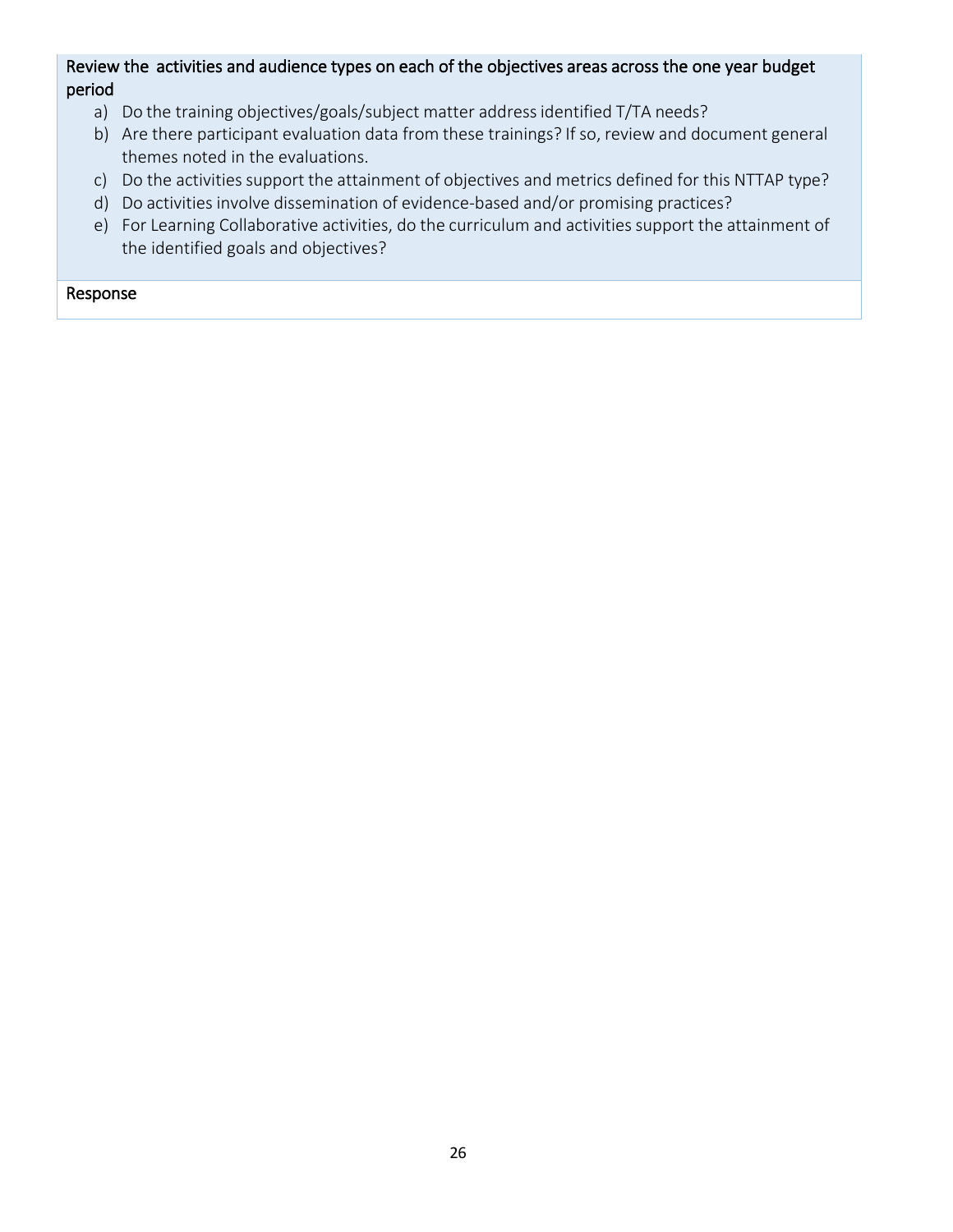Review the activities and audience types on each of the objectives areas across the one year budget period

a) Do the training objectives/goals/subject matter address identified T/TA needs?
b) Are there participant evaluation data from these trainings? If so, review and document general themes noted in the evaluations.
c) Do the activities support the attainment of objectives and metrics defined for this NTTAP type?
d) Do activities involve dissemination of evidence-based and/or promising practices?
e) For Learning Collaborative activities, do the curriculum and activities support the attainment of the identified goals and objectives?

Response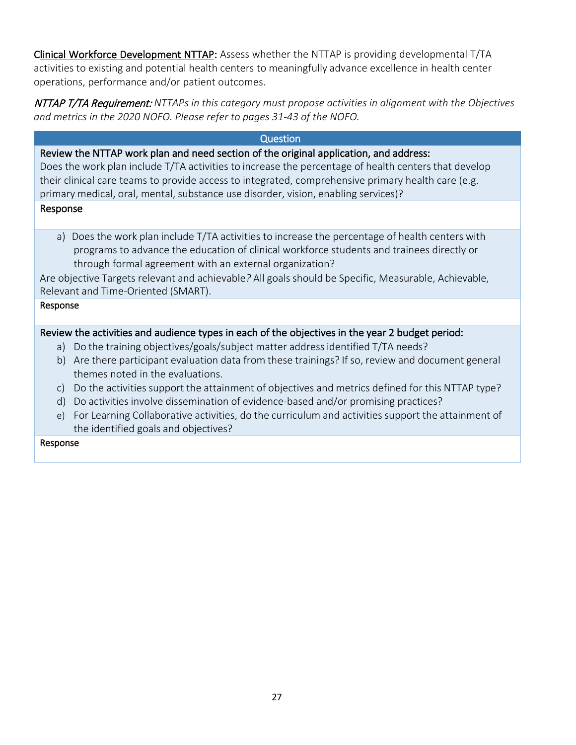<u>Clinical Workforce Development NTTAP</u>: Assess whether the NTTAP is providing developmental T/TA activities to existing and potential health centers to meaningfully advance excellence in health center operations, performance and/or patient outcomes.

*NTTAP T/TA Requirement: NTTAPs in this category must propose activities in alignment with the Objectives and metrics in the 2020 NOFO. Please refer to pages 31-43 of the NOFO.*

| Question |
|---|
| **Review the NTTAP work plan and need section of the original application, and address:**<br>Does the work plan include T/TA activities to increase the percentage of health centers that develop their clinical care teams to provide access to integrated, comprehensive primary health care (e.g. primary medical, oral, mental, substance use disorder, vision, enabling services)? |
| **Response** |
| a) Does the work plan include T/TA activities to increase the percentage of health centers with programs to advance the education of clinical workforce students and trainees directly or through formal agreement with an external organization?<br>Are objective Targets relevant and achievable? All goals should be Specific, Measurable, Achievable, Relevant and Time-Oriented (SMART). |
| **Response** |
| **Review the activities and audience types in each of the objectives in the year 2 budget period:**<br>a) Do the training objectives/goals/subject matter address identified T/TA needs?<br>b) Are there participant evaluation data from these trainings? If so, review and document general themes noted in the evaluations.<br>c) Do the activities support the attainment of objectives and metrics defined for this NTTAP type?<br>d) Do activities involve dissemination of evidence-based and/or promising practices?<br>e) For Learning Collaborative activities, do the curriculum and activities support the attainment of the identified goals and objectives? |
| **Response** |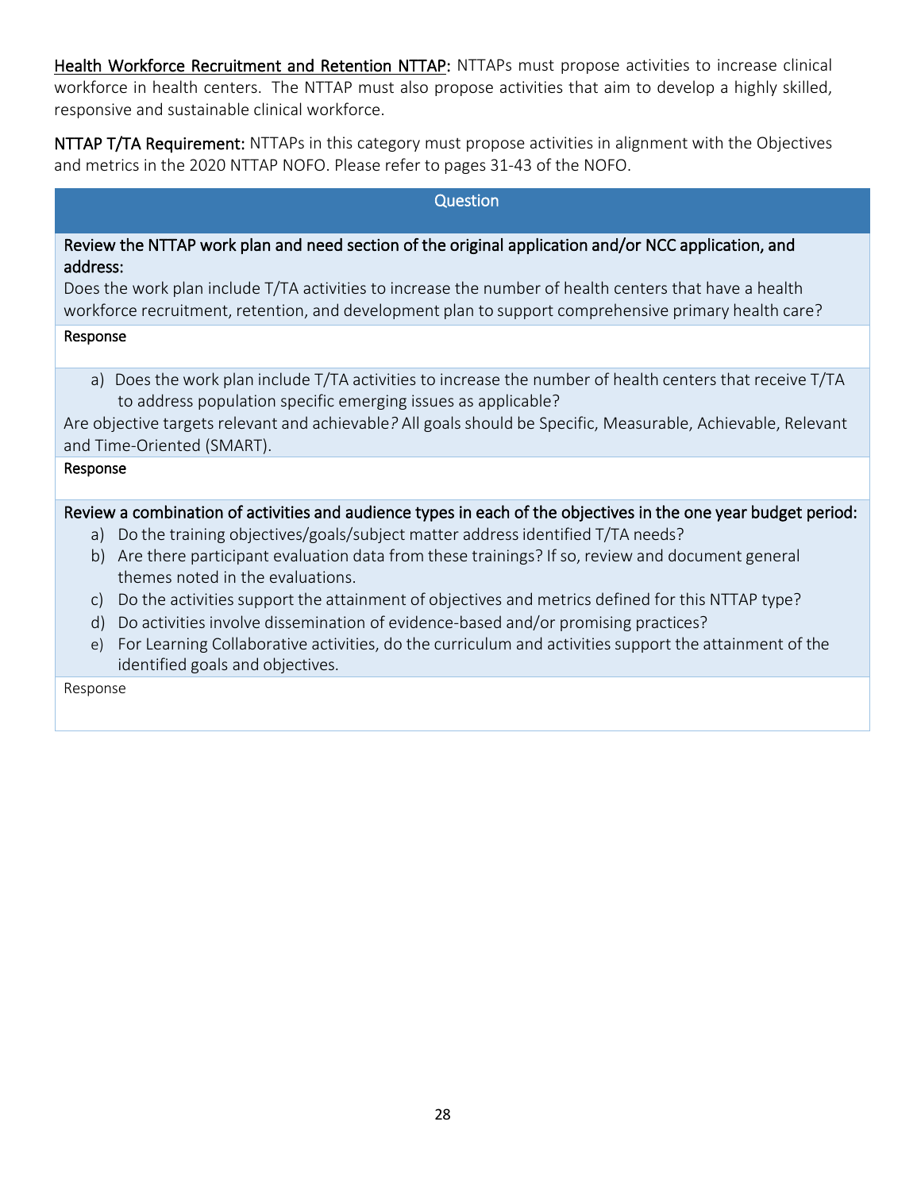Health Workforce Recruitment and Retention NTTAP: NTTAPs must propose activities to increase clinical workforce in health centers. The NTTAP must also propose activities that aim to develop a highly skilled, responsive and sustainable clinical workforce.

**NTTAP T/TA Requirement:** NTTAPs in this category must propose activities in alignment with the Objectives and metrics in the 2020 NTTAP NOFO. Please refer to pages 31-43 of the NOFO.

| Question |
| --- |
| Review the NTTAP work plan and need section of the original application and/or NCC application, and address:<br>Does the work plan include T/TA activities to increase the number of health centers that have a health workforce recruitment, retention, and development plan to support comprehensive primary health care? |
| Response |
| a) Does the work plan include T/TA activities to increase the number of health centers that receive T/TA to address population specific emerging issues as applicable?<br>Are objective targets relevant and achievable? All goals should be Specific, Measurable, Achievable, Relevant and Time-Oriented (SMART). |
| Response |
| Review a combination of activities and audience types in each of the objectives in the one year budget period:<br>a) Do the training objectives/goals/subject matter address identified T/TA needs?<br>b) Are there participant evaluation data from these trainings? If so, review and document general themes noted in the evaluations.<br>c) Do the activities support the attainment of objectives and metrics defined for this NTTAP type?<br>d) Do activities involve dissemination of evidence-based and/or promising practices?<br>e) For Learning Collaborative activities, do the curriculum and activities support the attainment of the identified goals and objectives. |
| Response |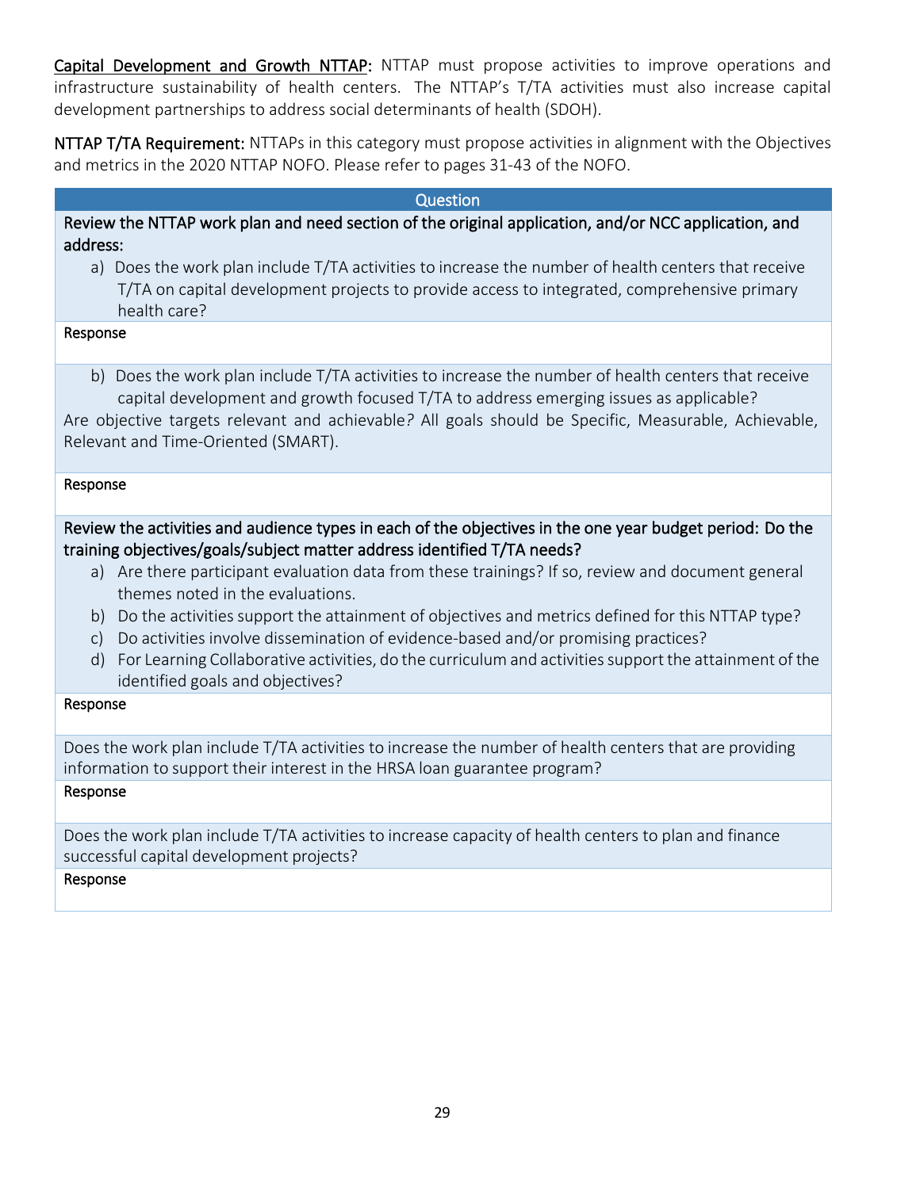<u>Capital Development and Growth NTTAP</u>: NTTAP must propose activities to improve operations and infrastructure sustainability of health centers. The NTTAP's T/TA activities must also increase capital development partnerships to address social determinants of health (SDOH).

**NTTAP T/TA Requirement:** NTTAPs in this category must propose activities in alignment with the Objectives and metrics in the 2020 NTTAP NOFO. Please refer to pages 31-43 of the NOFO.

| Question |
| --- |
| Review the NTTAP work plan and need section of the original application, and/or NCC application, and address:<br>a) Does the work plan include T/TA activities to increase the number of health centers that receive T/TA on capital development projects to provide access to integrated, comprehensive primary health care? |
| **Response** |
| b) Does the work plan include T/TA activities to increase the number of health centers that receive capital development and growth focused T/TA to address emerging issues as applicable?<br>Are objective targets relevant and achievable? All goals should be Specific, Measurable, Achievable, Relevant and Time-Oriented (SMART). |
| **Response** |
| Review the activities and audience types in each of the objectives in the one year budget period: Do the training objectives/goals/subject matter address identified T/TA needs?<br>a) Are there participant evaluation data from these trainings? If so, review and document general themes noted in the evaluations.<br>b) Do the activities support the attainment of objectives and metrics defined for this NTTAP type?<br>c) Do activities involve dissemination of evidence-based and/or promising practices?<br>d) For Learning Collaborative activities, do the curriculum and activities support the attainment of the identified goals and objectives? |
| **Response** |
| Does the work plan include T/TA activities to increase the number of health centers that are providing information to support their interest in the HRSA loan guarantee program? |
| **Response** |
| Does the work plan include T/TA activities to increase capacity of health centers to plan and finance successful capital development projects? |
| **Response** |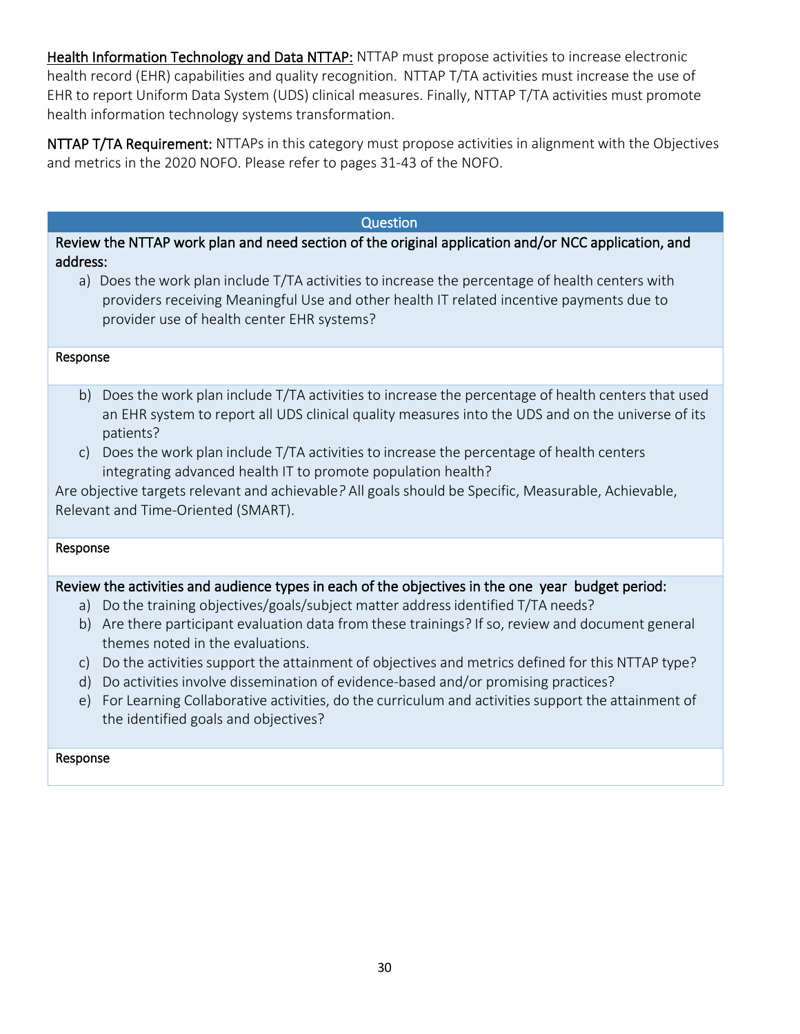<u>Health Information Technology and Data NTTAP:</u> NTTAP must propose activities to increase electronic health record (EHR) capabilities and quality recognition. NTTAP T/TA activities must increase the use of EHR to report Uniform Data System (UDS) clinical measures. Finally, NTTAP T/TA activities must promote health information technology systems transformation.

**NTTAP T/TA Requirement:** NTTAPs in this category must propose activities in alignment with the Objectives and metrics in the 2020 NOFO. Please refer to pages 31-43 of the NOFO.

| Question |
|---|
| **Review the NTTAP work plan and need section of the original application and/or NCC application, and address:**<br>a) Does the work plan include T/TA activities to increase the percentage of health centers with providers receiving Meaningful Use and other health IT related incentive payments due to provider use of health center EHR systems? |
| Response |
| b) Does the work plan include T/TA activities to increase the percentage of health centers that used an EHR system to report all UDS clinical quality measures into the UDS and on the universe of its patients?<br>c) Does the work plan include T/TA activities to increase the percentage of health centers integrating advanced health IT to promote population health?<br>Are objective targets relevant and achievable? All goals should be Specific, Measurable, Achievable, Relevant and Time-Oriented (SMART). |
| Response |
| **Review the activities and audience types in each of the objectives in the one year budget period:**<br>a) Do the training objectives/goals/subject matter address identified T/TA needs?<br>b) Are there participant evaluation data from these trainings? If so, review and document general themes noted in the evaluations.<br>c) Do the activities support the attainment of objectives and metrics defined for this NTTAP type?<br>d) Do activities involve dissemination of evidence-based and/or promising practices?<br>e) For Learning Collaborative activities, do the curriculum and activities support the attainment of the identified goals and objectives? |
| Response |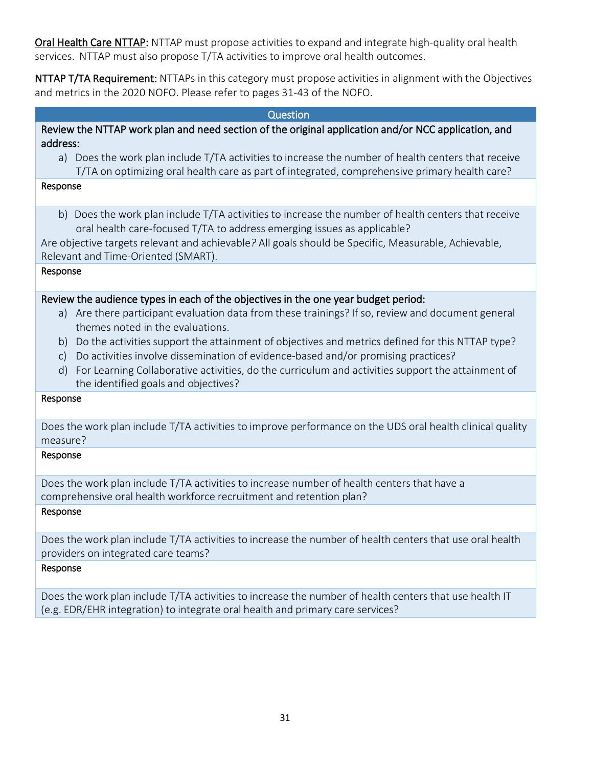**<u>Oral Health Care NTTAP</u>:** NTTAP must propose activities to expand and integrate high-quality oral health services. NTTAP must also propose T/TA activities to improve oral health outcomes.

**NTTAP T/TA Requirement:** NTTAPs in this category must propose activities in alignment with the Objectives and metrics in the 2020 NOFO. Please refer to pages 31-43 of the NOFO.

| Question |
| --- |
| Review the NTTAP work plan and need section of the original application and/or NCC application, and address:<br>a) Does the work plan include T/TA activities to increase the number of health centers that receive T/TA on optimizing oral health care as part of integrated, comprehensive primary health care? |
| **Response** |
| b) Does the work plan include T/TA activities to increase the number of health centers that receive oral health care-focused T/TA to address emerging issues as applicable?<br>Are objective targets relevant and achievable? All goals should be Specific, Measurable, Achievable, Relevant and Time-Oriented (SMART). |
| **Response** |
| Review the audience types in each of the objectives in the one year budget period:<br>a) Are there participant evaluation data from these trainings? If so, review and document general themes noted in the evaluations.<br>b) Do the activities support the attainment of objectives and metrics defined for this NTTAP type?<br>c) Do activities involve dissemination of evidence-based and/or promising practices?<br>d) For Learning Collaborative activities, do the curriculum and activities support the attainment of the identified goals and objectives? |
| **Response** |
| Does the work plan include T/TA activities to improve performance on the UDS oral health clinical quality measure? |
| **Response** |
| Does the work plan include T/TA activities to increase number of health centers that have a comprehensive oral health workforce recruitment and retention plan? |
| **Response** |
| Does the work plan include T/TA activities to increase the number of health centers that use oral health providers on integrated care teams? |
| **Response** |
| Does the work plan include T/TA activities to increase the number of health centers that use health IT (e.g. EDR/EHR integration) to integrate oral health and primary care services? |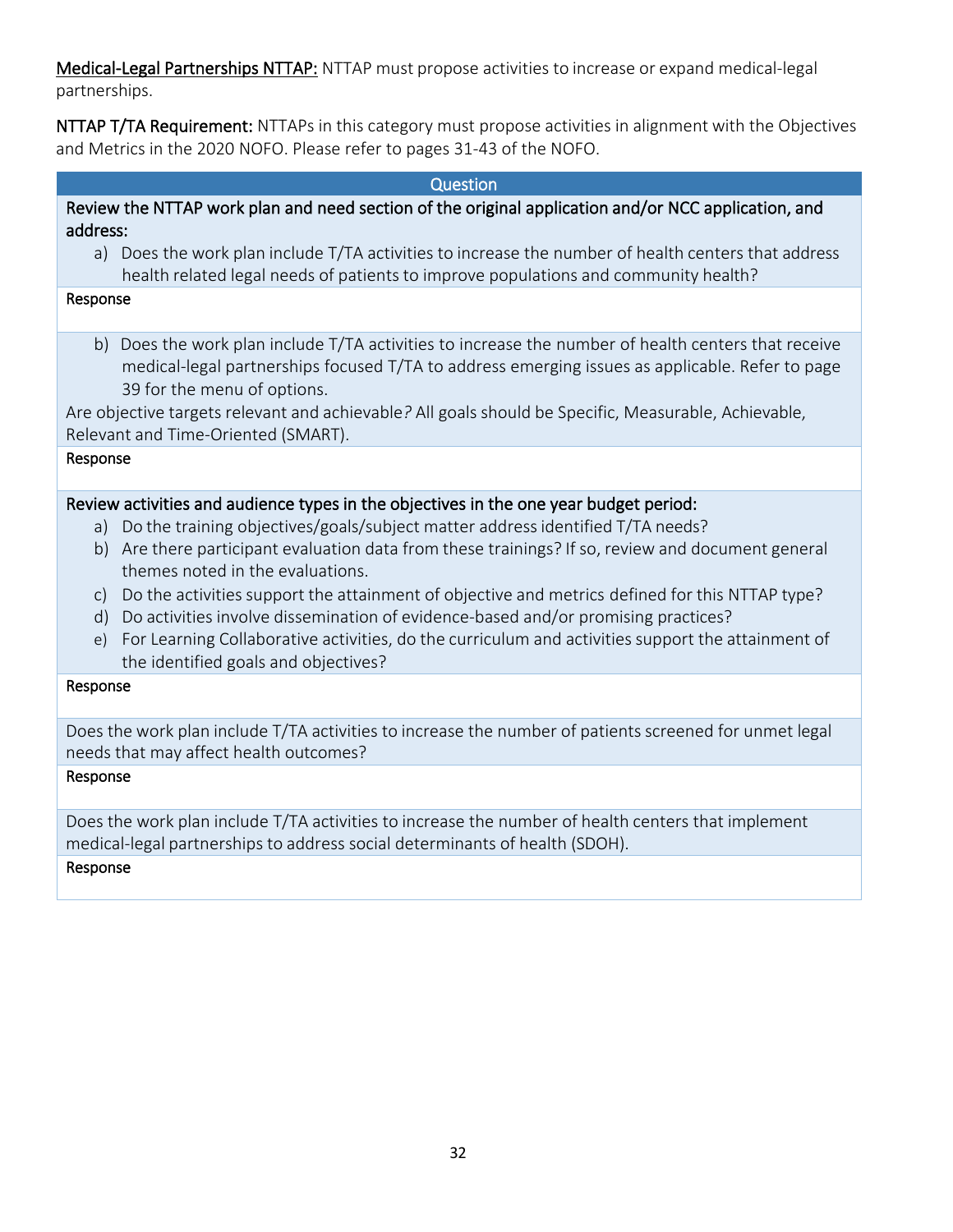<u>**Medical-Legal Partnerships NTTAP:**</u> NTTAP must propose activities to increase or expand medical-legal partnerships.

**NTTAP T/TA Requirement:** NTTAPs in this category must propose activities in alignment with the Objectives and Metrics in the 2020 NOFO. Please refer to pages 31-43 of the NOFO.

| Question |
|---|
| Review the NTTAP work plan and need section of the original application and/or NCC application, and address:<br>a) Does the work plan include T/TA activities to increase the number of health centers that address health related legal needs of patients to improve populations and community health? |
| Response |
| b) Does the work plan include T/TA activities to increase the number of health centers that receive medical-legal partnerships focused T/TA to address emerging issues as applicable. Refer to page 39 for the menu of options.<br>Are objective targets relevant and achievable? All goals should be Specific, Measurable, Achievable, Relevant and Time-Oriented (SMART). |
| Response |
| Review activities and audience types in the objectives in the one year budget period:<br>a) Do the training objectives/goals/subject matter address identified T/TA needs?<br>b) Are there participant evaluation data from these trainings? If so, review and document general themes noted in the evaluations.<br>c) Do the activities support the attainment of objective and metrics defined for this NTTAP type?<br>d) Do activities involve dissemination of evidence-based and/or promising practices?<br>e) For Learning Collaborative activities, do the curriculum and activities support the attainment of the identified goals and objectives? |
| Response |
| Does the work plan include T/TA activities to increase the number of patients screened for unmet legal needs that may affect health outcomes? |
| Response |
| Does the work plan include T/TA activities to increase the number of health centers that implement medical-legal partnerships to address social determinants of health (SDOH). |
| Response |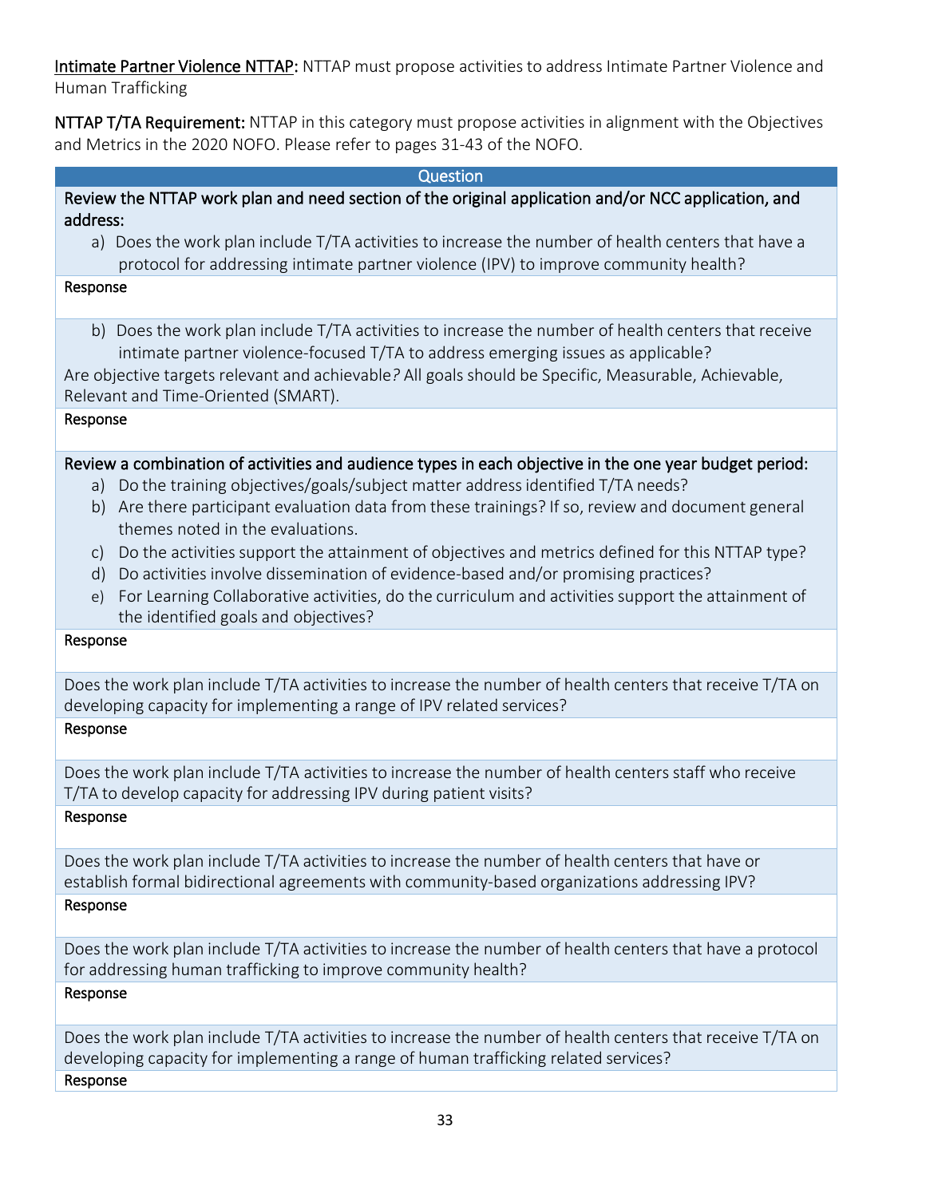<u>Intimate Partner Violence NTTAP</u>: NTTAP must propose activities to address Intimate Partner Violence and Human Trafficking

**NTTAP T/TA Requirement:** NTTAP in this category must propose activities in alignment with the Objectives and Metrics in the 2020 NOFO. Please refer to pages 31-43 of the NOFO.

| Question |
|---|
| **Review the NTTAP work plan and need section of the original application and/or NCC application, and address:**<br>a) Does the work plan include T/TA activities to increase the number of health centers that have a protocol for addressing intimate partner violence (IPV) to improve community health? |
| **Response** |
| b) Does the work plan include T/TA activities to increase the number of health centers that receive intimate partner violence-focused T/TA to address emerging issues as applicable?<br>Are objective targets relevant and achievable? All goals should be Specific, Measurable, Achievable, Relevant and Time-Oriented (SMART). |
| **Response** |
| **Review a combination of activities and audience types in each objective in the one year budget period:**<br>a) Do the training objectives/goals/subject matter address identified T/TA needs?<br>b) Are there participant evaluation data from these trainings? If so, review and document general themes noted in the evaluations.<br>c) Do the activities support the attainment of objectives and metrics defined for this NTTAP type?<br>d) Do activities involve dissemination of evidence-based and/or promising practices?<br>e) For Learning Collaborative activities, do the curriculum and activities support the attainment of the identified goals and objectives? |
| **Response** |
| Does the work plan include T/TA activities to increase the number of health centers that receive T/TA on developing capacity for implementing a range of IPV related services? |
| **Response** |
| Does the work plan include T/TA activities to increase the number of health centers staff who receive T/TA to develop capacity for addressing IPV during patient visits? |
| **Response** |
| Does the work plan include T/TA activities to increase the number of health centers that have or establish formal bidirectional agreements with community-based organizations addressing IPV? |
| **Response** |
| Does the work plan include T/TA activities to increase the number of health centers that have a protocol for addressing human trafficking to improve community health? |
| **Response** |
| Does the work plan include T/TA activities to increase the number of health centers that receive T/TA on developing capacity for implementing a range of human trafficking related services? |
| **Response** |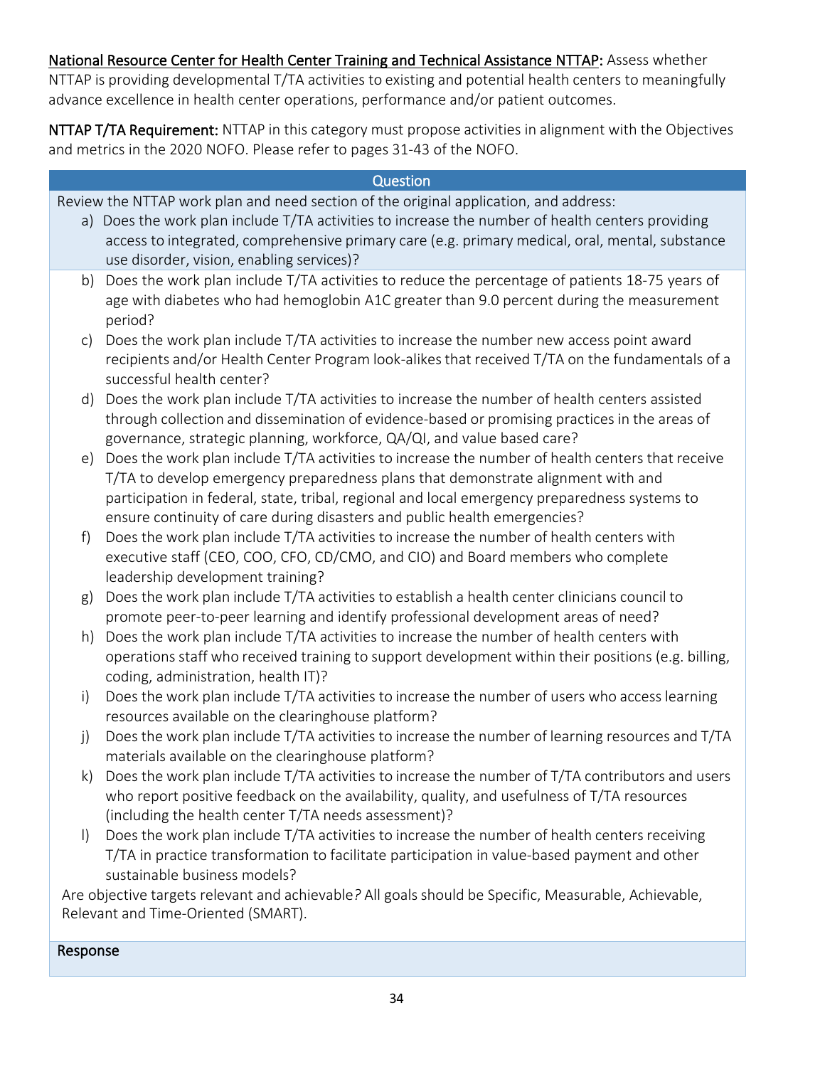<u>National Resource Center for Health Center Training and Technical Assistance NTTAP</u>: Assess whether NTTAP is providing developmental T/TA activities to existing and potential health centers to meaningfully advance excellence in health center operations, performance and/or patient outcomes.

**NTTAP T/TA Requirement:** NTTAP in this category must propose activities in alignment with the Objectives and metrics in the 2020 NOFO. Please refer to pages 31-43 of the NOFO.

| Question |
|---|
| Review the NTTAP work plan and need section of the original application, and address:<br>a) Does the work plan include T/TA activities to increase the number of health centers providing access to integrated, comprehensive primary care (e.g. primary medical, oral, mental, substance use disorder, vision, enabling services)?<br>b) Does the work plan include T/TA activities to reduce the percentage of patients 18-75 years of age with diabetes who had hemoglobin A1C greater than 9.0 percent during the measurement period?<br>c) Does the work plan include T/TA activities to increase the number new access point award recipients and/or Health Center Program look-alikes that received T/TA on the fundamentals of a successful health center?<br>d) Does the work plan include T/TA activities to increase the number of health centers assisted through collection and dissemination of evidence-based or promising practices in the areas of governance, strategic planning, workforce, QA/QI, and value based care?<br>e) Does the work plan include T/TA activities to increase the number of health centers that receive T/TA to develop emergency preparedness plans that demonstrate alignment with and participation in federal, state, tribal, regional and local emergency preparedness systems to ensure continuity of care during disasters and public health emergencies?<br>f) Does the work plan include T/TA activities to increase the number of health centers with executive staff (CEO, COO, CFO, CD/CMO, and CIO) and Board members who complete leadership development training?<br>g) Does the work plan include T/TA activities to establish a health center clinicians council to promote peer-to-peer learning and identify professional development areas of need?<br>h) Does the work plan include T/TA activities to increase the number of health centers with operations staff who received training to support development within their positions (e.g. billing, coding, administration, health IT)?<br>i) Does the work plan include T/TA activities to increase the number of users who access learning resources available on the clearinghouse platform?<br>j) Does the work plan include T/TA activities to increase the number of learning resources and T/TA materials available on the clearinghouse platform?<br>k) Does the work plan include T/TA activities to increase the number of T/TA contributors and users who report positive feedback on the availability, quality, and usefulness of T/TA resources (including the health center T/TA needs assessment)?<br>l) Does the work plan include T/TA activities to increase the number of health centers receiving T/TA in practice transformation to facilitate participation in value-based payment and other sustainable business models?<br>Are objective targets relevant and achievable*?* All goals should be Specific, Measurable, Achievable, Relevant and Time-Oriented (SMART). |
| **Response** |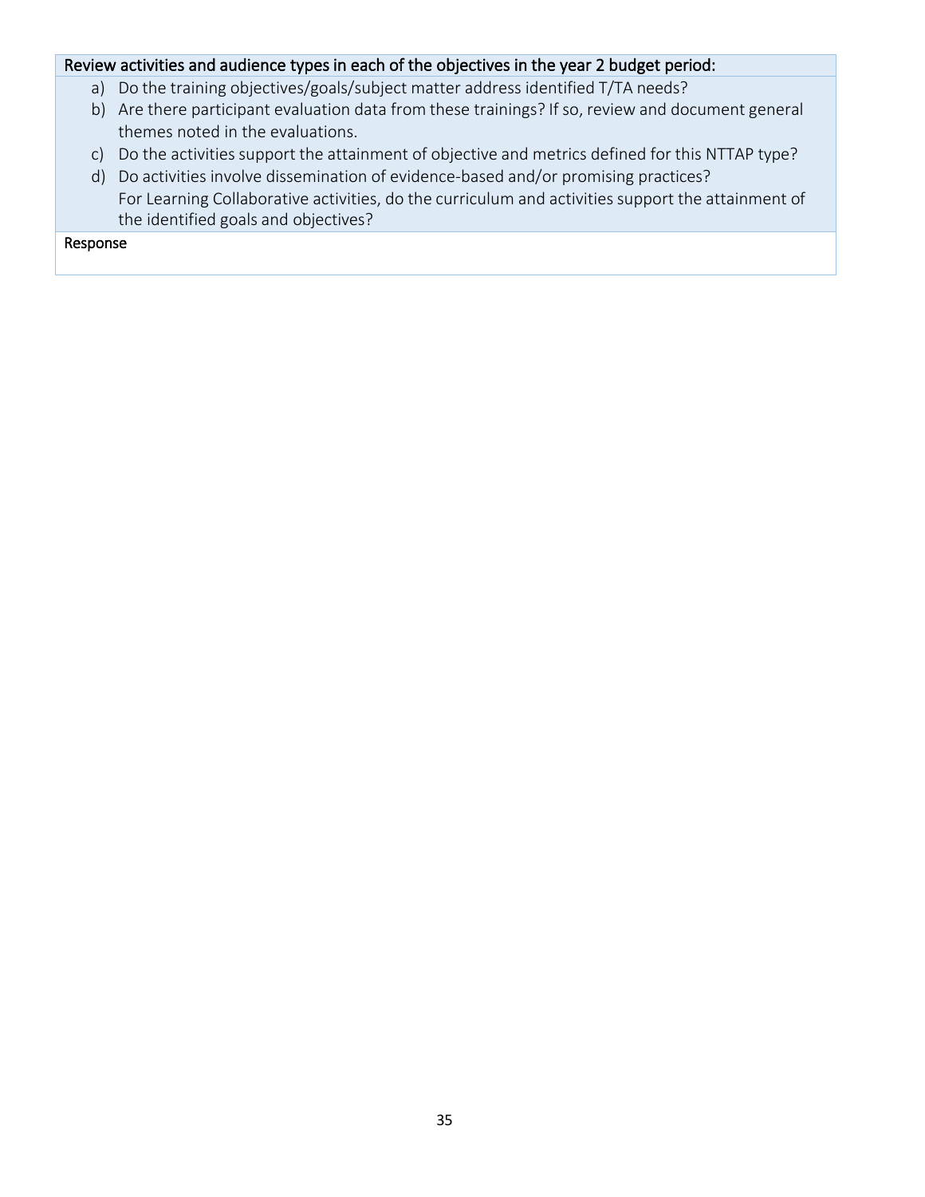| Review activities and audience types in each of the objectives in the year 2 budget period: |
| --- |
| a) Do the training objectives/goals/subject matter address identified T/TA needs?<br>b) Are there participant evaluation data from these trainings? If so, review and document general themes noted in the evaluations.<br>c) Do the activities support the attainment of objective and metrics defined for this NTTAP type?<br>d) Do activities involve dissemination of evidence-based and/or promising practices?<br>For Learning Collaborative activities, do the curriculum and activities support the attainment of the identified goals and objectives? |
| Response |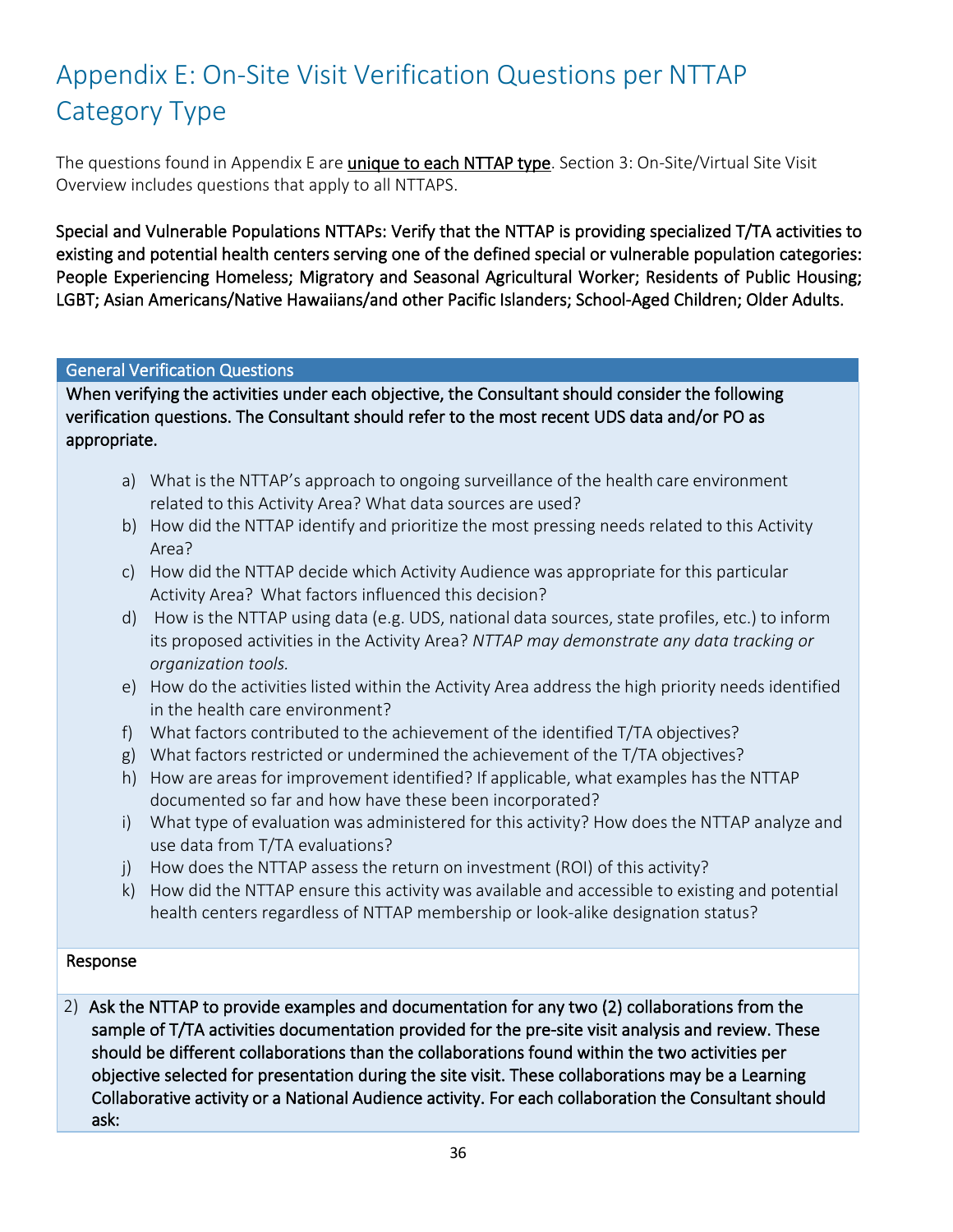# Appendix E: On-Site Visit Verification Questions per NTTAP Category Type

The questions found in Appendix E are unique to each NTTAP type. Section 3: On-Site/Virtual Site Visit Overview includes questions that apply to all NTTAPS.

**Special and Vulnerable Populations NTTAPs: Verify that the NTTAP is providing specialized T/TA activities to existing and potential health centers serving one of the defined special or vulnerable population categories: People Experiencing Homeless; Migratory and Seasonal Agricultural Worker; Residents of Public Housing; LGBT; Asian Americans/Native Hawaiians/and other Pacific Islanders; School-Aged Children; Older Adults.**

| General Verification Questions |
|---|
| **When verifying the activities under each objective, the Consultant should consider the following verification questions. The Consultant should refer to the most recent UDS data and/or PO as appropriate.**<br><br>a) What is the NTTAP's approach to ongoing surveillance of the health care environment related to this Activity Area? What data sources are used?<br>b) How did the NTTAP identify and prioritize the most pressing needs related to this Activity Area?<br>c) How did the NTTAP decide which Activity Audience was appropriate for this particular Activity Area? What factors influenced this decision?<br>d) How is the NTTAP using data (e.g. UDS, national data sources, state profiles, etc.) to inform its proposed activities in the Activity Area? *NTTAP may demonstrate any data tracking or organization tools.*<br>e) How do the activities listed within the Activity Area address the high priority needs identified in the health care environment?<br>f) What factors contributed to the achievement of the identified T/TA objectives?<br>g) What factors restricted or undermined the achievement of the T/TA objectives?<br>h) How are areas for improvement identified? If applicable, what examples has the NTTAP documented so far and how have these been incorporated?<br>i) What type of evaluation was administered for this activity? How does the NTTAP analyze and use data from T/TA evaluations?<br>j) How does the NTTAP assess the return on investment (ROI) of this activity?<br>k) How did the NTTAP ensure this activity was available and accessible to existing and potential health centers regardless of NTTAP membership or look-alike designation status? |
| Response |
| 2) **Ask the NTTAP to provide examples and documentation for any two (2) collaborations from the sample of T/TA activities documentation provided for the pre-site visit analysis and review. These should be different collaborations than the collaborations found within the two activities per objective selected for presentation during the site visit. These collaborations may be a Learning Collaborative activity or a National Audience activity. For each collaboration the Consultant should ask:** |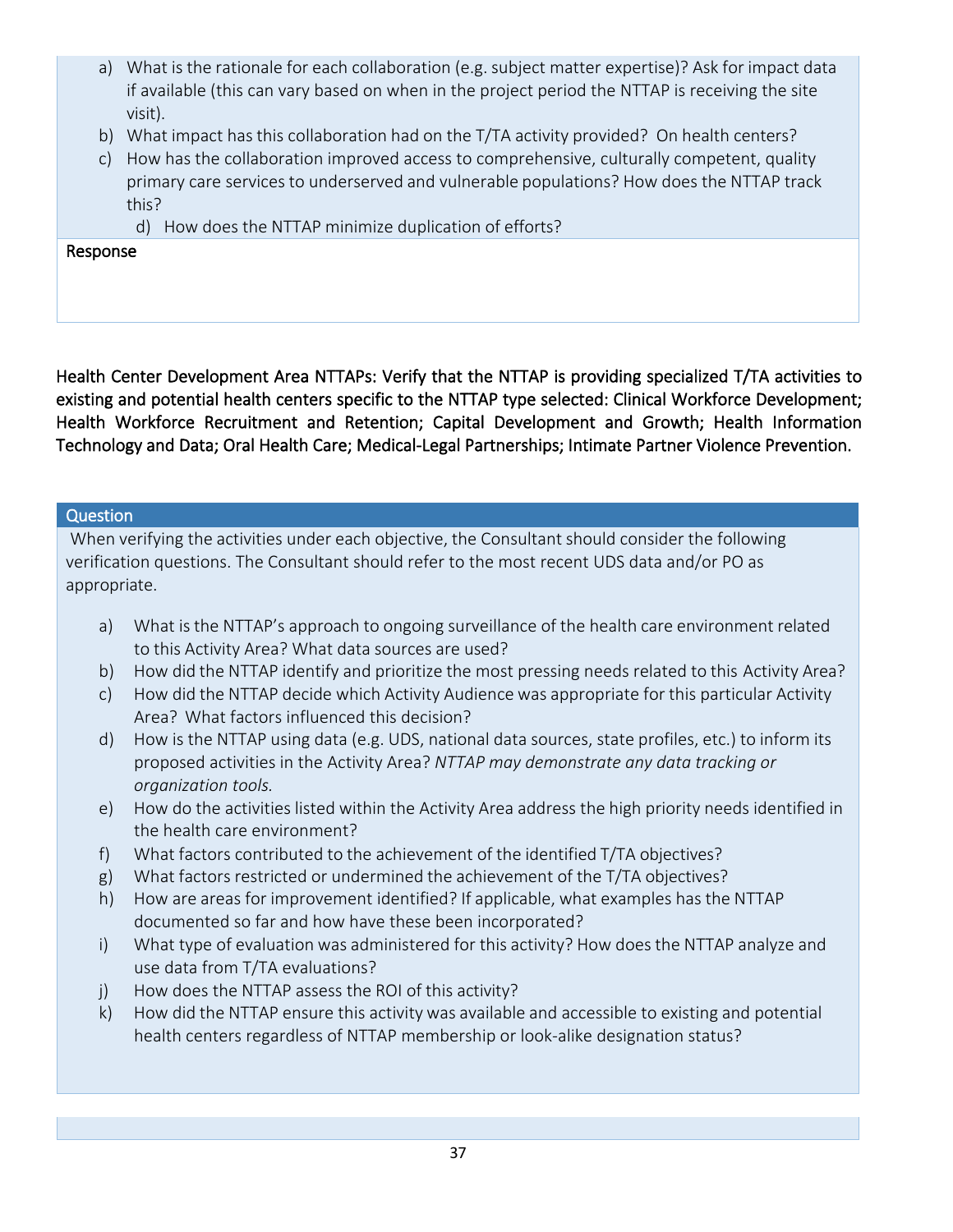a) What is the rationale for each collaboration (e.g. subject matter expertise)? Ask for impact data if available (this can vary based on when in the project period the NTTAP is receiving the site visit).
b) What impact has this collaboration had on the T/TA activity provided? On health centers?
c) How has the collaboration improved access to comprehensive, culturally competent, quality primary care services to underserved and vulnerable populations? How does the NTTAP track this?
d) How does the NTTAP minimize duplication of efforts?

| Response |
|---|
| |

Health Center Development Area NTTAPs: Verify that the NTTAP is providing specialized T/TA activities to existing and potential health centers specific to the NTTAP type selected: Clinical Workforce Development; Health Workforce Recruitment and Retention; Capital Development and Growth; Health Information Technology and Data; Oral Health Care; Medical-Legal Partnerships; Intimate Partner Violence Prevention.

**Question**

When verifying the activities under each objective, the Consultant should consider the following verification questions. The Consultant should refer to the most recent UDS data and/or PO as appropriate.

a) What is the NTTAP's approach to ongoing surveillance of the health care environment related to this Activity Area? What data sources are used?
b) How did the NTTAP identify and prioritize the most pressing needs related to this Activity Area?
c) How did the NTTAP decide which Activity Audience was appropriate for this particular Activity Area? What factors influenced this decision?
d) How is the NTTAP using data (e.g. UDS, national data sources, state profiles, etc.) to inform its proposed activities in the Activity Area? *NTTAP may demonstrate any data tracking or organization tools.*
e) How do the activities listed within the Activity Area address the high priority needs identified in the health care environment?
f) What factors contributed to the achievement of the identified T/TA objectives?
g) What factors restricted or undermined the achievement of the T/TA objectives?
h) How are areas for improvement identified? If applicable, what examples has the NTTAP documented so far and how have these been incorporated?
i) What type of evaluation was administered for this activity? How does the NTTAP analyze and use data from T/TA evaluations?
j) How does the NTTAP assess the ROI of this activity?
k) How did the NTTAP ensure this activity was available and accessible to existing and potential health centers regardless of NTTAP membership or look-alike designation status?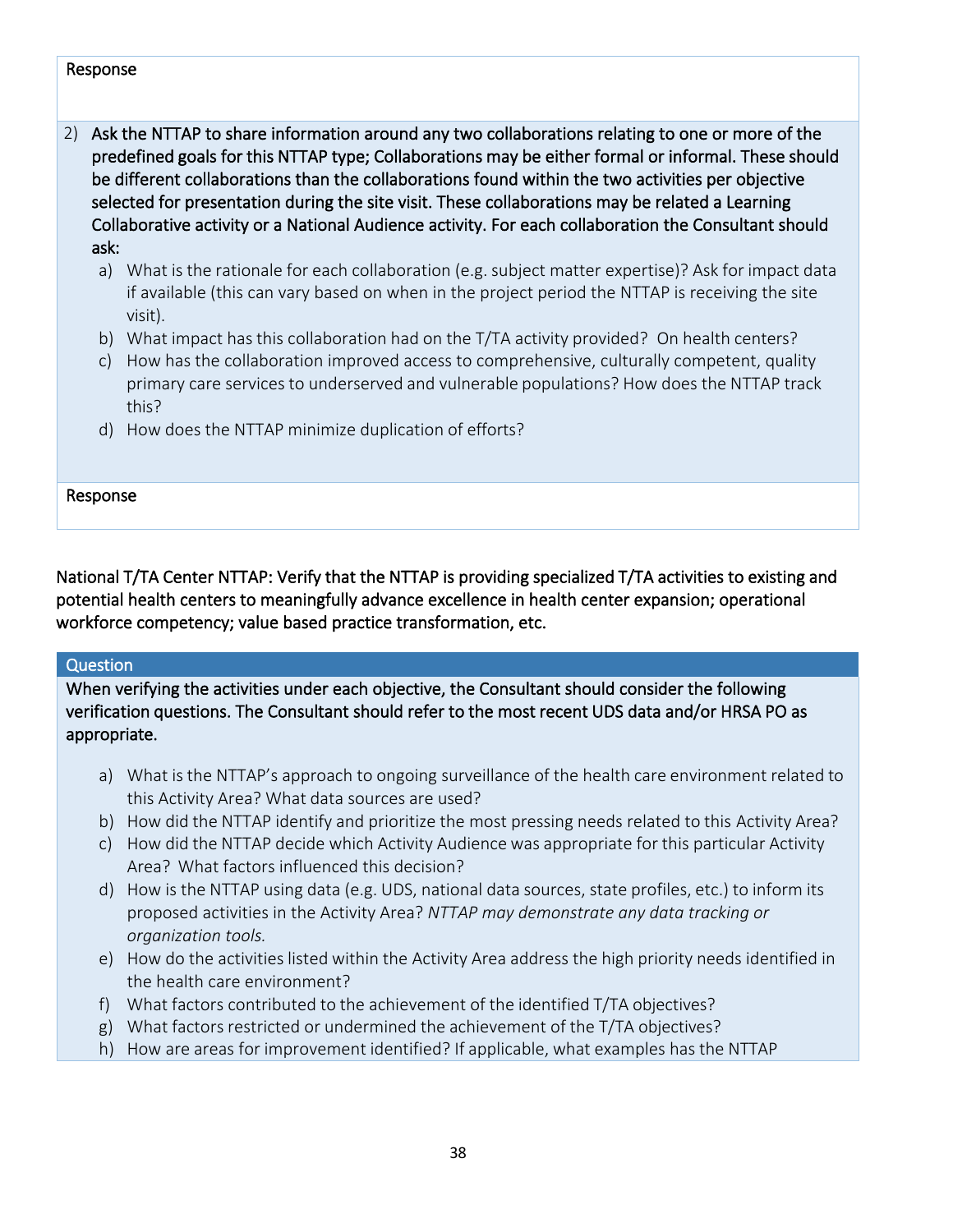Response

2) **Ask the NTTAP to share information around any two collaborations relating to one or more of the predefined goals for this NTTAP type; Collaborations may be either formal or informal. These should be different collaborations than the collaborations found within the two activities per objective selected for presentation during the site visit. These collaborations may be related a Learning Collaborative activity or a National Audience activity. For each collaboration the Consultant should ask:**
   a) What is the rationale for each collaboration (e.g. subject matter expertise)? Ask for impact data if available (this can vary based on when in the project period the NTTAP is receiving the site visit).
   b) What impact has this collaboration had on the T/TA activity provided? On health centers?
   c) How has the collaboration improved access to comprehensive, culturally competent, quality primary care services to underserved and vulnerable populations? How does the NTTAP track this?
   d) How does the NTTAP minimize duplication of efforts?

Response

National T/TA Center NTTAP: Verify that the NTTAP is providing specialized T/TA activities to existing and potential health centers to meaningfully advance excellence in health center expansion; operational workforce competency; value based practice transformation, etc.

Question

When verifying the activities under each objective, the Consultant should consider the following verification questions. The Consultant should refer to the most recent UDS data and/or HRSA PO as appropriate.

a) What is the NTTAP's approach to ongoing surveillance of the health care environment related to this Activity Area? What data sources are used?
b) How did the NTTAP identify and prioritize the most pressing needs related to this Activity Area?
c) How did the NTTAP decide which Activity Audience was appropriate for this particular Activity Area? What factors influenced this decision?
d) How is the NTTAP using data (e.g. UDS, national data sources, state profiles, etc.) to inform its proposed activities in the Activity Area? *NTTAP may demonstrate any data tracking or organization tools.*
e) How do the activities listed within the Activity Area address the high priority needs identified in the health care environment?
f) What factors contributed to the achievement of the identified T/TA objectives?
g) What factors restricted or undermined the achievement of the T/TA objectives?
h) How are areas for improvement identified? If applicable, what examples has the NTTAP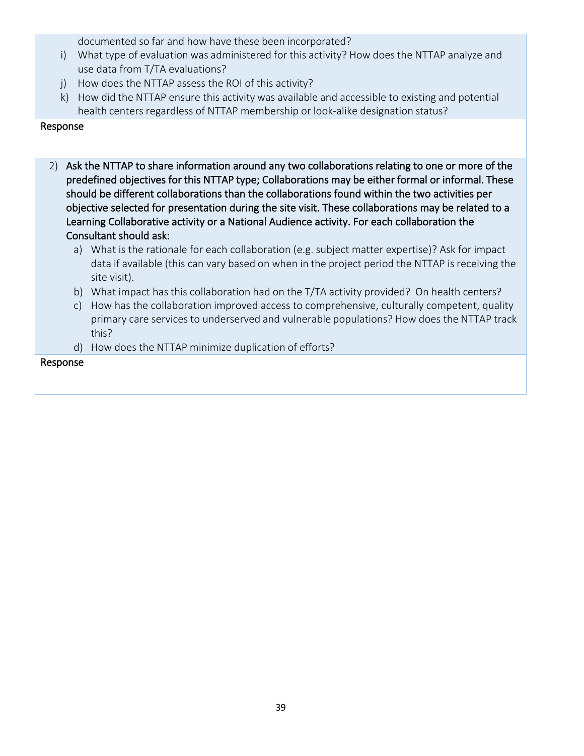documented so far and how have these been incorporated?

i) What type of evaluation was administered for this activity? How does the NTTAP analyze and use data from T/TA evaluations?
j) How does the NTTAP assess the ROI of this activity?
k) How did the NTTAP ensure this activity was available and accessible to existing and potential health centers regardless of NTTAP membership or look-alike designation status?

Response

2) **Ask the NTTAP to share information around any two collaborations relating to one or more of the predefined objectives for this NTTAP type; Collaborations may be either formal or informal. These should be different collaborations than the collaborations found within the two activities per objective selected for presentation during the site visit. These collaborations may be related to a Learning Collaborative activity or a National Audience activity. For each collaboration the Consultant should ask:**
   a) What is the rationale for each collaboration (e.g. subject matter expertise)? Ask for impact data if available (this can vary based on when in the project period the NTTAP is receiving the site visit).
   b) What impact has this collaboration had on the T/TA activity provided? On health centers?
   c) How has the collaboration improved access to comprehensive, culturally competent, quality primary care services to underserved and vulnerable populations? How does the NTTAP track this?
   d) How does the NTTAP minimize duplication of efforts?

Response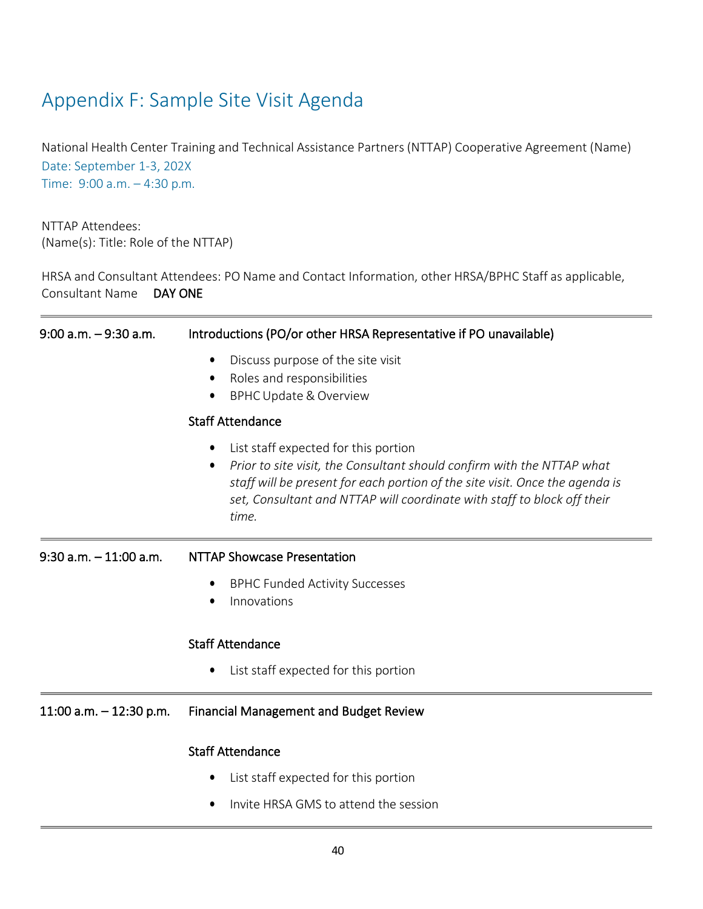# Appendix F: Sample Site Visit Agenda

National Health Center Training and Technical Assistance Partners (NTTAP) Cooperative Agreement (Name)
Date: September 1-3, 202X
Time: 9:00 a.m. – 4:30 p.m.

NTTAP Attendees:
(Name(s): Title: Role of the NTTAP)

HRSA and Consultant Attendees: PO Name and Contact Information, other HRSA/BPHC Staff as applicable, Consultant Name **DAY ONE**

---

**9:00 a.m. – 9:30 a.m.** **Introductions (PO/or other HRSA Representative if PO unavailable)**

- Discuss purpose of the site visit
- Roles and responsibilities
- BPHC Update & Overview

**Staff Attendance**

- List staff expected for this portion
- *Prior to site visit, the Consultant should confirm with the NTTAP what staff will be present for each portion of the site visit. Once the agenda is set, Consultant and NTTAP will coordinate with staff to block off their time.*

---

**9:30 a.m. – 11:00 a.m.** **NTTAP Showcase Presentation**

- BPHC Funded Activity Successes
- Innovations

**Staff Attendance**

- List staff expected for this portion

---

**11:00 a.m. – 12:30 p.m.** **Financial Management and Budget Review**

**Staff Attendance**

- List staff expected for this portion
- Invite HRSA GMS to attend the session

---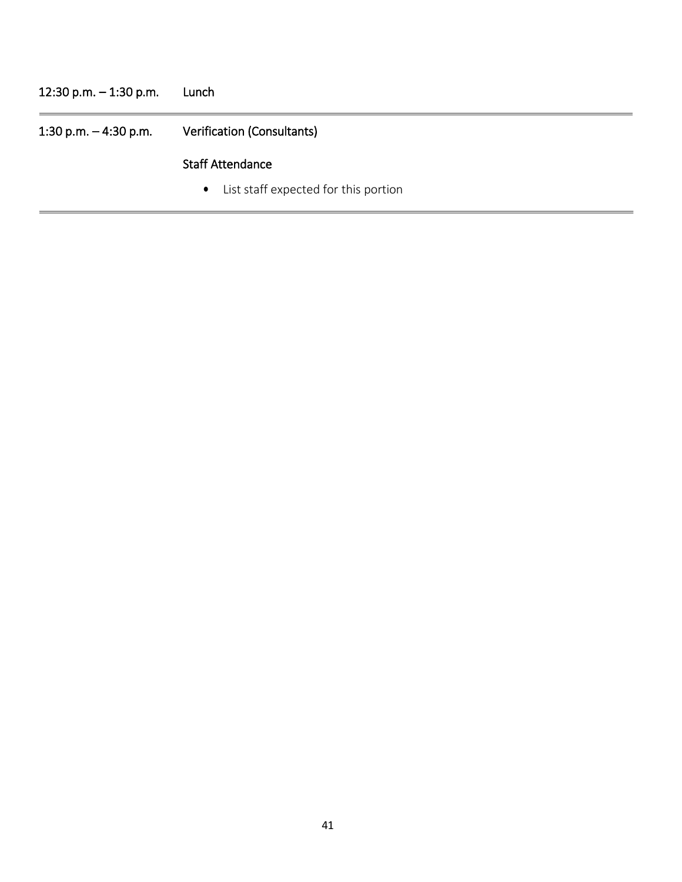| | |
|---|---|
| 12:30 p.m. – 1:30 p.m. | Lunch |
| 1:30 p.m. – 4:30 p.m. | Verification (Consultants)<br><br>Staff Attendance<br><br>• List staff expected for this portion |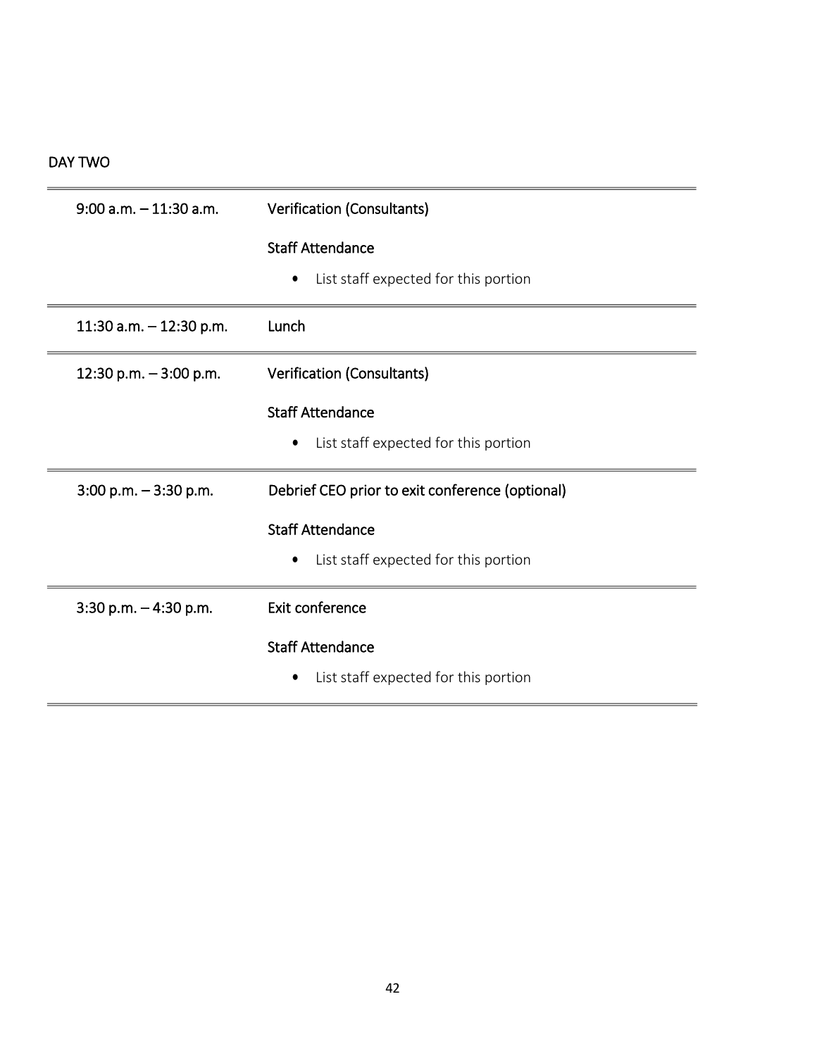DAY TWO

| Time | Activity |
|---|---|
| 9:00 a.m. – 11:30 a.m. | Verification (Consultants)<br><br>Staff Attendance<br><br>• List staff expected for this portion |
| 11:30 a.m. – 12:30 p.m. | Lunch |
| 12:30 p.m. – 3:00 p.m. | Verification (Consultants)<br><br>Staff Attendance<br><br>• List staff expected for this portion |
| 3:00 p.m. – 3:30 p.m. | Debrief CEO prior to exit conference (optional)<br><br>Staff Attendance<br><br>• List staff expected for this portion |
| 3:30 p.m. – 4:30 p.m. | Exit conference<br><br>Staff Attendance<br><br>• List staff expected for this portion |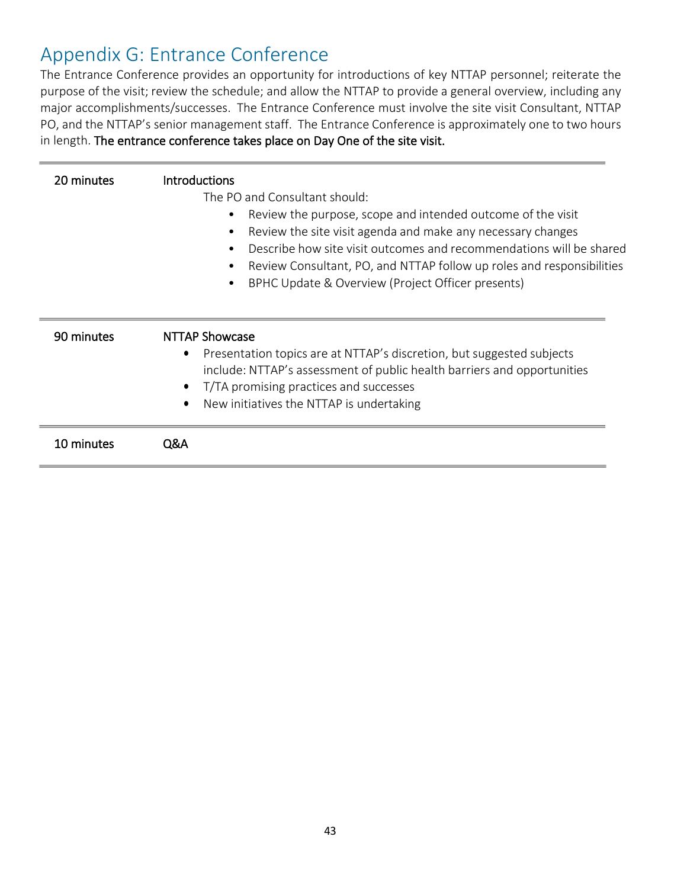# Appendix G: Entrance Conference

The Entrance Conference provides an opportunity for introductions of key NTTAP personnel; reiterate the purpose of the visit; review the schedule; and allow the NTTAP to provide a general overview, including any major accomplishments/successes. The Entrance Conference must involve the site visit Consultant, NTTAP PO, and the NTTAP's senior management staff. The Entrance Conference is approximately one to two hours in length. The entrance conference takes place on Day One of the site visit.

| Time | Activity |
|---|---|
| 20 minutes | Introductions<br>The PO and Consultant should:<br>• Review the purpose, scope and intended outcome of the visit<br>• Review the site visit agenda and make any necessary changes<br>• Describe how site visit outcomes and recommendations will be shared<br>• Review Consultant, PO, and NTTAP follow up roles and responsibilities<br>• BPHC Update & Overview (Project Officer presents) |
| 90 minutes | NTTAP Showcase<br>• Presentation topics are at NTTAP's discretion, but suggested subjects include: NTTAP's assessment of public health barriers and opportunities<br>• T/TA promising practices and successes<br>• New initiatives the NTTAP is undertaking |
| 10 minutes | Q&A |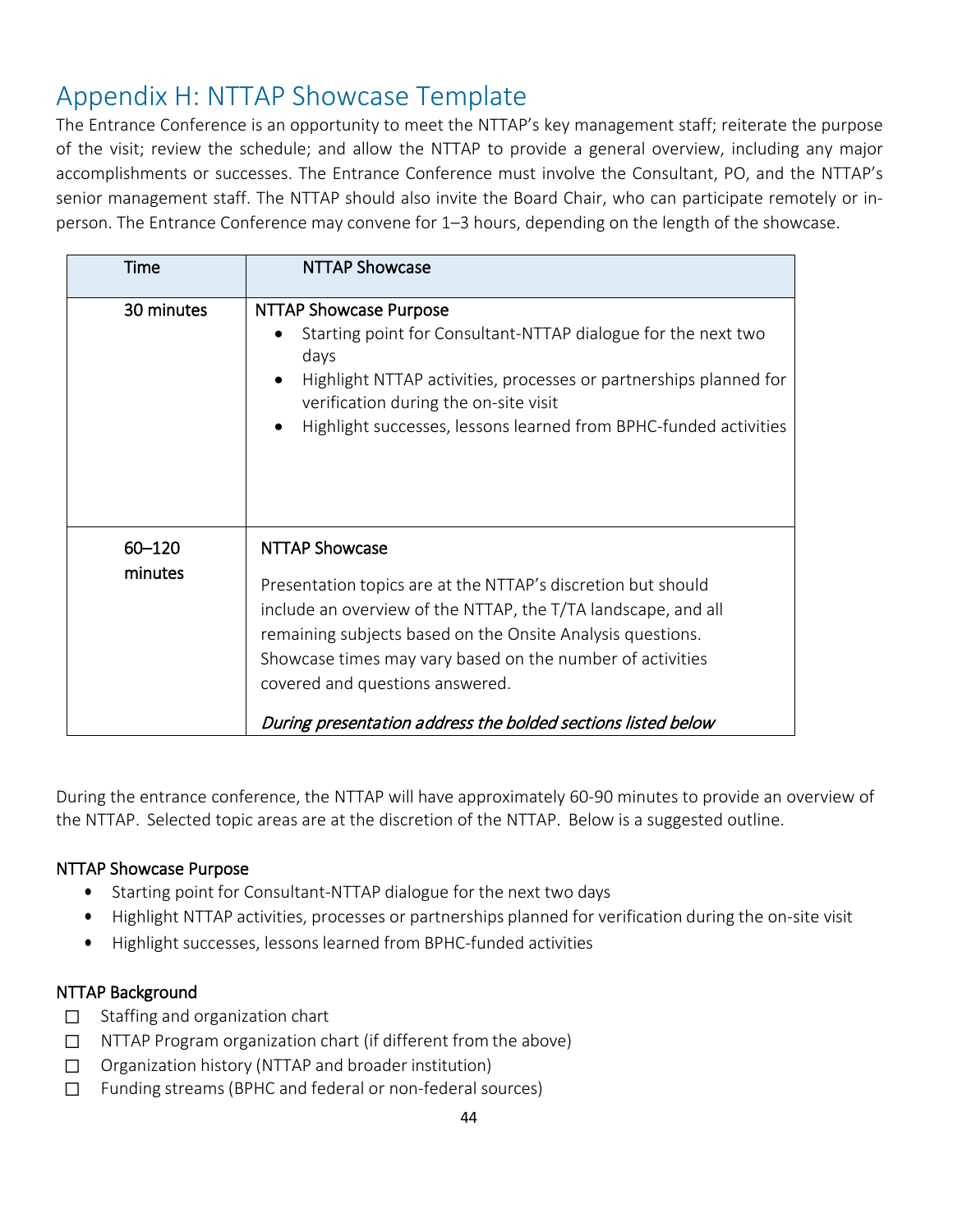# Appendix H: NTTAP Showcase Template

The Entrance Conference is an opportunity to meet the NTTAP's key management staff; reiterate the purpose of the visit; review the schedule; and allow the NTTAP to provide a general overview, including any major accomplishments or successes. The Entrance Conference must involve the Consultant, PO, and the NTTAP's senior management staff. The NTTAP should also invite the Board Chair, who can participate remotely or in-person. The Entrance Conference may convene for 1–3 hours, depending on the length of the showcase.

| Time | NTTAP Showcase |
|---|---|
| 30 minutes | NTTAP Showcase Purpose<br>• Starting point for Consultant-NTTAP dialogue for the next two days<br>• Highlight NTTAP activities, processes or partnerships planned for verification during the on-site visit<br>• Highlight successes, lessons learned from BPHC-funded activities |
| 60–120 minutes | NTTAP Showcase<br><br>Presentation topics are at the NTTAP's discretion but should include an overview of the NTTAP, the T/TA landscape, and all remaining subjects based on the Onsite Analysis questions. Showcase times may vary based on the number of activities covered and questions answered.<br><br>*During presentation address the bolded sections listed below* |

During the entrance conference, the NTTAP will have approximately 60-90 minutes to provide an overview of the NTTAP. Selected topic areas are at the discretion of the NTTAP. Below is a suggested outline.

**NTTAP Showcase Purpose**

- Starting point for Consultant-NTTAP dialogue for the next two days
- Highlight NTTAP activities, processes or partnerships planned for verification during the on-site visit
- Highlight successes, lessons learned from BPHC-funded activities

**NTTAP Background**

- ☐ Staffing and organization chart
- ☐ NTTAP Program organization chart (if different from the above)
- ☐ Organization history (NTTAP and broader institution)
- ☐ Funding streams (BPHC and federal or non-federal sources)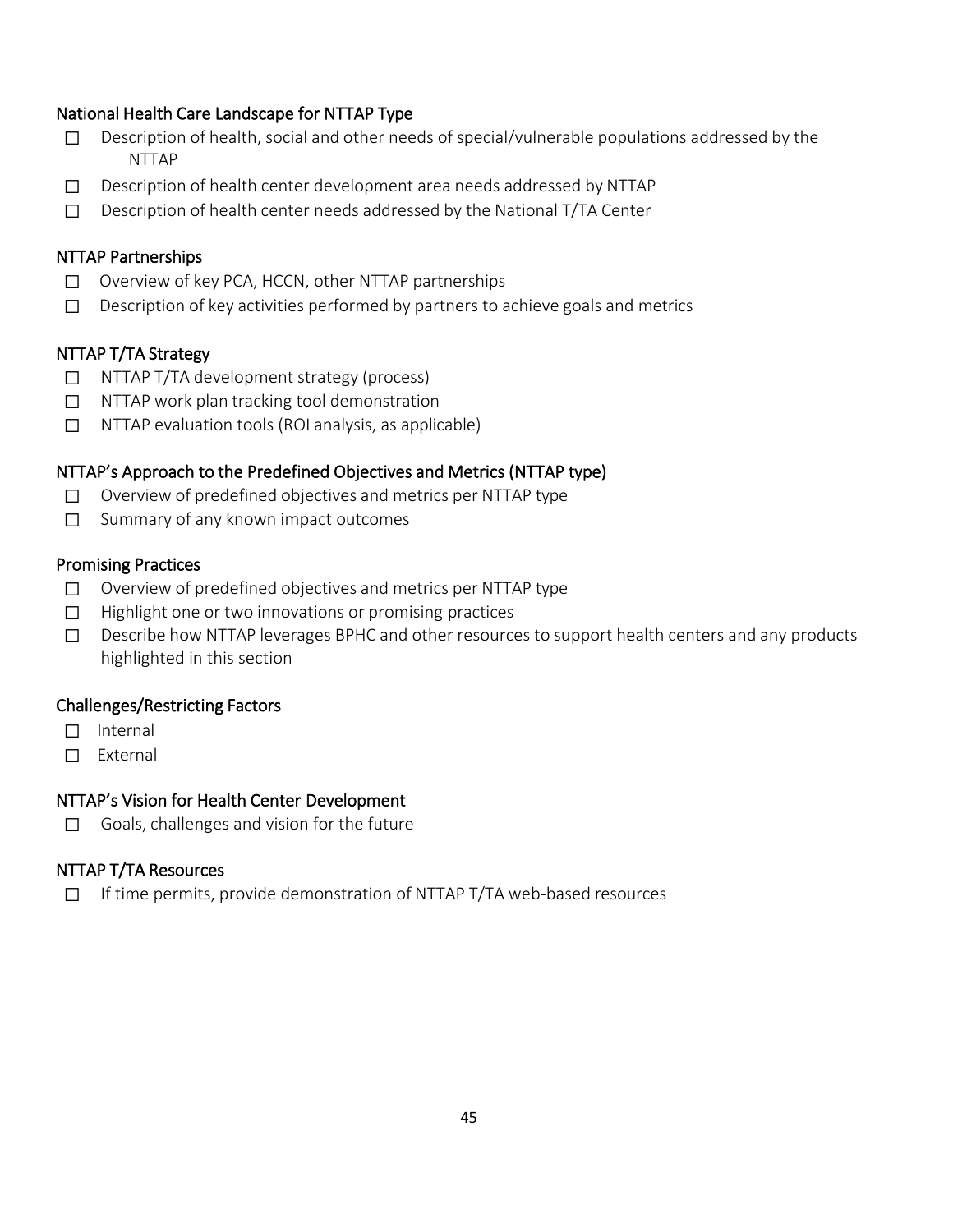### National Health Care Landscape for NTTAP Type

- ☐ Description of health, social and other needs of special/vulnerable populations addressed by the NTTAP
- ☐ Description of health center development area needs addressed by NTTAP
- ☐ Description of health center needs addressed by the National T/TA Center

### NTTAP Partnerships

- ☐ Overview of key PCA, HCCN, other NTTAP partnerships
- ☐ Description of key activities performed by partners to achieve goals and metrics

### NTTAP T/TA Strategy

- ☐ NTTAP T/TA development strategy (process)
- ☐ NTTAP work plan tracking tool demonstration
- ☐ NTTAP evaluation tools (ROI analysis, as applicable)

### NTTAP's Approach to the Predefined Objectives and Metrics (NTTAP type)

- ☐ Overview of predefined objectives and metrics per NTTAP type
- ☐ Summary of any known impact outcomes

### Promising Practices

- ☐ Overview of predefined objectives and metrics per NTTAP type
- ☐ Highlight one or two innovations or promising practices
- ☐ Describe how NTTAP leverages BPHC and other resources to support health centers and any products highlighted in this section

### Challenges/Restricting Factors

- ☐ Internal
- ☐ External

### NTTAP's Vision for Health Center Development

- ☐ Goals, challenges and vision for the future

### NTTAP T/TA Resources

- ☐ If time permits, provide demonstration of NTTAP T/TA web-based resources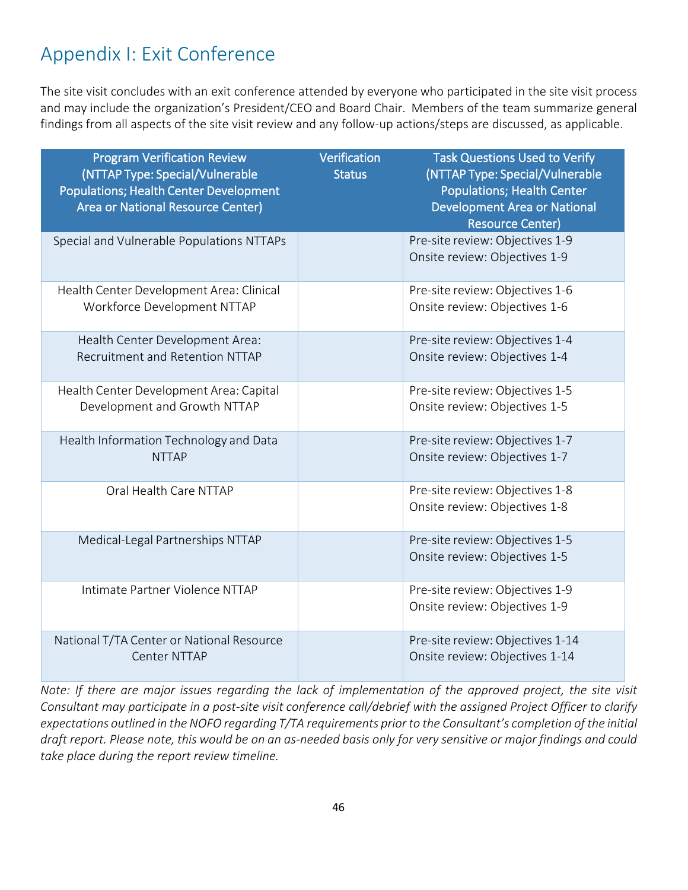## Appendix I: Exit Conference

The site visit concludes with an exit conference attended by everyone who participated in the site visit process and may include the organization's President/CEO and Board Chair. Members of the team summarize general findings from all aspects of the site visit review and any follow-up actions/steps are discussed, as applicable.

| Program Verification Review (NTTAP Type: Special/Vulnerable Populations; Health Center Development Area or National Resource Center) | Verification Status | Task Questions Used to Verify (NTTAP Type: Special/Vulnerable Populations; Health Center Development Area or National Resource Center) |
|---|---|---|
| Special and Vulnerable Populations NTTAPs | | Pre-site review: Objectives 1-9<br>Onsite review: Objectives 1-9 |
| Health Center Development Area: Clinical Workforce Development NTTAP | | Pre-site review: Objectives 1-6<br>Onsite review: Objectives 1-6 |
| Health Center Development Area: Recruitment and Retention NTTAP | | Pre-site review: Objectives 1-4<br>Onsite review: Objectives 1-4 |
| Health Center Development Area: Capital Development and Growth NTTAP | | Pre-site review: Objectives 1-5<br>Onsite review: Objectives 1-5 |
| Health Information Technology and Data NTTAP | | Pre-site review: Objectives 1-7<br>Onsite review: Objectives 1-7 |
| Oral Health Care NTTAP | | Pre-site review: Objectives 1-8<br>Onsite review: Objectives 1-8 |
| Medical-Legal Partnerships NTTAP | | Pre-site review: Objectives 1-5<br>Onsite review: Objectives 1-5 |
| Intimate Partner Violence NTTAP | | Pre-site review: Objectives 1-9<br>Onsite review: Objectives 1-9 |
| National T/TA Center or National Resource Center NTTAP | | Pre-site review: Objectives 1-14<br>Onsite review: Objectives 1-14 |

*Note: If there are major issues regarding the lack of implementation of the approved project, the site visit Consultant may participate in a post-site visit conference call/debrief with the assigned Project Officer to clarify expectations outlined in the NOFO regarding T/TA requirements prior to the Consultant's completion of the initial draft report. Please note, this would be on an as-needed basis only for very sensitive or major findings and could take place during the report review timeline.*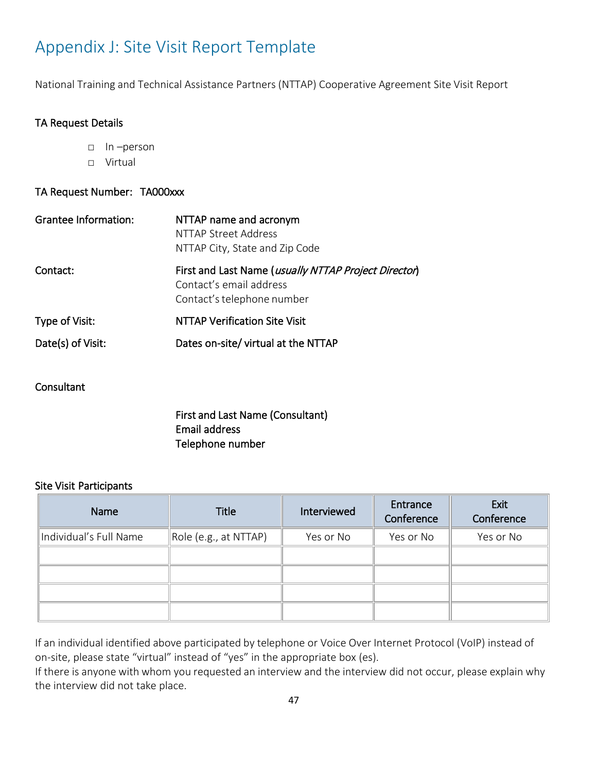# Appendix J: Site Visit Report Template

National Training and Technical Assistance Partners (NTTAP) Cooperative Agreement Site Visit Report

**TA Request Details**

- ☐ In –person
- ☐ Virtual

**TA Request Number:** TA000xxx

**Grantee Information:** NTTAP name and acronym
NTTAP Street Address
NTTAP City, State and Zip Code

**Contact:** First and Last Name (*usually NTTAP Project Director*)
Contact's email address
Contact's telephone number

**Type of Visit:** NTTAP Verification Site Visit

**Date(s) of Visit:** Dates on-site/ virtual at the NTTAP

**Consultant**

First and Last Name (Consultant)
Email address
Telephone number

**Site Visit Participants**

| Name | Title | Interviewed | Entrance Conference | Exit Conference |
|---|---|---|---|---|
| Individual's Full Name | Role (e.g., at NTTAP) | Yes or No | Yes or No | Yes or No |
| | | | | |
| | | | | |
| | | | | |
| | | | | |

If an individual identified above participated by telephone or Voice Over Internet Protocol (VoIP) instead of on-site, please state "virtual" instead of "yes" in the appropriate box (es).
If there is anyone with whom you requested an interview and the interview did not occur, please explain why the interview did not take place.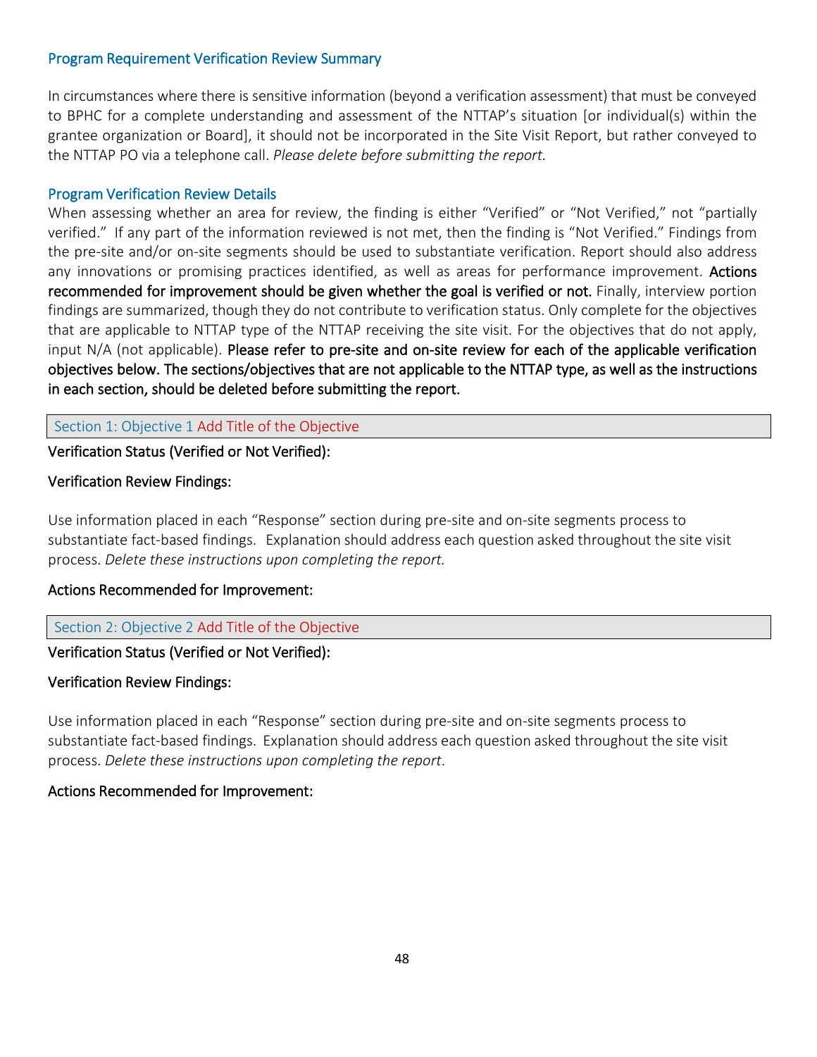## Program Requirement Verification Review Summary

In circumstances where there is sensitive information (beyond a verification assessment) that must be conveyed to BPHC for a complete understanding and assessment of the NTTAP's situation [or individual(s) within the grantee organization or Board], it should not be incorporated in the Site Visit Report, but rather conveyed to the NTTAP PO via a telephone call. *Please delete before submitting the report.*

## Program Verification Review Details

When assessing whether an area for review, the finding is either "Verified" or "Not Verified," not "partially verified." If any part of the information reviewed is not met, then the finding is "Not Verified." Findings from the pre-site and/or on-site segments should be used to substantiate verification. Report should also address any innovations or promising practices identified, as well as areas for performance improvement. **Actions recommended for improvement should be given whether the goal is verified or not.** Finally, interview portion findings are summarized, though they do not contribute to verification status. Only complete for the objectives that are applicable to NTTAP type of the NTTAP receiving the site visit. For the objectives that do not apply, input N/A (not applicable). **Please refer to pre-site and on-site review for each of the applicable verification objectives below. The sections/objectives that are not applicable to the NTTAP type, as well as the instructions in each section, should be deleted before submitting the report.**

### Section 1: Objective 1 Add Title of the Objective

**Verification Status (Verified or Not Verified):**

**Verification Review Findings:**

Use information placed in each "Response" section during pre-site and on-site segments process to substantiate fact-based findings. Explanation should address each question asked throughout the site visit process. *Delete these instructions upon completing the report.*

**Actions Recommended for Improvement:**

### Section 2: Objective 2 Add Title of the Objective

**Verification Status (Verified or Not Verified):**

**Verification Review Findings:**

Use information placed in each "Response" section during pre-site and on-site segments process to substantiate fact-based findings. Explanation should address each question asked throughout the site visit process. *Delete these instructions upon completing the report.*

**Actions Recommended for Improvement:**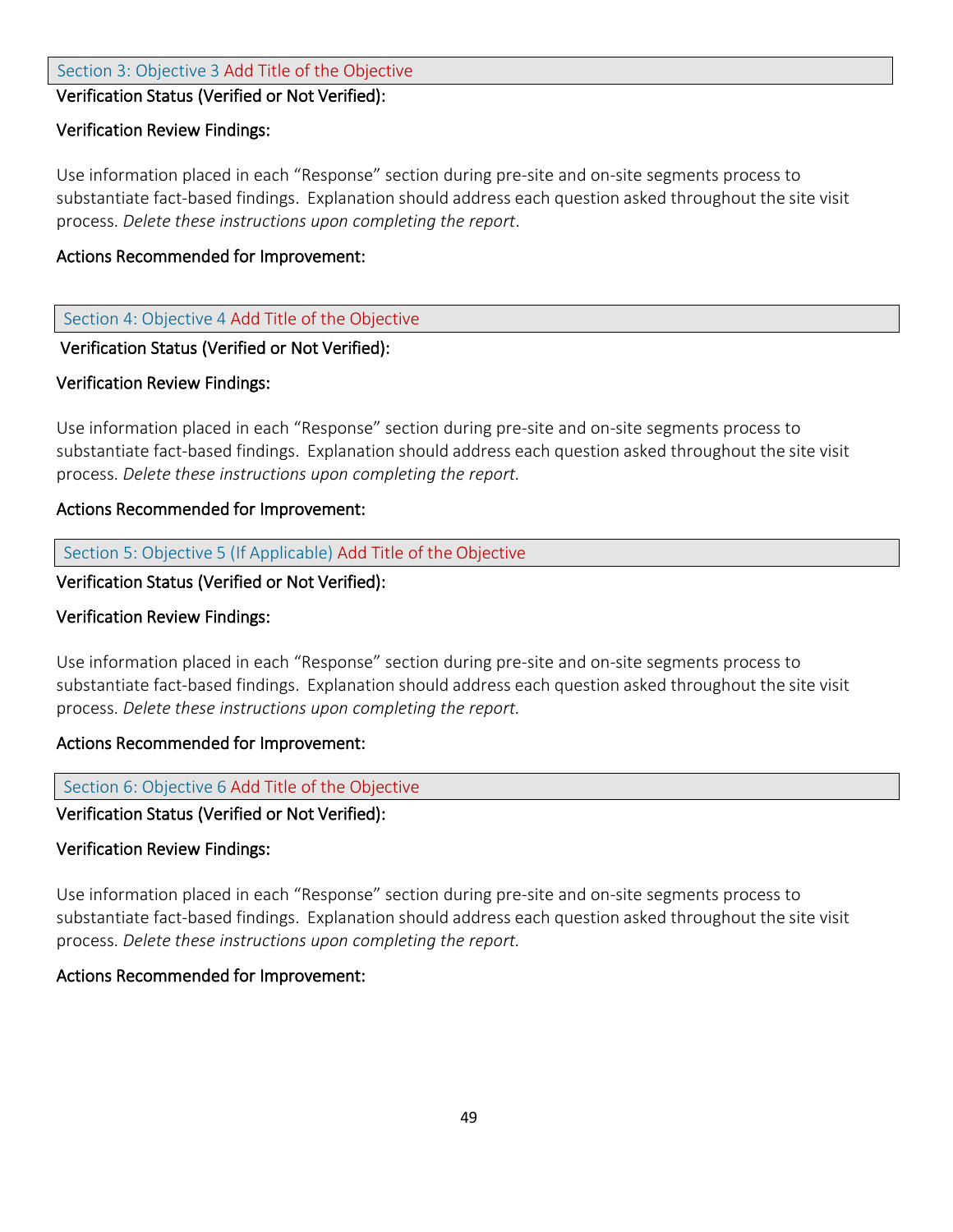## Section 3: Objective 3 Add Title of the Objective

**Verification Status (Verified or Not Verified):**

**Verification Review Findings:**

Use information placed in each "Response" section during pre-site and on-site segments process to substantiate fact-based findings. Explanation should address each question asked throughout the site visit process. *Delete these instructions upon completing the report*.

**Actions Recommended for Improvement:**

## Section 4: Objective 4 Add Title of the Objective

**Verification Status (Verified or Not Verified):**

**Verification Review Findings:**

Use information placed in each "Response" section during pre-site and on-site segments process to substantiate fact-based findings. Explanation should address each question asked throughout the site visit process. *Delete these instructions upon completing the report.*

**Actions Recommended for Improvement:**

## Section 5: Objective 5 (If Applicable) Add Title of the Objective

**Verification Status (Verified or Not Verified):**

**Verification Review Findings:**

Use information placed in each "Response" section during pre-site and on-site segments process to substantiate fact-based findings. Explanation should address each question asked throughout the site visit process. *Delete these instructions upon completing the report.*

**Actions Recommended for Improvement:**

## Section 6: Objective 6 Add Title of the Objective

**Verification Status (Verified or Not Verified):**

**Verification Review Findings:**

Use information placed in each "Response" section during pre-site and on-site segments process to substantiate fact-based findings. Explanation should address each question asked throughout the site visit process. *Delete these instructions upon completing the report.*

**Actions Recommended for Improvement:**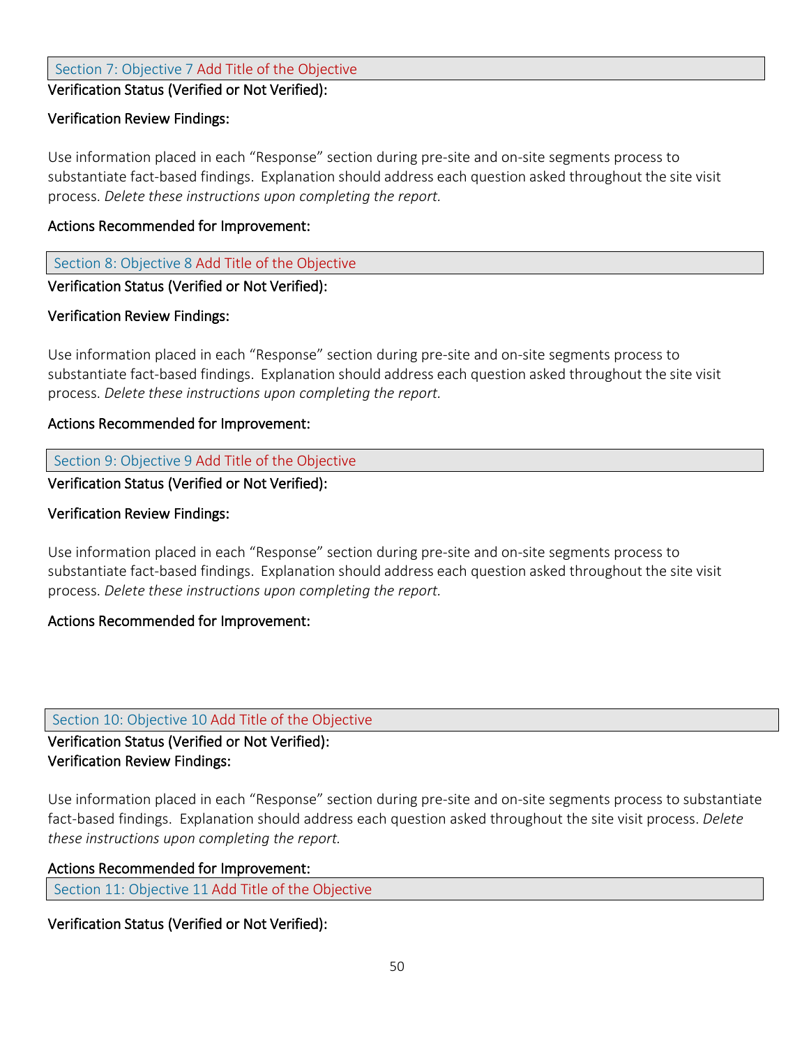## Section 7: Objective 7 Add Title of the Objective

**Verification Status (Verified or Not Verified):**

**Verification Review Findings:**

Use information placed in each "Response" section during pre-site and on-site segments process to substantiate fact-based findings. Explanation should address each question asked throughout the site visit process. *Delete these instructions upon completing the report.*

**Actions Recommended for Improvement:**

## Section 8: Objective 8 Add Title of the Objective

**Verification Status (Verified or Not Verified):**

**Verification Review Findings:**

Use information placed in each "Response" section during pre-site and on-site segments process to substantiate fact-based findings. Explanation should address each question asked throughout the site visit process. *Delete these instructions upon completing the report.*

**Actions Recommended for Improvement:**

## Section 9: Objective 9 Add Title of the Objective

**Verification Status (Verified or Not Verified):**

**Verification Review Findings:**

Use information placed in each "Response" section during pre-site and on-site segments process to substantiate fact-based findings. Explanation should address each question asked throughout the site visit process. *Delete these instructions upon completing the report.*

**Actions Recommended for Improvement:**

## Section 10: Objective 10 Add Title of the Objective

**Verification Status (Verified or Not Verified):**
**Verification Review Findings:**

Use information placed in each "Response" section during pre-site and on-site segments process to substantiate fact-based findings. Explanation should address each question asked throughout the site visit process. *Delete these instructions upon completing the report.*

**Actions Recommended for Improvement:**

## Section 11: Objective 11 Add Title of the Objective

**Verification Status (Verified or Not Verified):**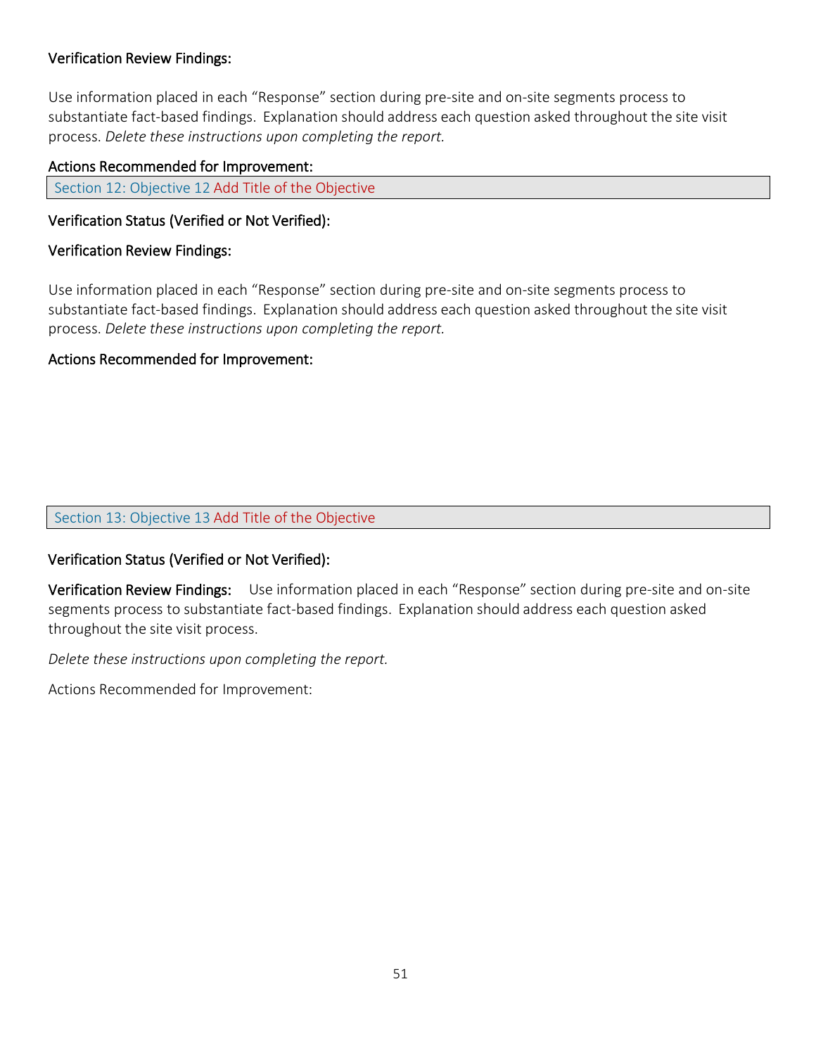**Verification Review Findings:**

Use information placed in each "Response" section during pre-site and on-site segments process to substantiate fact-based findings. Explanation should address each question asked throughout the site visit process. *Delete these instructions upon completing the report.*

**Actions Recommended for Improvement:**

## Section 12: Objective 12 Add Title of the Objective

**Verification Status (Verified or Not Verified):**

**Verification Review Findings:**

Use information placed in each "Response" section during pre-site and on-site segments process to substantiate fact-based findings. Explanation should address each question asked throughout the site visit process. *Delete these instructions upon completing the report.*

**Actions Recommended for Improvement:**

## Section 13: Objective 13 Add Title of the Objective

**Verification Status (Verified or Not Verified):**

**Verification Review Findings:** Use information placed in each "Response" section during pre-site and on-site segments process to substantiate fact-based findings. Explanation should address each question asked throughout the site visit process.

*Delete these instructions upon completing the report.*

Actions Recommended for Improvement: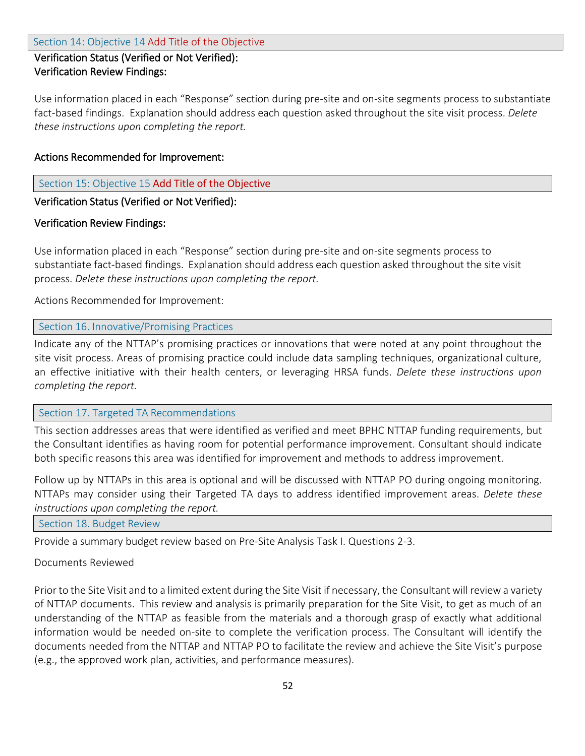## Section 14: Objective 14 Add Title of the Objective

**Verification Status (Verified or Not Verified):**

**Verification Review Findings:**

Use information placed in each "Response" section during pre-site and on-site segments process to substantiate fact-based findings. Explanation should address each question asked throughout the site visit process. *Delete these instructions upon completing the report.*

**Actions Recommended for Improvement:**

## Section 15: Objective 15 Add Title of the Objective

**Verification Status (Verified or Not Verified):**

**Verification Review Findings:**

Use information placed in each "Response" section during pre-site and on-site segments process to substantiate fact-based findings. Explanation should address each question asked throughout the site visit process. *Delete these instructions upon completing the report.*

Actions Recommended for Improvement:

## Section 16. Innovative/Promising Practices

Indicate any of the NTTAP's promising practices or innovations that were noted at any point throughout the site visit process. Areas of promising practice could include data sampling techniques, organizational culture, an effective initiative with their health centers, or leveraging HRSA funds. *Delete these instructions upon completing the report.*

## Section 17. Targeted TA Recommendations

This section addresses areas that were identified as verified and meet BPHC NTTAP funding requirements, but the Consultant identifies as having room for potential performance improvement. Consultant should indicate both specific reasons this area was identified for improvement and methods to address improvement.

Follow up by NTTAPs in this area is optional and will be discussed with NTTAP PO during ongoing monitoring. NTTAPs may consider using their Targeted TA days to address identified improvement areas. *Delete these instructions upon completing the report.*

## Section 18. Budget Review

Provide a summary budget review based on Pre-Site Analysis Task I. Questions 2-3.

Documents Reviewed

Prior to the Site Visit and to a limited extent during the Site Visit if necessary, the Consultant will review a variety of NTTAP documents. This review and analysis is primarily preparation for the Site Visit, to get as much of an understanding of the NTTAP as feasible from the materials and a thorough grasp of exactly what additional information would be needed on-site to complete the verification process. The Consultant will identify the documents needed from the NTTAP and NTTAP PO to facilitate the review and achieve the Site Visit's purpose (e.g., the approved work plan, activities, and performance measures).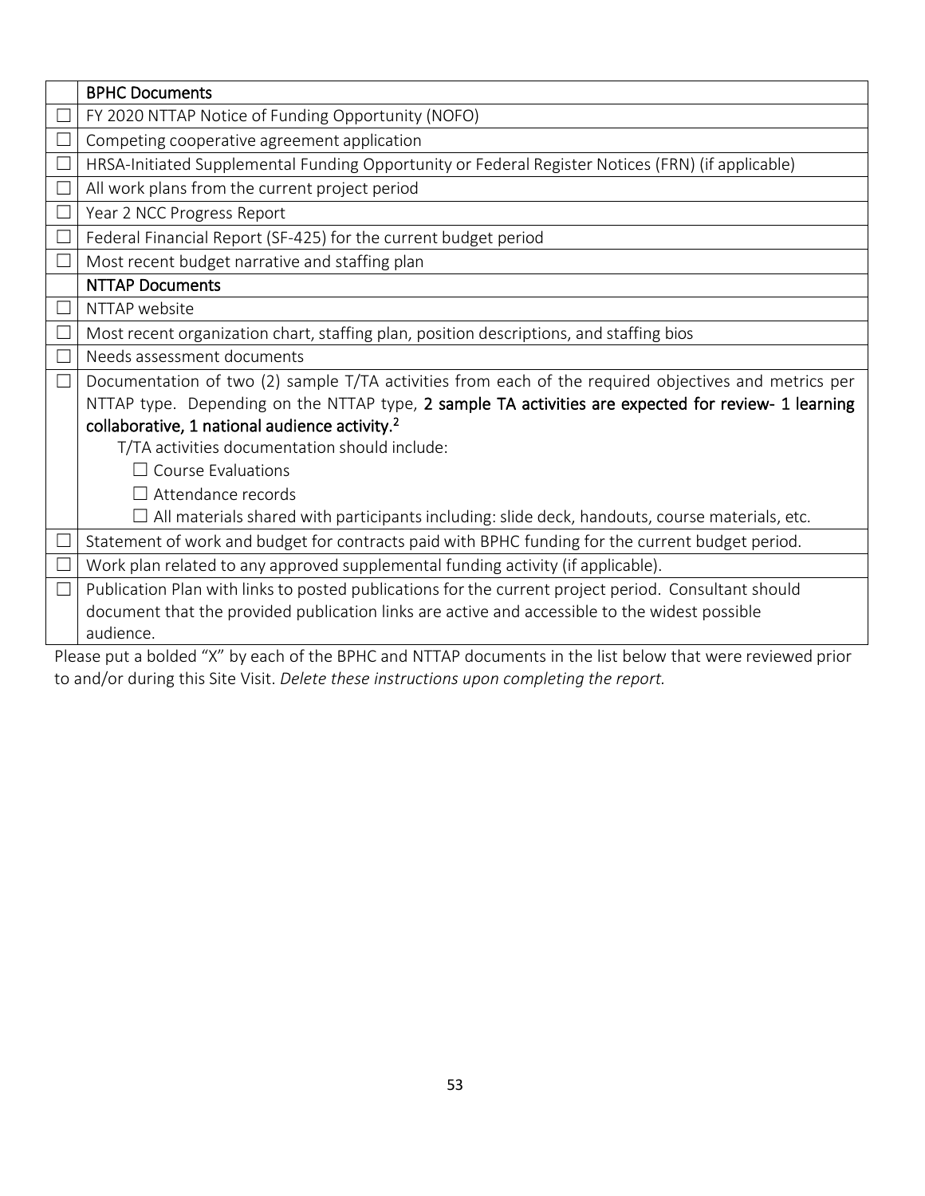| | BPHC Documents |
|---|---|
| ☐ | FY 2020 NTTAP Notice of Funding Opportunity (NOFO) |
| ☐ | Competing cooperative agreement application |
| ☐ | HRSA-Initiated Supplemental Funding Opportunity or Federal Register Notices (FRN) (if applicable) |
| ☐ | All work plans from the current project period |
| ☐ | Year 2 NCC Progress Report |
| ☐ | Federal Financial Report (SF-425) for the current budget period |
| ☐ | Most recent budget narrative and staffing plan |
| | NTTAP Documents |
| ☐ | NTTAP website |
| ☐ | Most recent organization chart, staffing plan, position descriptions, and staffing bios |
| ☐ | Needs assessment documents |
| ☐ | Documentation of two (2) sample T/TA activities from each of the required objectives and metrics per NTTAP type. Depending on the NTTAP type, **2 sample TA activities are expected for review- 1 learning collaborative, 1 national audience activity.[2]**<br>T/TA activities documentation should include:<br>☐ Course Evaluations<br>☐ Attendance records<br>☐ All materials shared with participants including: slide deck, handouts, course materials, etc. |
| ☐ | Statement of work and budget for contracts paid with BPHC funding for the current budget period. |
| ☐ | Work plan related to any approved supplemental funding activity (if applicable). |
| ☐ | Publication Plan with links to posted publications for the current project period. Consultant should document that the provided publication links are active and accessible to the widest possible audience. |

Please put a bolded "X" by each of the BPHC and NTTAP documents in the list below that were reviewed prior to and/or during this Site Visit. *Delete these instructions upon completing the report.*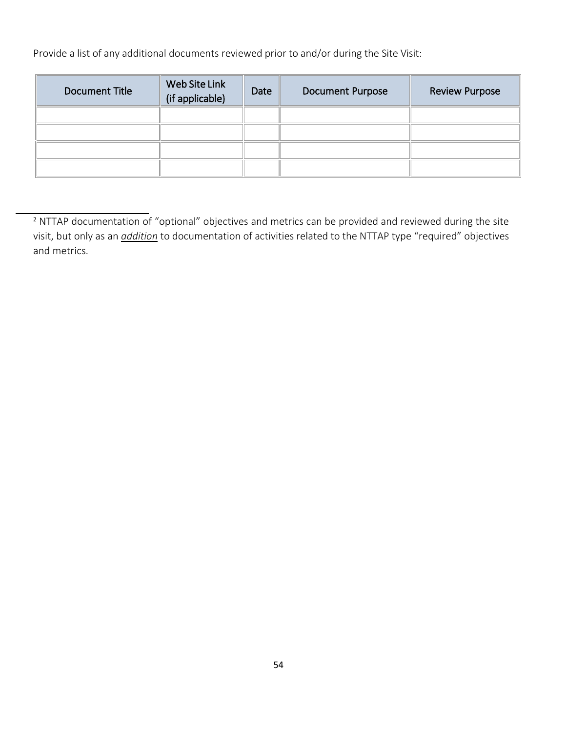Provide a list of any additional documents reviewed prior to and/or during the Site Visit:

| Document Title | Web Site Link (if applicable) | Date | Document Purpose | Review Purpose |
| --- | --- | --- | --- | --- |
| | | | | |
| | | | | |
| | | | | |
| | | | | |

---

[2] NTTAP documentation of "optional" objectives and metrics can be provided and reviewed during the site visit, but only as an ***addition*** to documentation of activities related to the NTTAP type "required" objectives and metrics.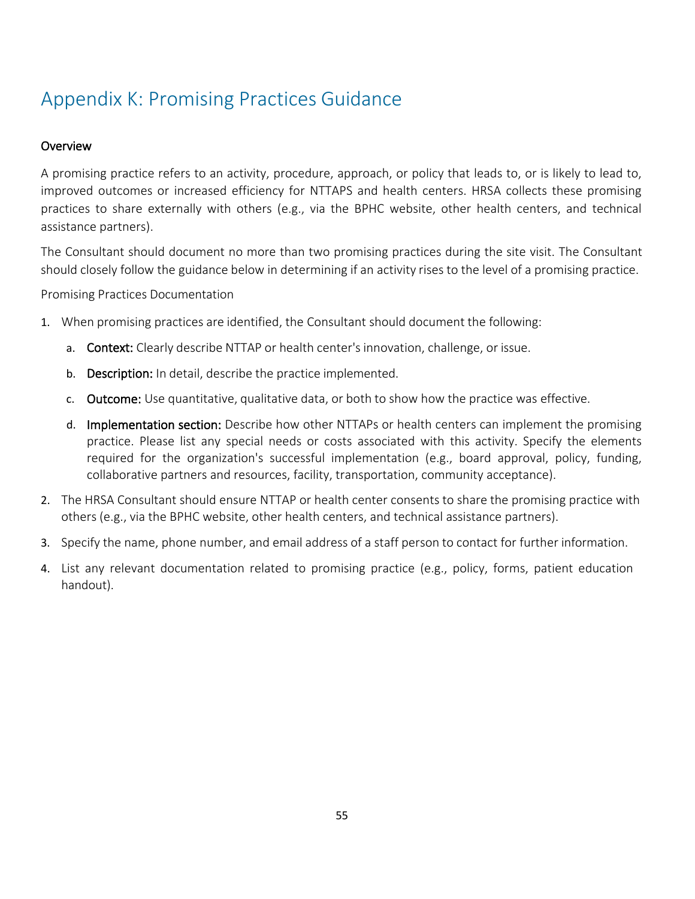# Appendix K: Promising Practices Guidance

## Overview

A promising practice refers to an activity, procedure, approach, or policy that leads to, or is likely to lead to, improved outcomes or increased efficiency for NTTAPS and health centers. HRSA collects these promising practices to share externally with others (e.g., via the BPHC website, other health centers, and technical assistance partners).

The Consultant should document no more than two promising practices during the site visit. The Consultant should closely follow the guidance below in determining if an activity rises to the level of a promising practice.

Promising Practices Documentation

1. When promising practices are identified, the Consultant should document the following:
   a. **Context:** Clearly describe NTTAP or health center's innovation, challenge, or issue.
   b. **Description:** In detail, describe the practice implemented.
   c. **Outcome:** Use quantitative, qualitative data, or both to show how the practice was effective.
   d. **Implementation section:** Describe how other NTTAPs or health centers can implement the promising practice. Please list any special needs or costs associated with this activity. Specify the elements required for the organization's successful implementation (e.g., board approval, policy, funding, collaborative partners and resources, facility, transportation, community acceptance).
2. The HRSA Consultant should ensure NTTAP or health center consents to share the promising practice with others (e.g., via the BPHC website, other health centers, and technical assistance partners).
3. Specify the name, phone number, and email address of a staff person to contact for further information.
4. List any relevant documentation related to promising practice (e.g., policy, forms, patient education handout).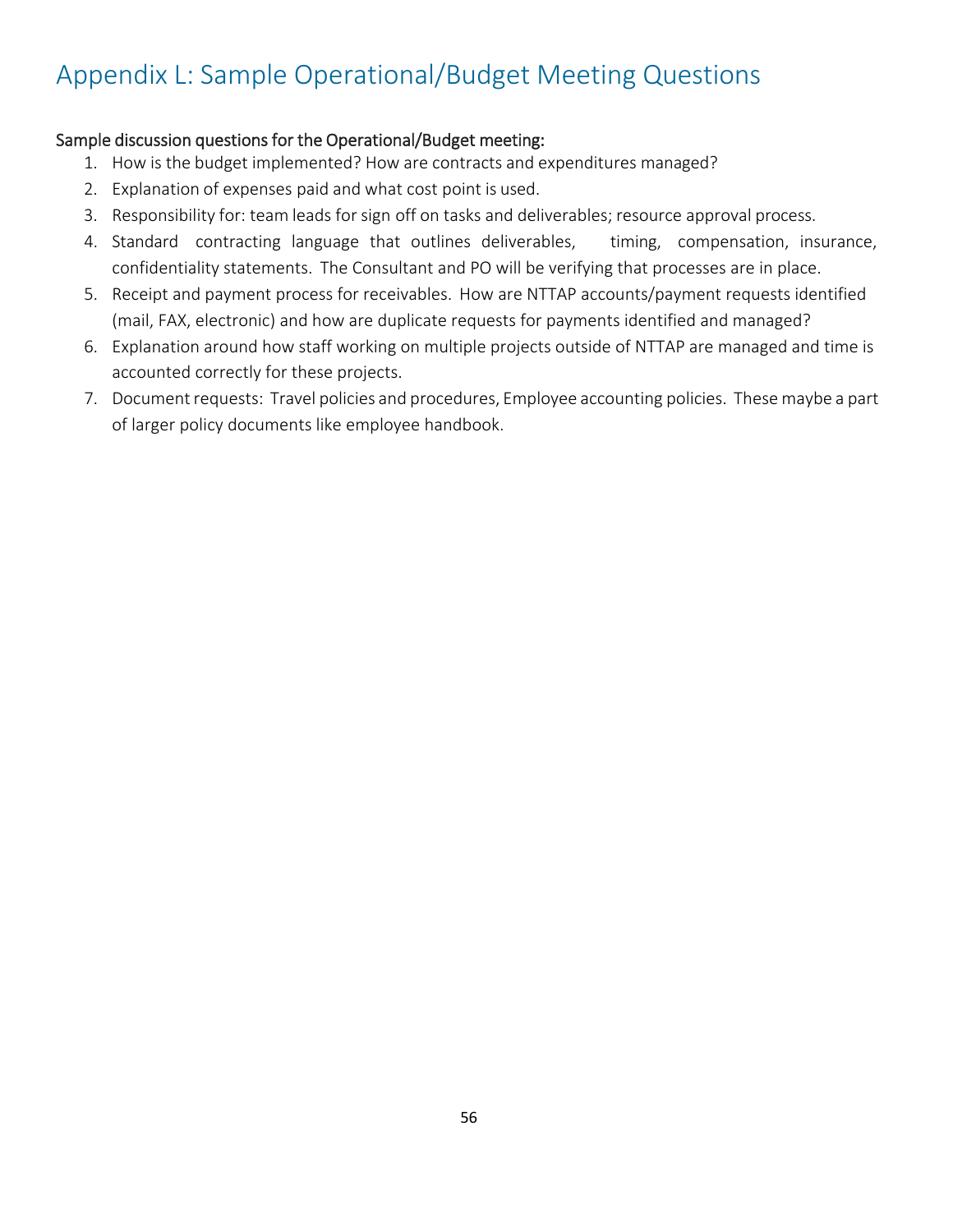# Appendix L: Sample Operational/Budget Meeting Questions

Sample discussion questions for the Operational/Budget meeting:

1. How is the budget implemented? How are contracts and expenditures managed?
2. Explanation of expenses paid and what cost point is used.
3. Responsibility for: team leads for sign off on tasks and deliverables; resource approval process.
4. Standard contracting language that outlines deliverables, timing, compensation, insurance, confidentiality statements. The Consultant and PO will be verifying that processes are in place.
5. Receipt and payment process for receivables. How are NTTAP accounts/payment requests identified (mail, FAX, electronic) and how are duplicate requests for payments identified and managed?
6. Explanation around how staff working on multiple projects outside of NTTAP are managed and time is accounted correctly for these projects.
7. Document requests: Travel policies and procedures, Employee accounting policies. These maybe a part of larger policy documents like employee handbook.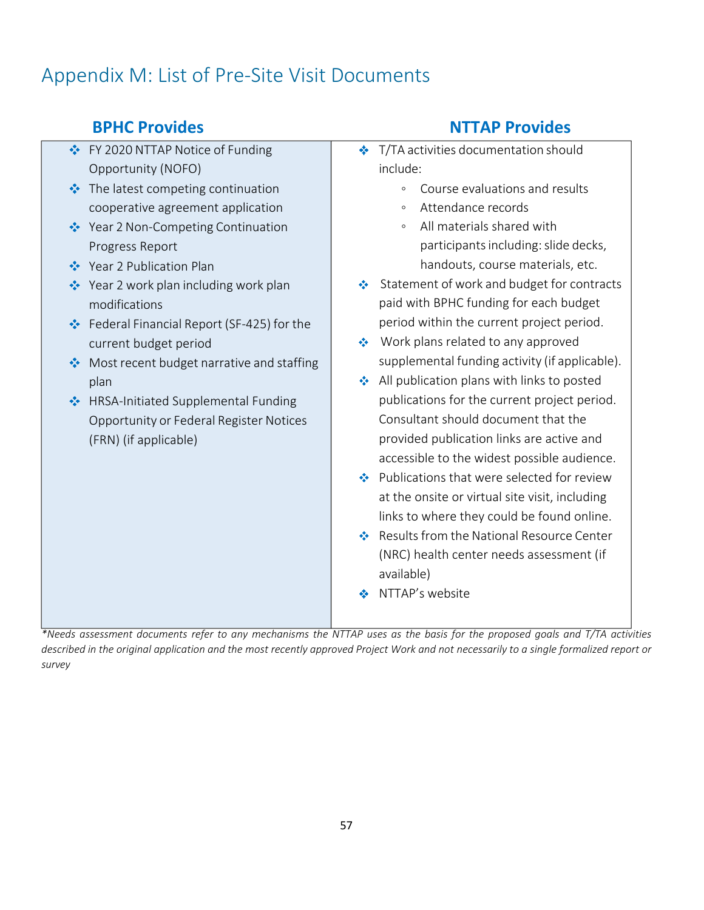# Appendix M: List of Pre-Site Visit Documents

| BPHC Provides | NTTAP Provides |
|---|---|
| • FY 2020 NTTAP Notice of Funding Opportunity (NOFO)<br>• The latest competing continuation cooperative agreement application<br>• Year 2 Non-Competing Continuation Progress Report<br>• Year 2 Publication Plan<br>• Year 2 work plan including work plan modifications<br>• Federal Financial Report (SF-425) for the current budget period<br>• Most recent budget narrative and staffing plan<br>• HRSA-Initiated Supplemental Funding Opportunity or Federal Register Notices (FRN) (if applicable) | • T/TA activities documentation should include:<br>  ◦ Course evaluations and results<br>  ◦ Attendance records<br>  ◦ All materials shared with participants including: slide decks, handouts, course materials, etc.<br>• Statement of work and budget for contracts paid with BPHC funding for each budget period within the current project period.<br>• Work plans related to any approved supplemental funding activity (if applicable).<br>• All publication plans with links to posted publications for the current project period. Consultant should document that the provided publication links are active and accessible to the widest possible audience.<br>• Publications that were selected for review at the onsite or virtual site visit, including links to where they could be found online.<br>• Results from the National Resource Center (NRC) health center needs assessment (if available)<br>• NTTAP's website |

*\*Needs assessment documents refer to any mechanisms the NTTAP uses as the basis for the proposed goals and T/TA activities described in the original application and the most recently approved Project Work and not necessarily to a single formalized report or survey*